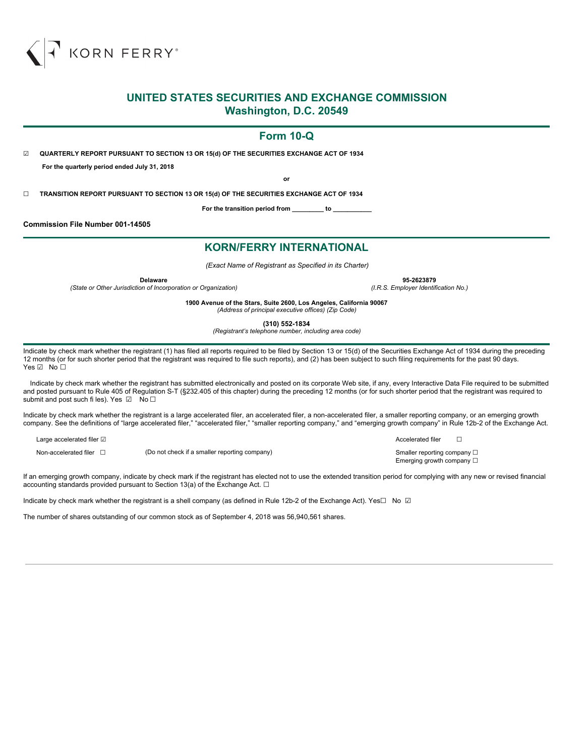KORN FERRY®

# UNITED STATES SECURITIES AND EXCHANGE COMMISSION
## Washington, D.C. 20549

## Form 10-Q

☑ **QUARTERLY REPORT PURSUANT TO SECTION 13 OR 15(d) OF THE SECURITIES EXCHANGE ACT OF 1934**

**For the quarterly period ended July 31, 2018**

**or**

☐ **TRANSITION REPORT PURSUANT TO SECTION 13 OR 15(d) OF THE SECURITIES EXCHANGE ACT OF 1934**

**For the transition period from _________ to ___________**

**Commission File Number 001-14505**

## KORN/FERRY INTERNATIONAL

*(Exact Name of Registrant as Specified in its Charter)*

| **Delaware** | **95-2623879** |
|---|---|
| *(State or Other Jurisdiction of Incorporation or Organization)* | *(I.R.S. Employer Identification No.)* |

**1900 Avenue of the Stars, Suite 2600, Los Angeles, California 90067**
*(Address of principal executive offices) (Zip Code)*

**(310) 552-1834**
*(Registrant's telephone number, including area code)*

Indicate by check mark whether the registrant (1) has filed all reports required to be filed by Section 13 or 15(d) of the Securities Exchange Act of 1934 during the preceding 12 months (or for such shorter period that the registrant was required to file such reports), and (2) has been subject to such filing requirements for the past 90 days. Yes ☑ No ☐

Indicate by check mark whether the registrant has submitted electronically and posted on its corporate Web site, if any, every Interactive Data File required to be submitted and posted pursuant to Rule 405 of Regulation S-T (§232.405 of this chapter) during the preceding 12 months (or for such shorter period that the registrant was required to submit and post such fi les). Yes ☑ No ☐

Indicate by check mark whether the registrant is a large accelerated filer, an accelerated filer, a non-accelerated filer, a smaller reporting company, or an emerging growth company. See the definitions of "large accelerated filer," "accelerated filer," "smaller reporting company," and "emerging growth company" in Rule 12b-2 of the Exchange Act.

| | | |
|---|---|---|
| Large accelerated filer ☑ | | Accelerated filer ☐ |
| Non-accelerated filer ☐ | (Do not check if a smaller reporting company) | Smaller reporting company ☐<br>Emerging growth company ☐ |

If an emerging growth company, indicate by check mark if the registrant has elected not to use the extended transition period for complying with any new or revised financial accounting standards provided pursuant to Section 13(a) of the Exchange Act. ☐

Indicate by check mark whether the registrant is a shell company (as defined in Rule 12b-2 of the Exchange Act). Yes☐ No ☑

The number of shares outstanding of our common stock as of September 4, 2018 was 56,940,561 shares.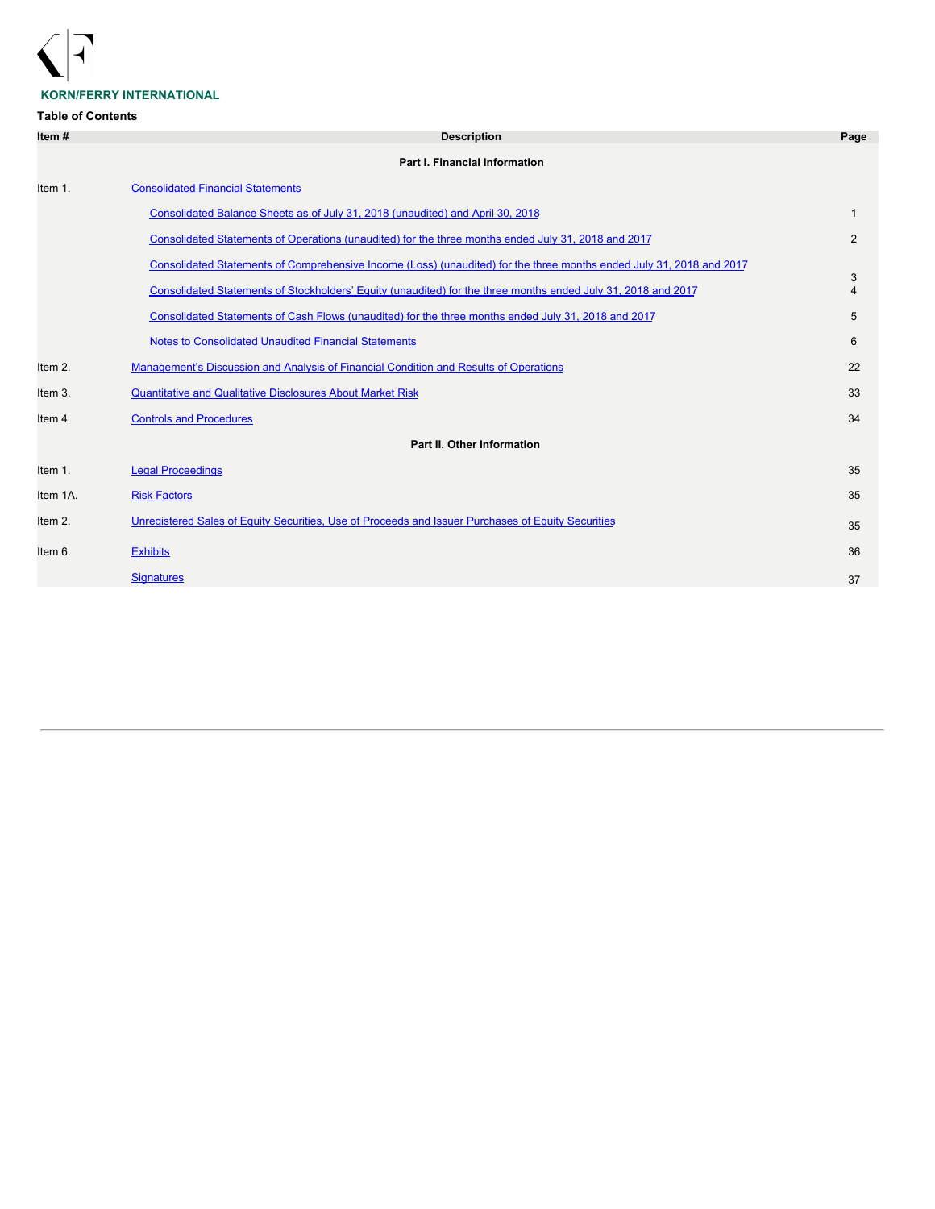**KORN/FERRY INTERNATIONAL**

**Table of Contents**

| Item # | Description | Page |
|---|---|---|
| | **Part I. Financial Information** | |
| Item 1. | Consolidated Financial Statements | |
| | Consolidated Balance Sheets as of July 31, 2018 (unaudited) and April 30, 2018 | 1 |
| | Consolidated Statements of Operations (unaudited) for the three months ended July 31, 2018 and 2017 | 2 |
| | Consolidated Statements of Comprehensive Income (Loss) (unaudited) for the three months ended July 31, 2018 and 2017 | 3 |
| | Consolidated Statements of Stockholders' Equity (unaudited) for the three months ended July 31, 2018 and 2017 | 4 |
| | Consolidated Statements of Cash Flows (unaudited) for the three months ended July 31, 2018 and 2017 | 5 |
| | Notes to Consolidated Unaudited Financial Statements | 6 |
| Item 2. | Management's Discussion and Analysis of Financial Condition and Results of Operations | 22 |
| Item 3. | Quantitative and Qualitative Disclosures About Market Risk | 33 |
| Item 4. | Controls and Procedures | 34 |
| | **Part II. Other Information** | |
| Item 1. | Legal Proceedings | 35 |
| Item 1A. | Risk Factors | 35 |
| Item 2. | Unregistered Sales of Equity Securities, Use of Proceeds and Issuer Purchases of Equity Securities | 35 |
| Item 6. | Exhibits | 36 |
| | Signatures | 37 |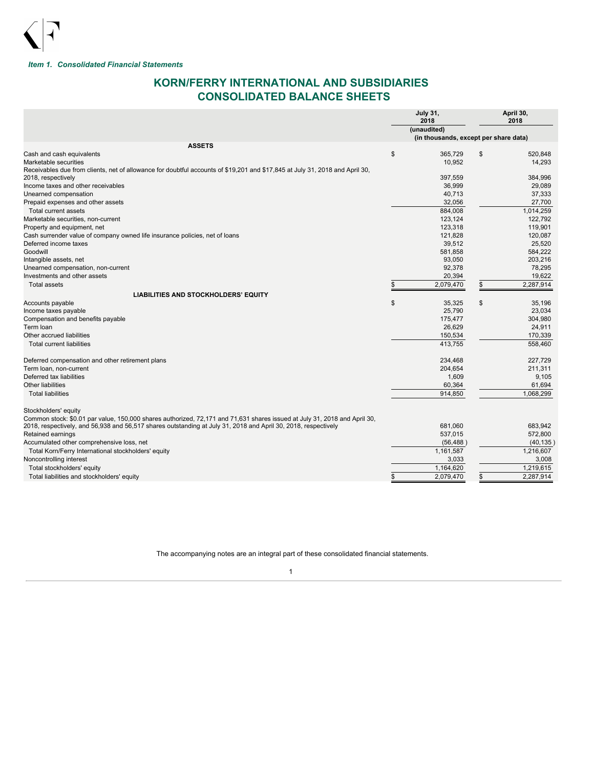*Item 1. Consolidated Financial Statements*

# KORN/FERRY INTERNATIONAL AND SUBSIDIARIES
# CONSOLIDATED BALANCE SHEETS

| | July 31, 2018 | April 30, 2018 |
|---|---|---|
| | (unaudited) | |
| | (in thousands, except per share data) | |
| **ASSETS** | | |
| Cash and cash equivalents | $ 365,729 | $ 520,848 |
| Marketable securities | 10,952 | 14,293 |
| Receivables due from clients, net of allowance for doubtful accounts of $19,201 and $17,845 at July 31, 2018 and April 30, 2018, respectively | 397,559 | 384,996 |
| Income taxes and other receivables | 36,999 | 29,089 |
| Unearned compensation | 40,713 | 37,333 |
| Prepaid expenses and other assets | 32,056 | 27,700 |
| Total current assets | 884,008 | 1,014,259 |
| Marketable securities, non-current | 123,124 | 122,792 |
| Property and equipment, net | 123,318 | 119,901 |
| Cash surrender value of company owned life insurance policies, net of loans | 121,828 | 120,087 |
| Deferred income taxes | 39,512 | 25,520 |
| Goodwill | 581,858 | 584,222 |
| Intangible assets, net | 93,050 | 203,216 |
| Unearned compensation, non-current | 92,378 | 78,295 |
| Investments and other assets | 20,394 | 19,622 |
| Total assets | $ 2,079,470 | $ 2,287,914 |
| **LIABILITIES AND STOCKHOLDERS' EQUITY** | | |
| Accounts payable | $ 35,325 | $ 35,196 |
| Income taxes payable | 25,790 | 23,034 |
| Compensation and benefits payable | 175,477 | 304,980 |
| Term loan | 26,629 | 24,911 |
| Other accrued liabilities | 150,534 | 170,339 |
| Total current liabilities | 413,755 | 558,460 |
| Deferred compensation and other retirement plans | 234,468 | 227,729 |
| Term loan, non-current | 204,654 | 211,311 |
| Deferred tax liabilities | 1,609 | 9,105 |
| Other liabilities | 60,364 | 61,694 |
| Total liabilities | 914,850 | 1,068,299 |
| Stockholders' equity | | |
| Common stock: $0.01 par value, 150,000 shares authorized, 72,171 and 71,631 shares issued at July 31, 2018 and April 30, 2018, respectively, and 56,938 and 56,517 shares outstanding at July 31, 2018 and April 30, 2018, respectively | 681,060 | 683,942 |
| Retained earnings | 537,015 | 572,800 |
| Accumulated other comprehensive loss, net | (56,488) | (40,135) |
| Total Korn/Ferry International stockholders' equity | 1,161,587 | 1,216,607 |
| Noncontrolling interest | 3,033 | 3,008 |
| Total stockholders' equity | 1,164,620 | 1,219,615 |
| Total liabilities and stockholders' equity | $ 2,079,470 | $ 2,287,914 |

The accompanying notes are an integral part of these consolidated financial statements.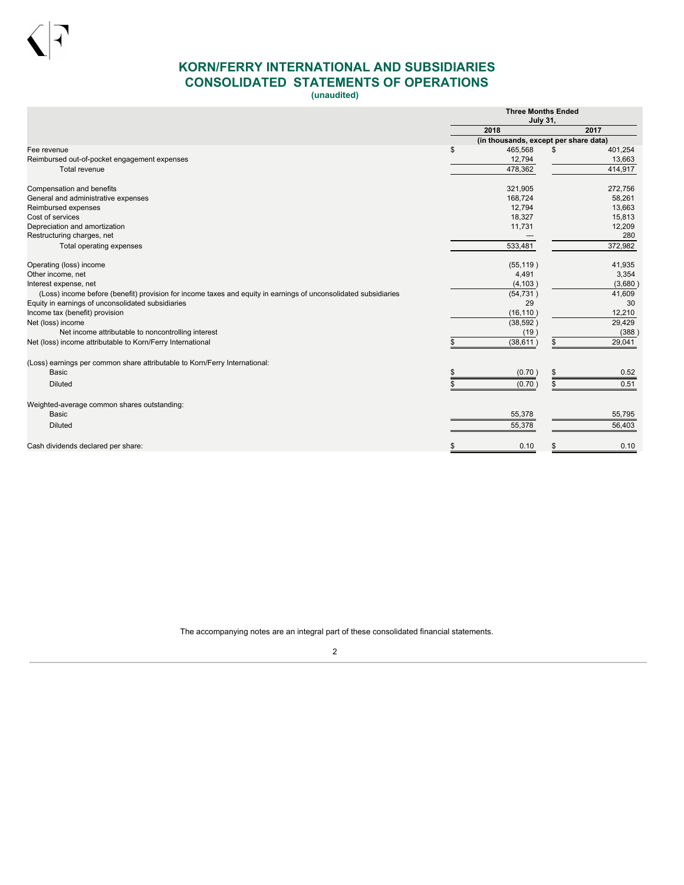# KORN/FERRY INTERNATIONAL AND SUBSIDIARIES
## CONSOLIDATED STATEMENTS OF OPERATIONS
**(unaudited)**

| | Three Months Ended July 31, | |
|---|---|---|
| | 2018 | 2017 |
| | (in thousands, except per share data) | |
| Fee revenue | $ 465,568 | $ 401,254 |
| Reimbursed out-of-pocket engagement expenses | 12,794 | 13,663 |
| Total revenue | 478,362 | 414,917 |
| | | |
| Compensation and benefits | 321,905 | 272,756 |
| General and administrative expenses | 168,724 | 58,261 |
| Reimbursed expenses | 12,794 | 13,663 |
| Cost of services | 18,327 | 15,813 |
| Depreciation and amortization | 11,731 | 12,209 |
| Restructuring charges, net | — | 280 |
| Total operating expenses | 533,481 | 372,982 |
| | | |
| Operating (loss) income | (55,119) | 41,935 |
| Other income, net | 4,491 | 3,354 |
| Interest expense, net | (4,103) | (3,680) |
| (Loss) income before (benefit) provision for income taxes and equity in earnings of unconsolidated subsidiaries | (54,731) | 41,609 |
| Equity in earnings of unconsolidated subsidiaries | 29 | 30 |
| Income tax (benefit) provision | (16,110) | 12,210 |
| Net (loss) income | (38,592) | 29,429 |
| Net income attributable to noncontrolling interest | (19) | (388) |
| Net (loss) income attributable to Korn/Ferry International | $ (38,611) | $ 29,041 |
| | | |
| (Loss) earnings per common share attributable to Korn/Ferry International: | | |
| Basic | $ (0.70) | $ 0.52 |
| Diluted | $ (0.70) | $ 0.51 |
| | | |
| Weighted-average common shares outstanding: | | |
| Basic | 55,378 | 55,795 |
| Diluted | 55,378 | 56,403 |
| | | |
| Cash dividends declared per share: | $ 0.10 | $ 0.10 |

The accompanying notes are an integral part of these consolidated financial statements.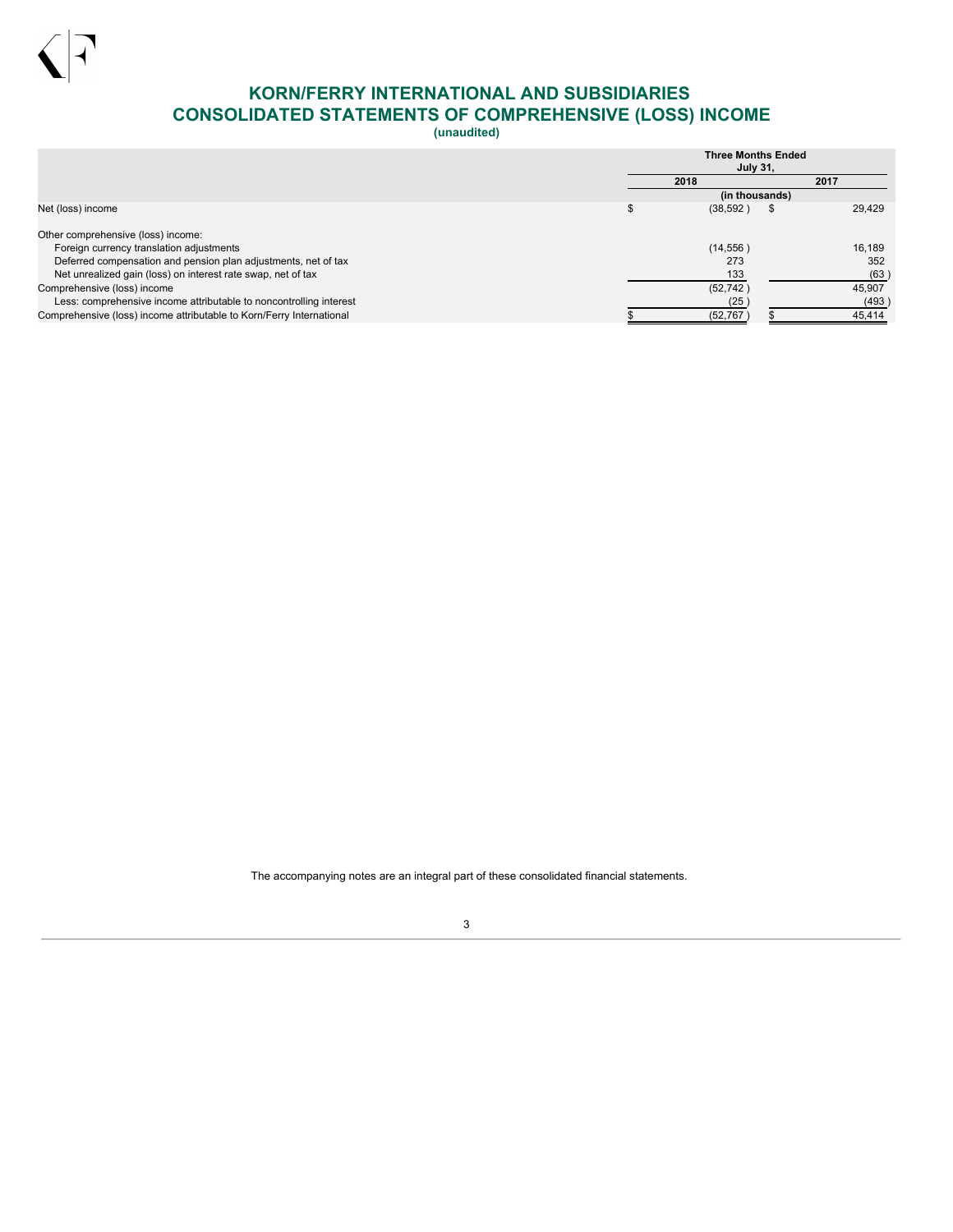# KORN/FERRY INTERNATIONAL AND SUBSIDIARIES
## CONSOLIDATED STATEMENTS OF COMPREHENSIVE (LOSS) INCOME
**(unaudited)**

| | Three Months Ended July 31, | |
|---|---|---|
| | 2018 | 2017 |
| | (in thousands) | |
| Net (loss) income | $ (38,592) | $ 29,429 |
| Other comprehensive (loss) income: | | |
| Foreign currency translation adjustments | (14,556) | 16,189 |
| Deferred compensation and pension plan adjustments, net of tax | 273 | 352 |
| Net unrealized gain (loss) on interest rate swap, net of tax | 133 | (63) |
| Comprehensive (loss) income | (52,742) | 45,907 |
| Less: comprehensive income attributable to noncontrolling interest | (25) | (493) |
| Comprehensive (loss) income attributable to Korn/Ferry International | $ (52,767) | $ 45,414 |

The accompanying notes are an integral part of these consolidated financial statements.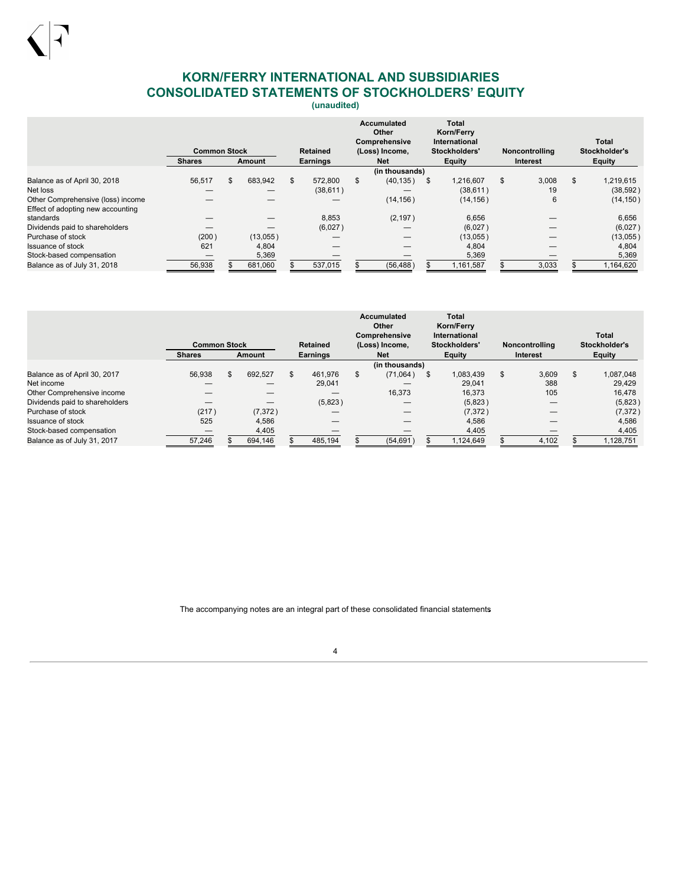# KORN/FERRY INTERNATIONAL AND SUBSIDIARIES
# CONSOLIDATED STATEMENTS OF STOCKHOLDERS' EQUITY
**(unaudited)**

| | Common Stock | | Retained | Accumulated Other Comprehensive (Loss) Income, | Total Korn/Ferry International Stockholders' | Noncontrolling | Total Stockholder's |
|---|---|---|---|---|---|---|---|
| | Shares | Amount | Earnings | Net | Equity | Interest | Equity |
| | | | | (in thousands) | | | |
| Balance as of April 30, 2018 | 56,517 | $ 683,942 | $ 572,800 | $ (40,135) | $ 1,216,607 | $ 3,008 | $ 1,219,615 |
| Net loss | — | — | (38,611) | — | (38,611) | 19 | (38,592) |
| Other Comprehensive (loss) income | — | — | — | (14,156) | (14,156) | 6 | (14,150) |
| Effect of adopting new accounting standards | — | — | 8,853 | (2,197) | 6,656 | — | 6,656 |
| Dividends paid to shareholders | — | — | (6,027) | — | (6,027) | — | (6,027) |
| Purchase of stock | (200) | (13,055) | — | — | (13,055) | — | (13,055) |
| Issuance of stock | 621 | 4,804 | — | — | 4,804 | — | 4,804 |
| Stock-based compensation | — | 5,369 | — | — | 5,369 | — | 5,369 |
| Balance as of July 31, 2018 | 56,938 | $ 681,060 | $ 537,015 | $ (56,488) | $ 1,161,587 | $ 3,033 | $ 1,164,620 |

| | Common Stock | | Retained | Accumulated Other Comprehensive (Loss) Income, | Total Korn/Ferry International Stockholders' | Noncontrolling | Total Stockholder's |
|---|---|---|---|---|---|---|---|
| | Shares | Amount | Earnings | Net | Equity | Interest | Equity |
| | | | | (in thousands) | | | |
| Balance as of April 30, 2017 | 56,938 | $ 692,527 | $ 461,976 | $ (71,064) | $ 1,083,439 | $ 3,609 | $ 1,087,048 |
| Net income | — | — | 29,041 | — | 29,041 | 388 | 29,429 |
| Other Comprehensive income | — | — | — | 16,373 | 16,373 | 105 | 16,478 |
| Dividends paid to shareholders | — | — | (5,823) | — | (5,823) | — | (5,823) |
| Purchase of stock | (217) | (7,372) | — | — | (7,372) | — | (7,372) |
| Issuance of stock | 525 | 4,586 | — | — | 4,586 | — | 4,586 |
| Stock-based compensation | — | 4,405 | — | — | 4,405 | — | 4,405 |
| Balance as of July 31, 2017 | 57,246 | $ 694,146 | $ 485,194 | $ (54,691) | $ 1,124,649 | $ 4,102 | $ 1,128,751 |

The accompanying notes are an integral part of these consolidated financial statements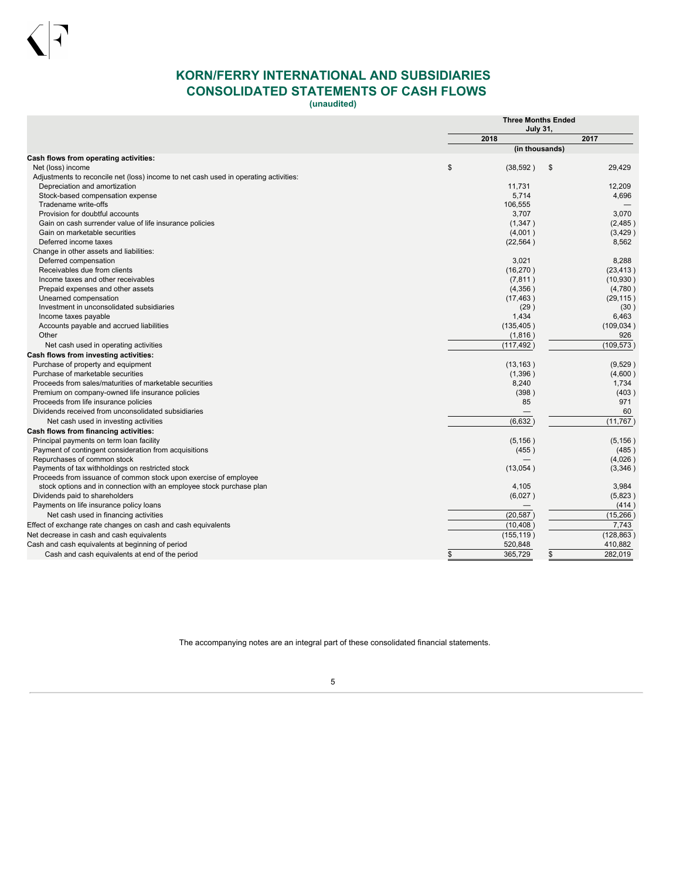# KORN/FERRY INTERNATIONAL AND SUBSIDIARIES
# CONSOLIDATED STATEMENTS OF CASH FLOWS
**(unaudited)**

| | Three Months Ended July 31, | |
|---|---|---|
| | 2018 | 2017 |
| | (in thousands) | |
| **Cash flows from operating activities:** | | |
| Net (loss) income | $ (38,592) | $ 29,429 |
| Adjustments to reconcile net (loss) income to net cash used in operating activities: | | |
| Depreciation and amortization | 11,731 | 12,209 |
| Stock-based compensation expense | 5,714 | 4,696 |
| Tradename write-offs | 106,555 | — |
| Provision for doubtful accounts | 3,707 | 3,070 |
| Gain on cash surrender value of life insurance policies | (1,347) | (2,485) |
| Gain on marketable securities | (4,001) | (3,429) |
| Deferred income taxes | (22,564) | 8,562 |
| Change in other assets and liabilities: | | |
| Deferred compensation | 3,021 | 8,288 |
| Receivables due from clients | (16,270) | (23,413) |
| Income taxes and other receivables | (7,811) | (10,930) |
| Prepaid expenses and other assets | (4,356) | (4,780) |
| Unearned compensation | (17,463) | (29,115) |
| Investment in unconsolidated subsidiaries | (29) | (30) |
| Income taxes payable | 1,434 | 6,463 |
| Accounts payable and accrued liabilities | (135,405) | (109,034) |
| Other | (1,816) | 926 |
| Net cash used in operating activities | (117,492) | (109,573) |
| **Cash flows from investing activities:** | | |
| Purchase of property and equipment | (13,163) | (9,529) |
| Purchase of marketable securities | (1,396) | (4,600) |
| Proceeds from sales/maturities of marketable securities | 8,240 | 1,734 |
| Premium on company-owned life insurance policies | (398) | (403) |
| Proceeds from life insurance policies | 85 | 971 |
| Dividends received from unconsolidated subsidiaries | — | 60 |
| Net cash used in investing activities | (6,632) | (11,767) |
| **Cash flows from financing activities:** | | |
| Principal payments on term loan facility | (5,156) | (5,156) |
| Payment of contingent consideration from acquisitions | (455) | (485) |
| Repurchases of common stock | — | (4,026) |
| Payments of tax withholdings on restricted stock | (13,054) | (3,346) |
| Proceeds from issuance of common stock upon exercise of employee stock options and in connection with an employee stock purchase plan | 4,105 | 3,984 |
| Dividends paid to shareholders | (6,027) | (5,823) |
| Payments on life insurance policy loans | — | (414) |
| Net cash used in financing activities | (20,587) | (15,266) |
| Effect of exchange rate changes on cash and cash equivalents | (10,408) | 7,743 |
| Net decrease in cash and cash equivalents | (155,119) | (128,863) |
| Cash and cash equivalents at beginning of period | 520,848 | 410,882 |
| Cash and cash equivalents at end of the period | $ 365,729 | $ 282,019 |

The accompanying notes are an integral part of these consolidated financial statements.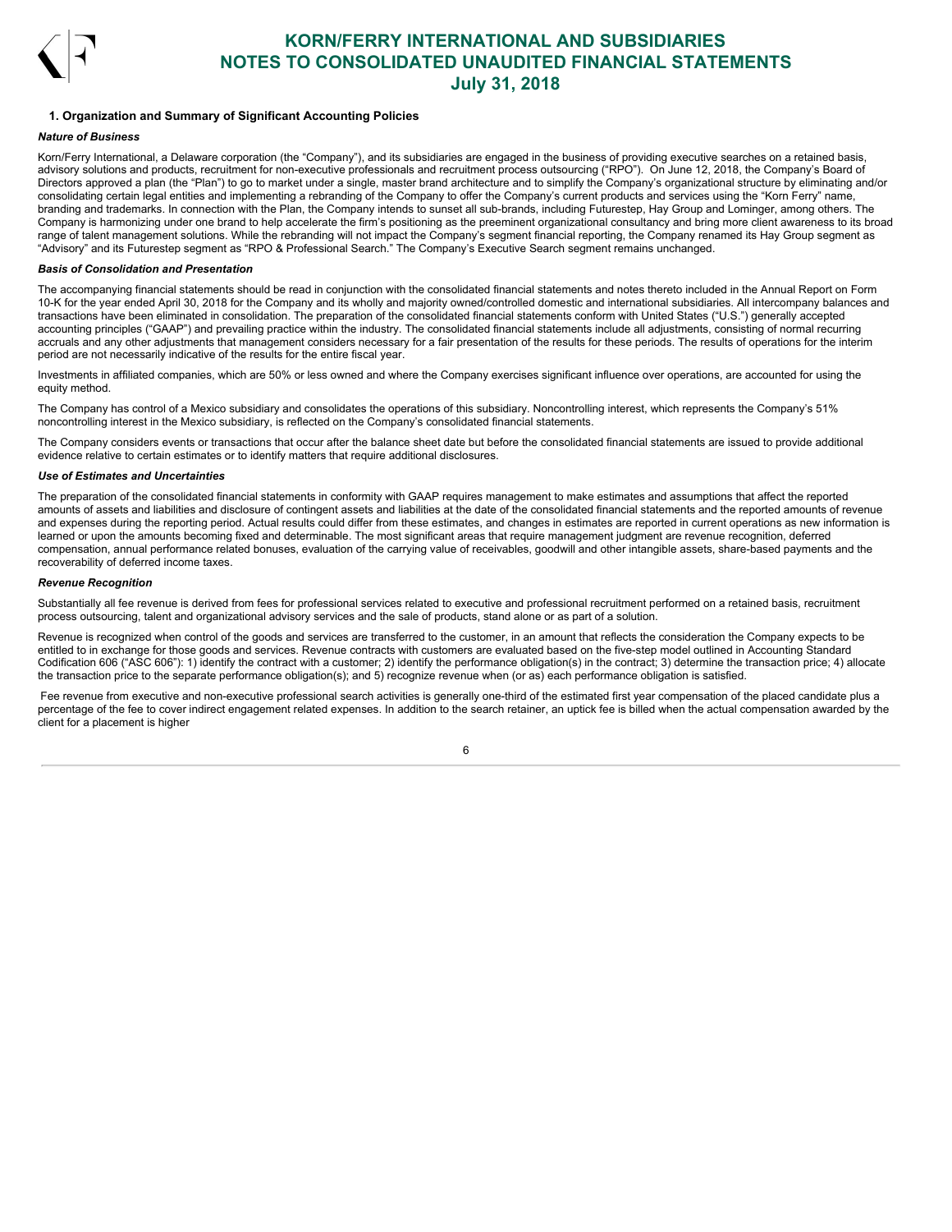## 1. Organization and Summary of Significant Accounting Policies

***Nature of Business***

Korn/Ferry International, a Delaware corporation (the "Company"), and its subsidiaries are engaged in the business of providing executive searches on a retained basis, advisory solutions and products, recruitment for non-executive professionals and recruitment process outsourcing ("RPO"). On June 12, 2018, the Company's Board of Directors approved a plan (the "Plan") to go to market under a single, master brand architecture and to simplify the Company's organizational structure by eliminating and/or consolidating certain legal entities and implementing a rebranding of the Company to offer the Company's current products and services using the "Korn Ferry" name, branding and trademarks. In connection with the Plan, the Company intends to sunset all sub-brands, including Futurestep, Hay Group and Lominger, among others. The Company is harmonizing under one brand to help accelerate the firm's positioning as the preeminent organizational consultancy and bring more client awareness to its broad range of talent management solutions. While the rebranding will not impact the Company's segment financial reporting, the Company renamed its Hay Group segment as "Advisory" and its Futurestep segment as "RPO & Professional Search." The Company's Executive Search segment remains unchanged.

***Basis of Consolidation and Presentation***

The accompanying financial statements should be read in conjunction with the consolidated financial statements and notes thereto included in the Annual Report on Form 10-K for the year ended April 30, 2018 for the Company and its wholly and majority owned/controlled domestic and international subsidiaries. All intercompany balances and transactions have been eliminated in consolidation. The preparation of the consolidated financial statements conform with United States ("U.S.") generally accepted accounting principles ("GAAP") and prevailing practice within the industry. The consolidated financial statements include all adjustments, consisting of normal recurring accruals and any other adjustments that management considers necessary for a fair presentation of the results for these periods. The results of operations for the interim period are not necessarily indicative of the results for the entire fiscal year.

Investments in affiliated companies, which are 50% or less owned and where the Company exercises significant influence over operations, are accounted for using the equity method.

The Company has control of a Mexico subsidiary and consolidates the operations of this subsidiary. Noncontrolling interest, which represents the Company's 51% noncontrolling interest in the Mexico subsidiary, is reflected on the Company's consolidated financial statements.

The Company considers events or transactions that occur after the balance sheet date but before the consolidated financial statements are issued to provide additional evidence relative to certain estimates or to identify matters that require additional disclosures.

***Use of Estimates and Uncertainties***

The preparation of the consolidated financial statements in conformity with GAAP requires management to make estimates and assumptions that affect the reported amounts of assets and liabilities and disclosure of contingent assets and liabilities at the date of the consolidated financial statements and the reported amounts of revenue and expenses during the reporting period. Actual results could differ from these estimates, and changes in estimates are reported in current operations as new information is learned or upon the amounts becoming fixed and determinable. The most significant areas that require management judgment are revenue recognition, deferred compensation, annual performance related bonuses, evaluation of the carrying value of receivables, goodwill and other intangible assets, share-based payments and the recoverability of deferred income taxes.

***Revenue Recognition***

Substantially all fee revenue is derived from fees for professional services related to executive and professional recruitment performed on a retained basis, recruitment process outsourcing, talent and organizational advisory services and the sale of products, stand alone or as part of a solution.

Revenue is recognized when control of the goods and services are transferred to the customer, in an amount that reflects the consideration the Company expects to be entitled to in exchange for those goods and services. Revenue contracts with customers are evaluated based on the five-step model outlined in Accounting Standard Codification 606 ("ASC 606"): 1) identify the contract with a customer; 2) identify the performance obligation(s) in the contract; 3) determine the transaction price; 4) allocate the transaction price to the separate performance obligation(s); and 5) recognize revenue when (or as) each performance obligation is satisfied.

Fee revenue from executive and non-executive professional search activities is generally one-third of the estimated first year compensation of the placed candidate plus a percentage of the fee to cover indirect engagement related expenses. In addition to the search retainer, an uptick fee is billed when the actual compensation awarded by the client for a placement is higher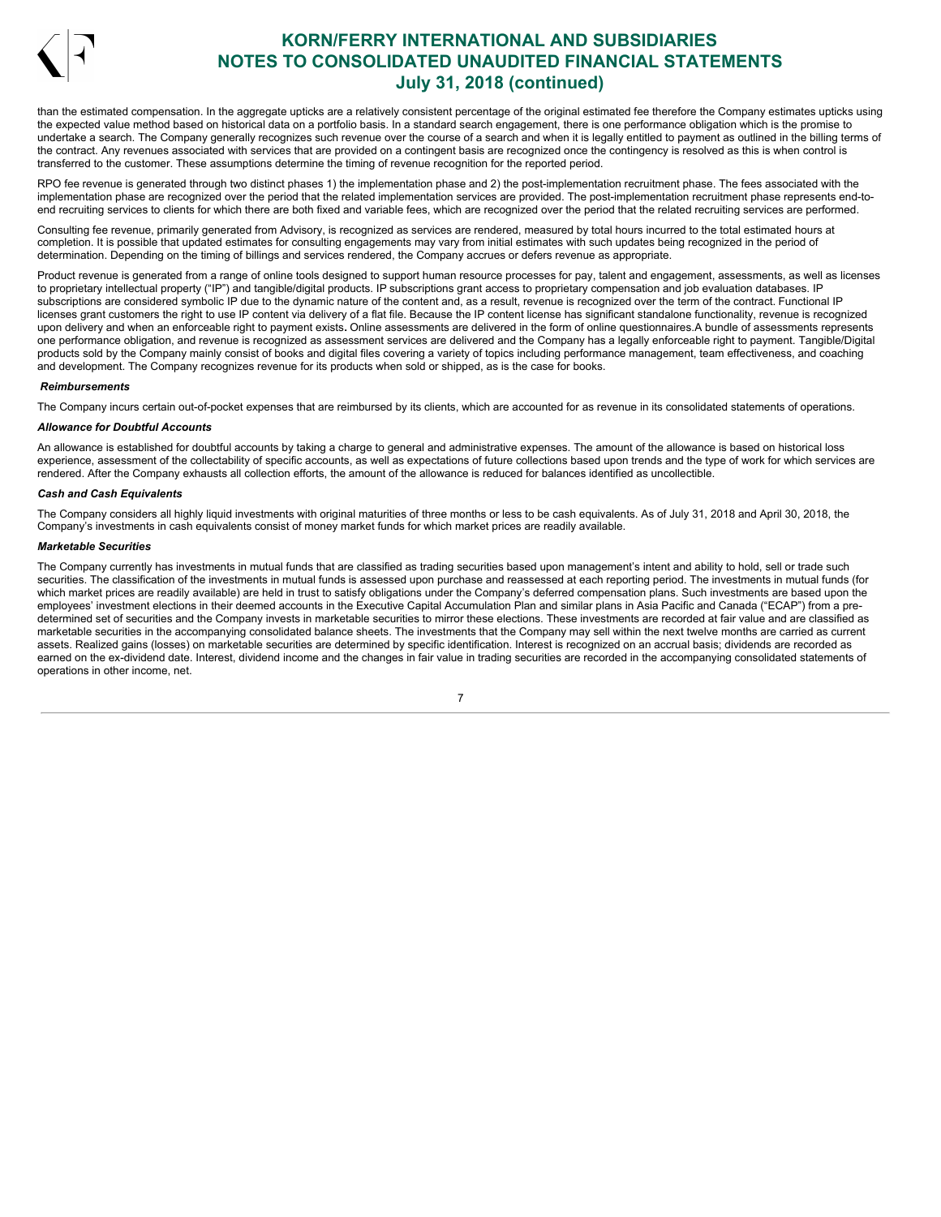than the estimated compensation. In the aggregate upticks are a relatively consistent percentage of the original estimated fee therefore the Company estimates upticks using the expected value method based on historical data on a portfolio basis. In a standard search engagement, there is one performance obligation which is the promise to undertake a search. The Company generally recognizes such revenue over the course of a search and when it is legally entitled to payment as outlined in the billing terms of the contract. Any revenues associated with services that are provided on a contingent basis are recognized once the contingency is resolved as this is when control is transferred to the customer. These assumptions determine the timing of revenue recognition for the reported period.

RPO fee revenue is generated through two distinct phases 1) the implementation phase and 2) the post-implementation recruitment phase. The fees associated with the implementation phase are recognized over the period that the related implementation services are provided. The post-implementation recruitment phase represents end-to-end recruiting services to clients for which there are both fixed and variable fees, which are recognized over the period that the related recruiting services are performed.

Consulting fee revenue, primarily generated from Advisory, is recognized as services are rendered, measured by total hours incurred to the total estimated hours at completion. It is possible that updated estimates for consulting engagements may vary from initial estimates with such updates being recognized in the period of determination. Depending on the timing of billings and services rendered, the Company accrues or defers revenue as appropriate.

Product revenue is generated from a range of online tools designed to support human resource processes for pay, talent and engagement, assessments, as well as licenses to proprietary intellectual property ("IP") and tangible/digital products. IP subscriptions grant access to proprietary compensation and job evaluation databases. IP subscriptions are considered symbolic IP due to the dynamic nature of the content and, as a result, revenue is recognized over the term of the contract. Functional IP licenses grant customers the right to use IP content via delivery of a flat file. Because the IP content license has significant standalone functionality, revenue is recognized upon delivery and when an enforceable right to payment exists**.** Online assessments are delivered in the form of online questionnaires.A bundle of assessments represents one performance obligation, and revenue is recognized as assessment services are delivered and the Company has a legally enforceable right to payment. Tangible/Digital products sold by the Company mainly consist of books and digital files covering a variety of topics including performance management, team effectiveness, and coaching and development. The Company recognizes revenue for its products when sold or shipped, as is the case for books.

***Reimbursements***

The Company incurs certain out-of-pocket expenses that are reimbursed by its clients, which are accounted for as revenue in its consolidated statements of operations.

***Allowance for Doubtful Accounts***

An allowance is established for doubtful accounts by taking a charge to general and administrative expenses. The amount of the allowance is based on historical loss experience, assessment of the collectability of specific accounts, as well as expectations of future collections based upon trends and the type of work for which services are rendered. After the Company exhausts all collection efforts, the amount of the allowance is reduced for balances identified as uncollectible.

***Cash and Cash Equivalents***

The Company considers all highly liquid investments with original maturities of three months or less to be cash equivalents. As of July 31, 2018 and April 30, 2018, the Company's investments in cash equivalents consist of money market funds for which market prices are readily available.

***Marketable Securities***

The Company currently has investments in mutual funds that are classified as trading securities based upon management's intent and ability to hold, sell or trade such securities. The classification of the investments in mutual funds is assessed upon purchase and reassessed at each reporting period. The investments in mutual funds (for which market prices are readily available) are held in trust to satisfy obligations under the Company's deferred compensation plans. Such investments are based upon the employees' investment elections in their deemed accounts in the Executive Capital Accumulation Plan and similar plans in Asia Pacific and Canada ("ECAP") from a pre-determined set of securities and the Company invests in marketable securities to mirror these elections. These investments are recorded at fair value and are classified as marketable securities in the accompanying consolidated balance sheets. The investments that the Company may sell within the next twelve months are carried as current assets. Realized gains (losses) on marketable securities are determined by specific identification. Interest is recognized on an accrual basis; dividends are recorded as earned on the ex-dividend date. Interest, dividend income and the changes in fair value in trading securities are recorded in the accompanying consolidated statements of operations in other income, net.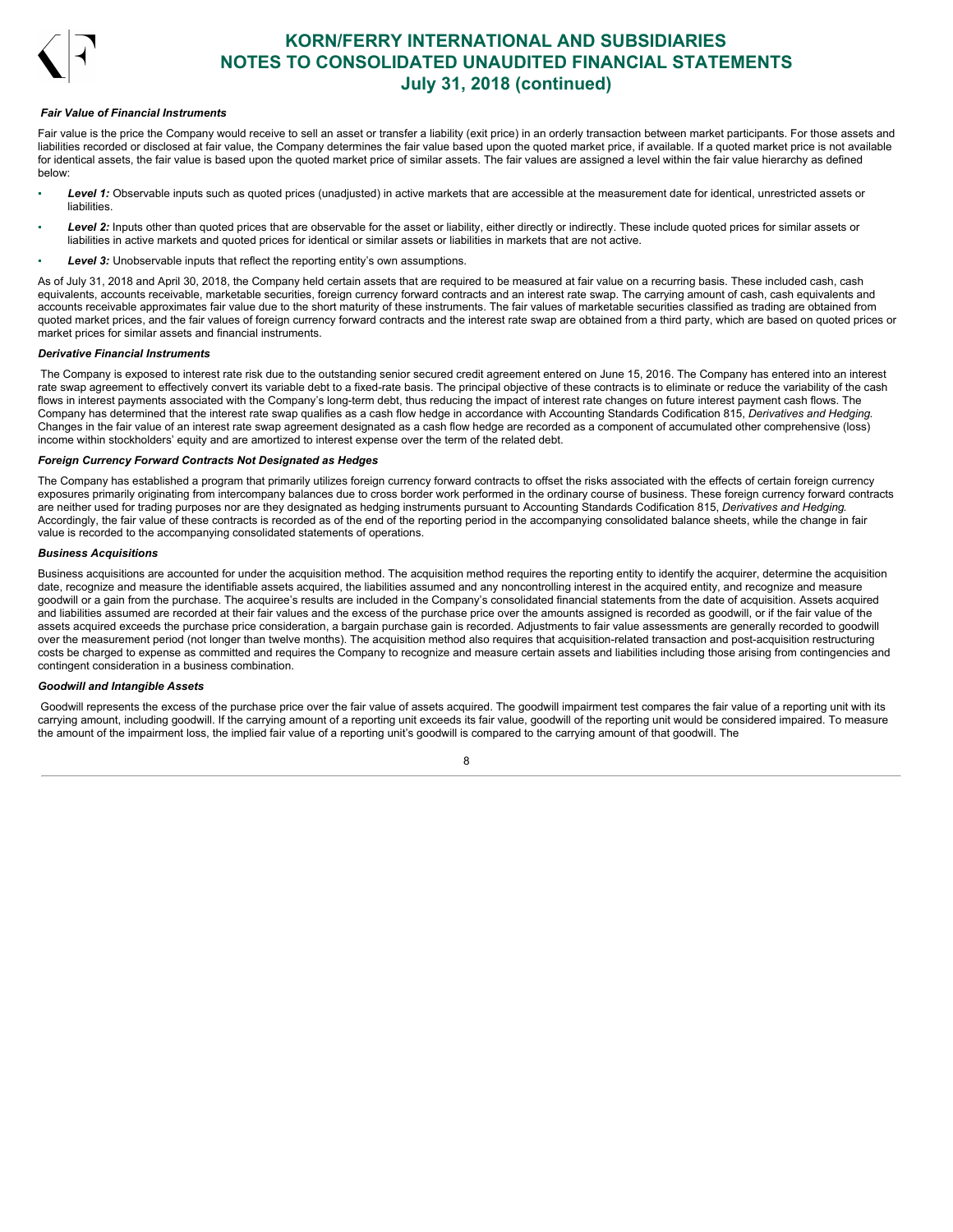***Fair Value of Financial Instruments***

Fair value is the price the Company would receive to sell an asset or transfer a liability (exit price) in an orderly transaction between market participants. For those assets and liabilities recorded or disclosed at fair value, the Company determines the fair value based upon the quoted market price, if available. If a quoted market price is not available for identical assets, the fair value is based upon the quoted market price of similar assets. The fair values are assigned a level within the fair value hierarchy as defined below:

- ***Level 1:*** Observable inputs such as quoted prices (unadjusted) in active markets that are accessible at the measurement date for identical, unrestricted assets or liabilities.
- ***Level 2:*** Inputs other than quoted prices that are observable for the asset or liability, either directly or indirectly. These include quoted prices for similar assets or liabilities in active markets and quoted prices for identical or similar assets or liabilities in markets that are not active.
- ***Level 3:*** Unobservable inputs that reflect the reporting entity's own assumptions.

As of July 31, 2018 and April 30, 2018, the Company held certain assets that are required to be measured at fair value on a recurring basis. These included cash, cash equivalents, accounts receivable, marketable securities, foreign currency forward contracts and an interest rate swap. The carrying amount of cash, cash equivalents and accounts receivable approximates fair value due to the short maturity of these instruments. The fair values of marketable securities classified as trading are obtained from quoted market prices, and the fair values of foreign currency forward contracts and the interest rate swap are obtained from a third party, which are based on quoted prices or market prices for similar assets and financial instruments.

***Derivative Financial Instruments***

The Company is exposed to interest rate risk due to the outstanding senior secured credit agreement entered on June 15, 2016. The Company has entered into an interest rate swap agreement to effectively convert its variable debt to a fixed-rate basis. The principal objective of these contracts is to eliminate or reduce the variability of the cash flows in interest payments associated with the Company's long-term debt, thus reducing the impact of interest rate changes on future interest payment cash flows. The Company has determined that the interest rate swap qualifies as a cash flow hedge in accordance with Accounting Standards Codification 815, *Derivatives and Hedging.* Changes in the fair value of an interest rate swap agreement designated as a cash flow hedge are recorded as a component of accumulated other comprehensive (loss) income within stockholders' equity and are amortized to interest expense over the term of the related debt.

***Foreign Currency Forward Contracts Not Designated as Hedges***

The Company has established a program that primarily utilizes foreign currency forward contracts to offset the risks associated with the effects of certain foreign currency exposures primarily originating from intercompany balances due to cross border work performed in the ordinary course of business. These foreign currency forward contracts are neither used for trading purposes nor are they designated as hedging instruments pursuant to Accounting Standards Codification 815, *Derivatives and Hedging.* Accordingly, the fair value of these contracts is recorded as of the end of the reporting period in the accompanying consolidated balance sheets, while the change in fair value is recorded to the accompanying consolidated statements of operations.

***Business Acquisitions***

Business acquisitions are accounted for under the acquisition method. The acquisition method requires the reporting entity to identify the acquirer, determine the acquisition date, recognize and measure the identifiable assets acquired, the liabilities assumed and any noncontrolling interest in the acquired entity, and recognize and measure goodwill or a gain from the purchase. The acquiree's results are included in the Company's consolidated financial statements from the date of acquisition. Assets acquired and liabilities assumed are recorded at their fair values and the excess of the purchase price over the amounts assigned is recorded as goodwill, or if the fair value of the assets acquired exceeds the purchase price consideration, a bargain purchase gain is recorded. Adjustments to fair value assessments are generally recorded to goodwill over the measurement period (not longer than twelve months). The acquisition method also requires that acquisition-related transaction and post-acquisition restructuring costs be charged to expense as committed and requires the Company to recognize and measure certain assets and liabilities including those arising from contingencies and contingent consideration in a business combination.

***Goodwill and Intangible Assets***

Goodwill represents the excess of the purchase price over the fair value of assets acquired. The goodwill impairment test compares the fair value of a reporting unit with its carrying amount, including goodwill. If the carrying amount of a reporting unit exceeds its fair value, goodwill of the reporting unit would be considered impaired. To measure the amount of the impairment loss, the implied fair value of a reporting unit's goodwill is compared to the carrying amount of that goodwill. The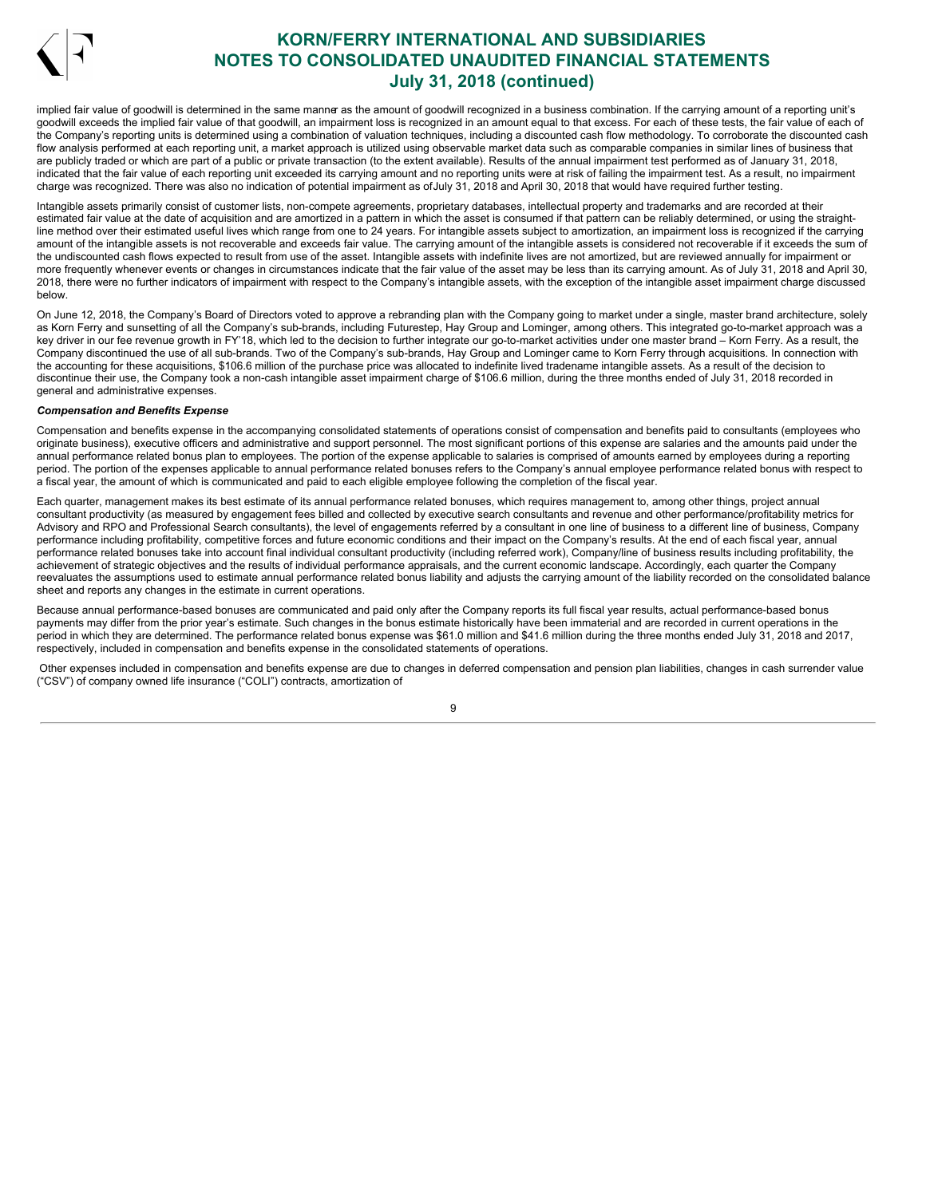implied fair value of goodwill is determined in the same manner as the amount of goodwill recognized in a business combination. If the carrying amount of a reporting unit's goodwill exceeds the implied fair value of that goodwill, an impairment loss is recognized in an amount equal to that excess. For each of these tests, the fair value of each of the Company's reporting units is determined using a combination of valuation techniques, including a discounted cash flow methodology. To corroborate the discounted cash flow analysis performed at each reporting unit, a market approach is utilized using observable market data such as comparable companies in similar lines of business that are publicly traded or which are part of a public or private transaction (to the extent available). Results of the annual impairment test performed as of January 31, 2018, indicated that the fair value of each reporting unit exceeded its carrying amount and no reporting units were at risk of failing the impairment test. As a result, no impairment charge was recognized. There was also no indication of potential impairment as of July 31, 2018 and April 30, 2018 that would have required further testing.

Intangible assets primarily consist of customer lists, non-compete agreements, proprietary databases, intellectual property and trademarks and are recorded at their estimated fair value at the date of acquisition and are amortized in a pattern in which the asset is consumed if that pattern can be reliably determined, or using the straight-line method over their estimated useful lives which range from one to 24 years. For intangible assets subject to amortization, an impairment loss is recognized if the carrying amount of the intangible assets is not recoverable and exceeds fair value. The carrying amount of the intangible assets is considered not recoverable if it exceeds the sum of the undiscounted cash flows expected to result from use of the asset. Intangible assets with indefinite lives are not amortized, but are reviewed annually for impairment or more frequently whenever events or changes in circumstances indicate that the fair value of the asset may be less than its carrying amount. As of July 31, 2018 and April 30, 2018, there were no further indicators of impairment with respect to the Company's intangible assets, with the exception of the intangible asset impairment charge discussed below.

On June 12, 2018, the Company's Board of Directors voted to approve a rebranding plan with the Company going to market under a single, master brand architecture, solely as Korn Ferry and sunsetting of all the Company's sub-brands, including Futurestep, Hay Group and Lominger, among others. This integrated go-to-market approach was a key driver in our fee revenue growth in FY'18, which led to the decision to further integrate our go-to-market activities under one master brand – Korn Ferry. As a result, the Company discontinued the use of all sub-brands. Two of the Company's sub-brands, Hay Group and Lominger came to Korn Ferry through acquisitions. In connection with the accounting for these acquisitions, $106.6 million of the purchase price was allocated to indefinite lived tradename intangible assets. As a result of the decision to discontinue their use, the Company took a non-cash intangible asset impairment charge of $106.6 million, during the three months ended of July 31, 2018 recorded in general and administrative expenses.

***Compensation and Benefits Expense***

Compensation and benefits expense in the accompanying consolidated statements of operations consist of compensation and benefits paid to consultants (employees who originate business), executive officers and administrative and support personnel. The most significant portions of this expense are salaries and the amounts paid under the annual performance related bonus plan to employees. The portion of the expense applicable to salaries is comprised of amounts earned by employees during a reporting period. The portion of the expenses applicable to annual performance related bonuses refers to the Company's annual employee performance related bonus with respect to a fiscal year, the amount of which is communicated and paid to each eligible employee following the completion of the fiscal year.

Each quarter, management makes its best estimate of its annual performance related bonuses, which requires management to, among other things, project annual consultant productivity (as measured by engagement fees billed and collected by executive search consultants and revenue and other performance/profitability metrics for Advisory and RPO and Professional Search consultants), the level of engagements referred by a consultant in one line of business to a different line of business, Company performance including profitability, competitive forces and future economic conditions and their impact on the Company's results. At the end of each fiscal year, annual performance related bonuses take into account final individual consultant productivity (including referred work), Company/line of business results including profitability, the achievement of strategic objectives and the results of individual performance appraisals, and the current economic landscape. Accordingly, each quarter the Company reevaluates the assumptions used to estimate annual performance related bonus liability and adjusts the carrying amount of the liability recorded on the consolidated balance sheet and reports any changes in the estimate in current operations.

Because annual performance-based bonuses are communicated and paid only after the Company reports its full fiscal year results, actual performance-based bonus payments may differ from the prior year's estimate. Such changes in the bonus estimate historically have been immaterial and are recorded in current operations in the period in which they are determined. The performance related bonus expense was $61.0 million and $41.6 million during the three months ended July 31, 2018 and 2017, respectively, included in compensation and benefits expense in the consolidated statements of operations.

Other expenses included in compensation and benefits expense are due to changes in deferred compensation and pension plan liabilities, changes in cash surrender value ("CSV") of company owned life insurance ("COLI") contracts, amortization of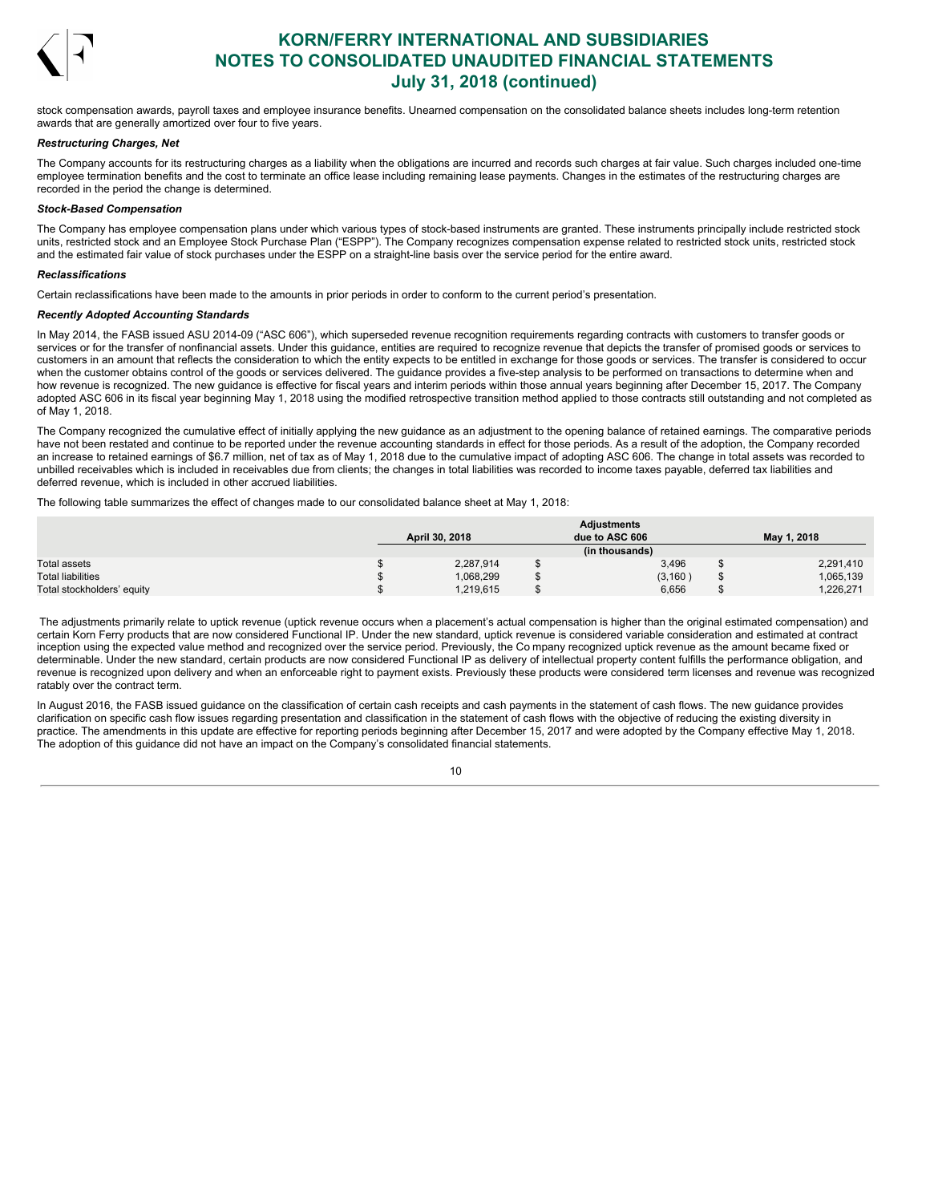stock compensation awards, payroll taxes and employee insurance benefits. Unearned compensation on the consolidated balance sheets includes long-term retention awards that are generally amortized over four to five years.

***Restructuring Charges, Net***

The Company accounts for its restructuring charges as a liability when the obligations are incurred and records such charges at fair value. Such charges included one-time employee termination benefits and the cost to terminate an office lease including remaining lease payments. Changes in the estimates of the restructuring charges are recorded in the period the change is determined.

***Stock-Based Compensation***

The Company has employee compensation plans under which various types of stock-based instruments are granted. These instruments principally include restricted stock units, restricted stock and an Employee Stock Purchase Plan ("ESPP"). The Company recognizes compensation expense related to restricted stock units, restricted stock and the estimated fair value of stock purchases under the ESPP on a straight-line basis over the service period for the entire award.

***Reclassifications***

Certain reclassifications have been made to the amounts in prior periods in order to conform to the current period's presentation.

***Recently Adopted Accounting Standards***

In May 2014, the FASB issued ASU 2014-09 ("ASC 606"), which superseded revenue recognition requirements regarding contracts with customers to transfer goods or services or for the transfer of nonfinancial assets. Under this guidance, entities are required to recognize revenue that depicts the transfer of promised goods or services to customers in an amount that reflects the consideration to which the entity expects to be entitled in exchange for those goods or services. The transfer is considered to occur when the customer obtains control of the goods or services delivered. The guidance provides a five-step analysis to be performed on transactions to determine when and how revenue is recognized. The new guidance is effective for fiscal years and interim periods within those annual years beginning after December 15, 2017. The Company adopted ASC 606 in its fiscal year beginning May 1, 2018 using the modified retrospective transition method applied to those contracts still outstanding and not completed as of May 1, 2018.

The Company recognized the cumulative effect of initially applying the new guidance as an adjustment to the opening balance of retained earnings. The comparative periods have not been restated and continue to be reported under the revenue accounting standards in effect for those periods. As a result of the adoption, the Company recorded an increase to retained earnings of $6.7 million, net of tax as of May 1, 2018 due to the cumulative impact of adopting ASC 606. The change in total assets was recorded to unbilled receivables which is included in receivables due from clients; the changes in total liabilities was recorded to income taxes payable, deferred tax liabilities and deferred revenue, which is included in other accrued liabilities.

The following table summarizes the effect of changes made to our consolidated balance sheet at May 1, 2018:

| | April 30, 2018 | Adjustments due to ASC 606 | May 1, 2018 |
|---|---|---|---|
| | | (in thousands) | |
| Total assets | $ 2,287,914 | $ 3,496 | $ 2,291,410 |
| Total liabilities | $ 1,068,299 | $ (3,160 ) | $ 1,065,139 |
| Total stockholders' equity | $ 1,219,615 | $ 6,656 | $ 1,226,271 |

The adjustments primarily relate to uptick revenue (uptick revenue occurs when a placement's actual compensation is higher than the original estimated compensation) and certain Korn Ferry products that are now considered Functional IP. Under the new standard, uptick revenue is considered variable consideration and estimated at contract inception using the expected value method and recognized over the service period. Previously, the Co mpany recognized uptick revenue as the amount became fixed or determinable. Under the new standard, certain products are now considered Functional IP as delivery of intellectual property content fulfills the performance obligation, and revenue is recognized upon delivery and when an enforceable right to payment exists. Previously these products were considered term licenses and revenue was recognized ratably over the contract term.

In August 2016, the FASB issued guidance on the classification of certain cash receipts and cash payments in the statement of cash flows. The new guidance provides clarification on specific cash flow issues regarding presentation and classification in the statement of cash flows with the objective of reducing the existing diversity in practice. The amendments in this update are effective for reporting periods beginning after December 15, 2017 and were adopted by the Company effective May 1, 2018. The adoption of this guidance did not have an impact on the Company's consolidated financial statements.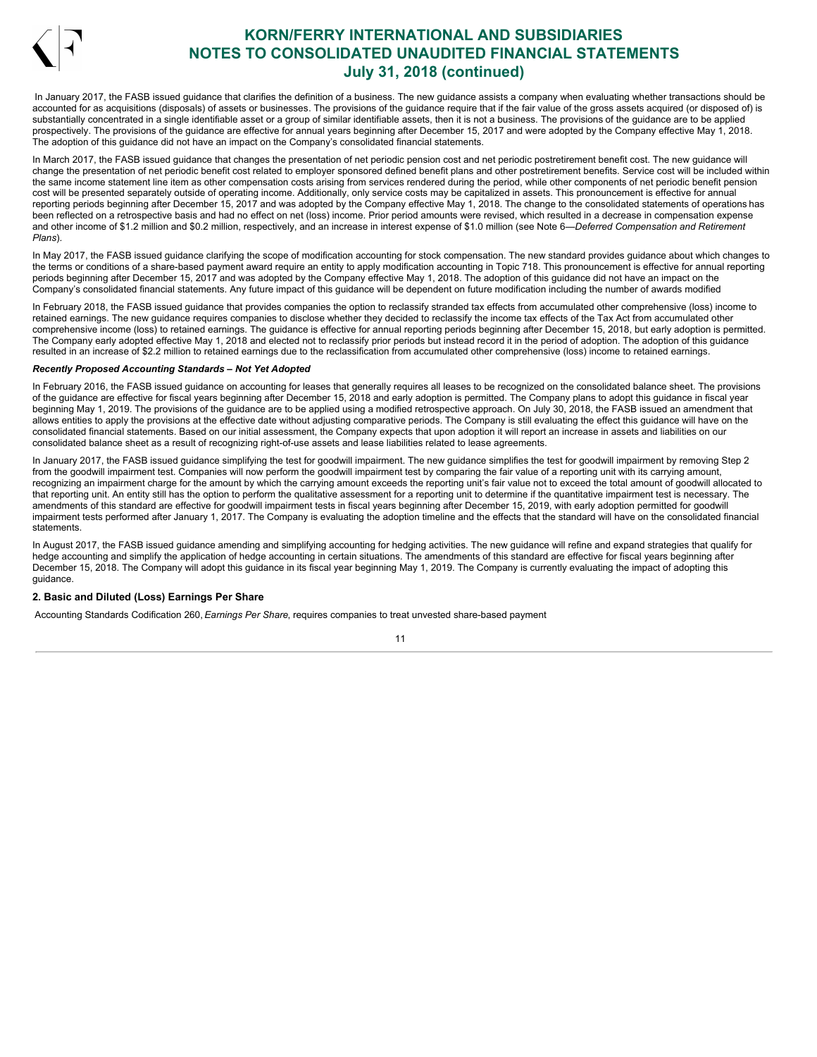In January 2017, the FASB issued guidance that clarifies the definition of a business. The new guidance assists a company when evaluating whether transactions should be accounted for as acquisitions (disposals) of assets or businesses. The provisions of the guidance require that if the fair value of the gross assets acquired (or disposed of) is substantially concentrated in a single identifiable asset or a group of similar identifiable assets, then it is not a business. The provisions of the guidance are to be applied prospectively. The provisions of the guidance are effective for annual years beginning after December 15, 2017 and were adopted by the Company effective May 1, 2018. The adoption of this guidance did not have an impact on the Company's consolidated financial statements.

In March 2017, the FASB issued guidance that changes the presentation of net periodic pension cost and net periodic postretirement benefit cost. The new guidance will change the presentation of net periodic benefit cost related to employer sponsored defined benefit plans and other postretirement benefits. Service cost will be included within the same income statement line item as other compensation costs arising from services rendered during the period, while other components of net periodic benefit pension cost will be presented separately outside of operating income. Additionally, only service costs may be capitalized in assets. This pronouncement is effective for annual reporting periods beginning after December 15, 2017 and was adopted by the Company effective May 1, 2018. The change to the consolidated statements of operations has been reflected on a retrospective basis and had no effect on net (loss) income. Prior period amounts were revised, which resulted in a decrease in compensation expense and other income of $1.2 million and $0.2 million, respectively, and an increase in interest expense of $1.0 million (see Note 6—*Deferred Compensation and Retirement Plans*).

In May 2017, the FASB issued guidance clarifying the scope of modification accounting for stock compensation. The new standard provides guidance about which changes to the terms or conditions of a share-based payment award require an entity to apply modification accounting in Topic 718. This pronouncement is effective for annual reporting periods beginning after December 15, 2017 and was adopted by the Company effective May 1, 2018. The adoption of this guidance did not have an impact on the Company's consolidated financial statements. Any future impact of this guidance will be dependent on future modification including the number of awards modified

In February 2018, the FASB issued guidance that provides companies the option to reclassify stranded tax effects from accumulated other comprehensive (loss) income to retained earnings. The new guidance requires companies to disclose whether they decided to reclassify the income tax effects of the Tax Act from accumulated other comprehensive income (loss) to retained earnings. The guidance is effective for annual reporting periods beginning after December 15, 2018, but early adoption is permitted. The Company early adopted effective May 1, 2018 and elected not to reclassify prior periods but instead record it in the period of adoption. The adoption of this guidance resulted in an increase of $2.2 million to retained earnings due to the reclassification from accumulated other comprehensive (loss) income to retained earnings.

***Recently Proposed Accounting Standards – Not Yet Adopted***

In February 2016, the FASB issued guidance on accounting for leases that generally requires all leases to be recognized on the consolidated balance sheet. The provisions of the guidance are effective for fiscal years beginning after December 15, 2018 and early adoption is permitted. The Company plans to adopt this guidance in fiscal year beginning May 1, 2019. The provisions of the guidance are to be applied using a modified retrospective approach. On July 30, 2018, the FASB issued an amendment that allows entities to apply the provisions at the effective date without adjusting comparative periods. The Company is still evaluating the effect this guidance will have on the consolidated financial statements. Based on our initial assessment, the Company expects that upon adoption it will report an increase in assets and liabilities on our consolidated balance sheet as a result of recognizing right-of-use assets and lease liabilities related to lease agreements.

In January 2017, the FASB issued guidance simplifying the test for goodwill impairment. The new guidance simplifies the test for goodwill impairment by removing Step 2 from the goodwill impairment test. Companies will now perform the goodwill impairment test by comparing the fair value of a reporting unit with its carrying amount, recognizing an impairment charge for the amount by which the carrying amount exceeds the reporting unit's fair value not to exceed the total amount of goodwill allocated to that reporting unit. An entity still has the option to perform the qualitative assessment for a reporting unit to determine if the quantitative impairment test is necessary. The amendments of this standard are effective for goodwill impairment tests in fiscal years beginning after December 15, 2019, with early adoption permitted for goodwill impairment tests performed after January 1, 2017. The Company is evaluating the adoption timeline and the effects that the standard will have on the consolidated financial statements.

In August 2017, the FASB issued guidance amending and simplifying accounting for hedging activities. The new guidance will refine and expand strategies that qualify for hedge accounting and simplify the application of hedge accounting in certain situations. The amendments of this standard are effective for fiscal years beginning after December 15, 2018. The Company will adopt this guidance in its fiscal year beginning May 1, 2019. The Company is currently evaluating the impact of adopting this guidance.

## 2. Basic and Diluted (Loss) Earnings Per Share

Accounting Standards Codification 260, *Earnings Per Share*, requires companies to treat unvested share-based payment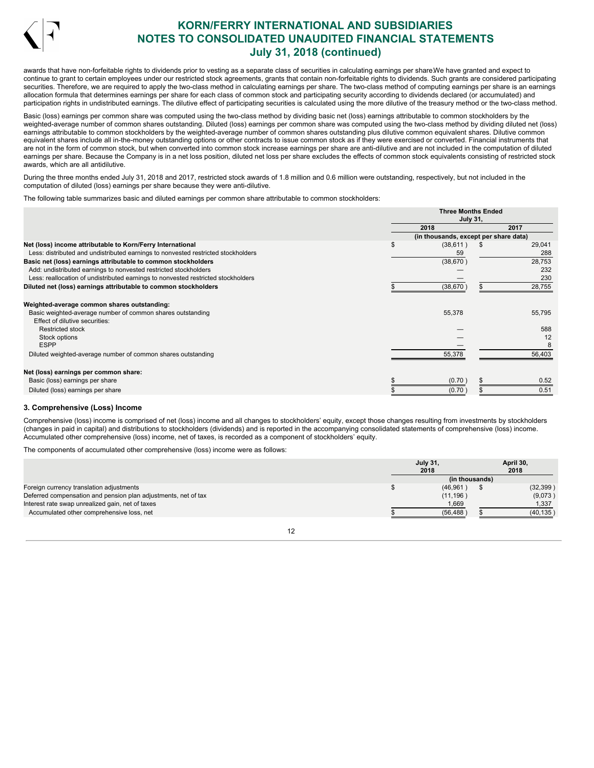awards that have non-forfeitable rights to dividends prior to vesting as a separate class of securities in calculating earnings per shareWe have granted and expect to continue to grant to certain employees under our restricted stock agreements, grants that contain non-forfeitable rights to dividends. Such grants are considered participating securities. Therefore, we are required to apply the two-class method in calculating earnings per share. The two-class method of computing earnings per share is an earnings allocation formula that determines earnings per share for each class of common stock and participating security according to dividends declared (or accumulated) and participation rights in undistributed earnings. The dilutive effect of participating securities is calculated using the more dilutive of the treasury method or the two-class method.

Basic (loss) earnings per common share was computed using the two-class method by dividing basic net (loss) earnings attributable to common stockholders by the weighted-average number of common shares outstanding. Diluted (loss) earnings per common share was computed using the two-class method by dividing diluted net (loss) earnings attributable to common stockholders by the weighted-average number of common shares outstanding plus dilutive common equivalent shares. Dilutive common equivalent shares include all in-the-money outstanding options or other contracts to issue common stock as if they were exercised or converted. Financial instruments that are not in the form of common stock, but when converted into common stock increase earnings per share are anti-dilutive and are not included in the computation of diluted earnings per share. Because the Company is in a net loss position, diluted net loss per share excludes the effects of common stock equivalents consisting of restricted stock awards, which are all antidilutive.

During the three months ended July 31, 2018 and 2017, restricted stock awards of 1.8 million and 0.6 million were outstanding, respectively, but not included in the computation of diluted (loss) earnings per share because they were anti-dilutive.

The following table summarizes basic and diluted earnings per common share attributable to common stockholders:

| | Three Months Ended July 31, | |
|---|---|---|
| | 2018 | 2017 |
| | (in thousands, except per share data) | |
| **Net (loss) income attributable to Korn/Ferry International** | $ (38,611) | $ 29,041 |
| Less: distributed and undistributed earnings to nonvested restricted stockholders | 59 | 288 |
| **Basic net (loss) earnings attributable to common stockholders** | (38,670) | 28,753 |
| Add: undistributed earnings to nonvested restricted stockholders | — | 232 |
| Less: reallocation of undistributed earnings to nonvested restricted stockholders | — | 230 |
| **Diluted net (loss) earnings attributable to common stockholders** | $ (38,670) | $ 28,755 |
| | | |
| **Weighted-average common shares outstanding:** | | |
| Basic weighted-average number of common shares outstanding | 55,378 | 55,795 |
| Effect of dilutive securities: | | |
| Restricted stock | — | 588 |
| Stock options | — | 12 |
| ESPP | — | 8 |
| Diluted weighted-average number of common shares outstanding | 55,378 | 56,403 |
| | | |
| **Net (loss) earnings per common share:** | | |
| Basic (loss) earnings per share | $ (0.70) | $ 0.52 |
| Diluted (loss) earnings per share | $ (0.70) | $ 0.51 |

### 3. Comprehensive (Loss) Income

Comprehensive (loss) income is comprised of net (loss) income and all changes to stockholders' equity, except those changes resulting from investments by stockholders (changes in paid in capital) and distributions to stockholders (dividends) and is reported in the accompanying consolidated statements of comprehensive (loss) income. Accumulated other comprehensive (loss) income, net of taxes, is recorded as a component of stockholders' equity.

The components of accumulated other comprehensive (loss) income were as follows:

| | July 31, 2018 | April 30, 2018 |
|---|---|---|
| | (in thousands) | |
| Foreign currency translation adjustments | $ (46,961) | $ (32,399) |
| Deferred compensation and pension plan adjustments, net of tax | (11,196) | (9,073) |
| Interest rate swap unrealized gain, net of taxes | 1,669 | 1,337 |
| Accumulated other comprehensive loss, net | $ (56,488) | $ (40,135) |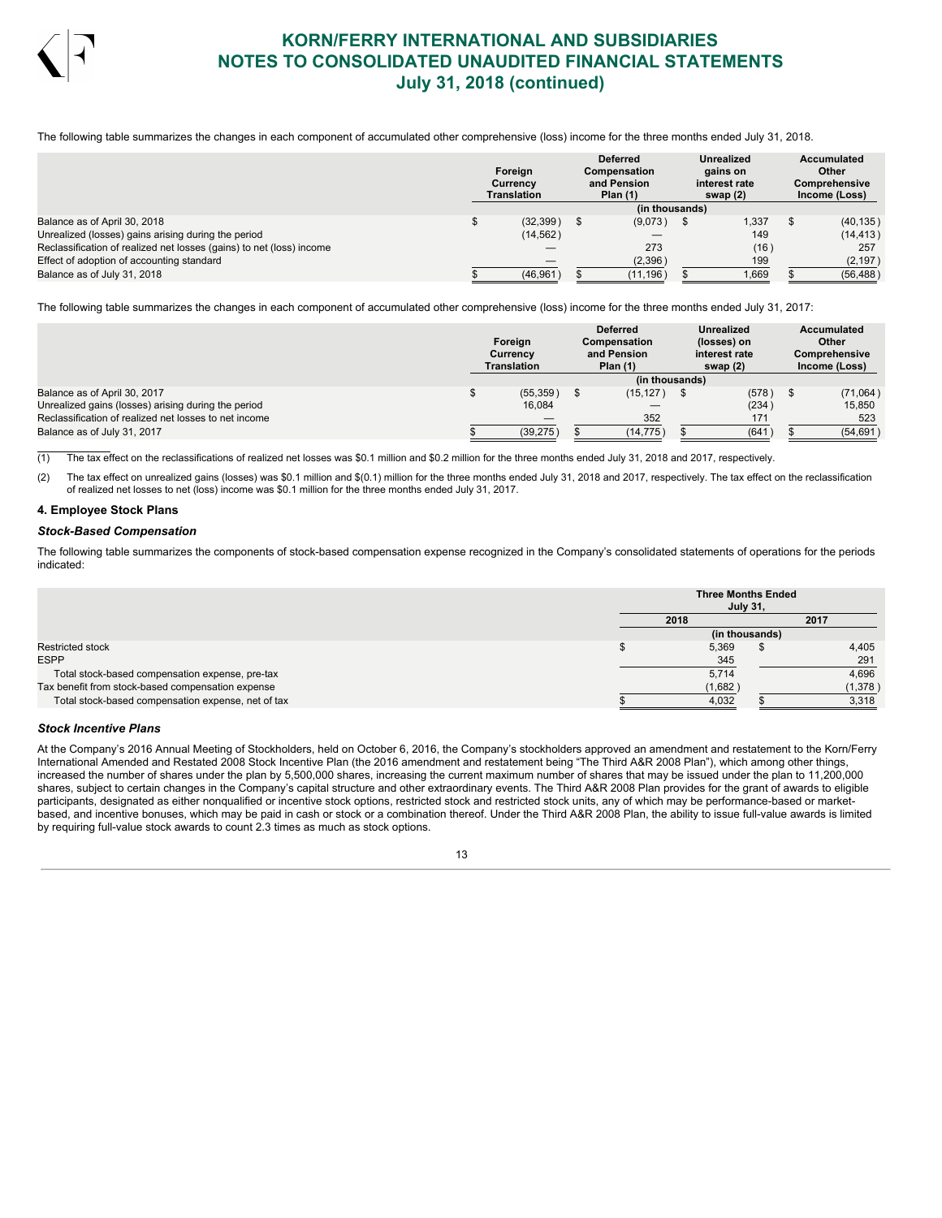The following table summarizes the changes in each component of accumulated other comprehensive (loss) income for the three months ended July 31, 2018.

| | Foreign Currency Translation | Deferred Compensation and Pension Plan (1) | Unrealized gains on interest rate swap (2) | Accumulated Other Comprehensive Income (Loss) |
|---|---|---|---|---|
| | (in thousands) | | | |
| Balance as of April 30, 2018 | $ (32,399) | $ (9,073) | $ 1,337 | $ (40,135) |
| Unrealized (losses) gains arising during the period | (14,562) | — | 149 | (14,413) |
| Reclassification of realized net losses (gains) to net (loss) income | — | 273 | (16) | 257 |
| Effect of adoption of accounting standard | — | (2,396) | 199 | (2,197) |
| Balance as of July 31, 2018 | $ (46,961) | $ (11,196) | $ 1,669 | $ (56,488) |

The following table summarizes the changes in each component of accumulated other comprehensive (loss) income for the three months ended July 31, 2017:

| | Foreign Currency Translation | Deferred Compensation and Pension Plan (1) | Unrealized (losses) on interest rate swap (2) | Accumulated Other Comprehensive Income (Loss) |
|---|---|---|---|---|
| | (in thousands) | | | |
| Balance as of April 30, 2017 | $ (55,359) | $ (15,127) | $ (578) | $ (71,064) |
| Unrealized gains (losses) arising during the period | 16,084 | — | (234) | 15,850 |
| Reclassification of realized net losses to net income | — | 352 | 171 | 523 |
| Balance as of July 31, 2017 | $ (39,275) | $ (14,775) | $ (641) | $ (54,691) |

(1) The tax effect on the reclassifications of realized net losses was \$0.1 million and \$0.2 million for the three months ended July 31, 2018 and 2017, respectively.

(2) The tax effect on unrealized gains (losses) was \$0.1 million and \$(0.1) million for the three months ended July 31, 2018 and 2017, respectively. The tax effect on the reclassification of realized net losses to net (loss) income was \$0.1 million for the three months ended July 31, 2017.

## 4. Employee Stock Plans

### *Stock-Based Compensation*

The following table summarizes the components of stock-based compensation expense recognized in the Company's consolidated statements of operations for the periods indicated:

| | Three Months Ended July 31, | |
|---|---|---|
| | 2018 | 2017 |
| | (in thousands) | |
| Restricted stock | $ 5,369 | $ 4,405 |
| ESPP | 345 | 291 |
| Total stock-based compensation expense, pre-tax | 5,714 | 4,696 |
| Tax benefit from stock-based compensation expense | (1,682) | (1,378) |
| Total stock-based compensation expense, net of tax | $ 4,032 | $ 3,318 |

### *Stock Incentive Plans*

At the Company's 2016 Annual Meeting of Stockholders, held on October 6, 2016, the Company's stockholders approved an amendment and restatement to the Korn/Ferry International Amended and Restated 2008 Stock Incentive Plan (the 2016 amendment and restatement being "The Third A&R 2008 Plan"), which among other things, increased the number of shares under the plan by 5,500,000 shares, increasing the current maximum number of shares that may be issued under the plan to 11,200,000 shares, subject to certain changes in the Company's capital structure and other extraordinary events. The Third A&R 2008 Plan provides for the grant of awards to eligible participants, designated as either nonqualified or incentive stock options, restricted stock and restricted stock units, any of which may be performance-based or market-based, and incentive bonuses, which may be paid in cash or stock or a combination thereof. Under the Third A&R 2008 Plan, the ability to issue full-value awards is limited by requiring full-value stock awards to count 2.3 times as much as stock options.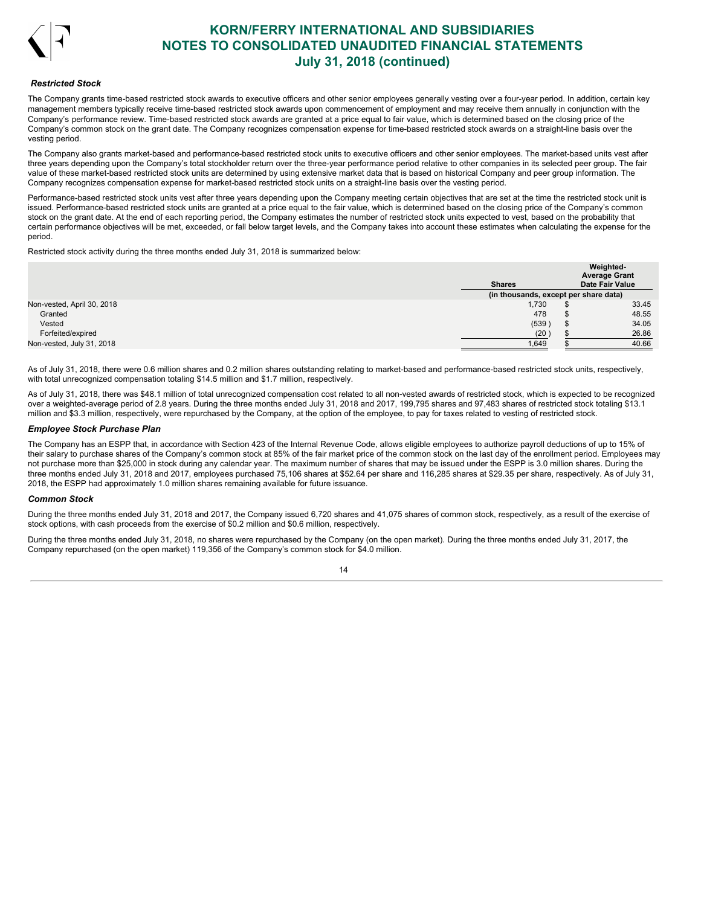### *Restricted Stock*

The Company grants time-based restricted stock awards to executive officers and other senior employees generally vesting over a four-year period. In addition, certain key management members typically receive time-based restricted stock awards upon commencement of employment and may receive them annually in conjunction with the Company's performance review. Time-based restricted stock awards are granted at a price equal to fair value, which is determined based on the closing price of the Company's common stock on the grant date. The Company recognizes compensation expense for time-based restricted stock awards on a straight-line basis over the vesting period.

The Company also grants market-based and performance-based restricted stock units to executive officers and other senior employees. The market-based units vest after three years depending upon the Company's total stockholder return over the three-year performance period relative to other companies in its selected peer group. The fair value of these market-based restricted stock units are determined by using extensive market data that is based on historical Company and peer group information. The Company recognizes compensation expense for market-based restricted stock units on a straight-line basis over the vesting period.

Performance-based restricted stock units vest after three years depending upon the Company meeting certain objectives that are set at the time the restricted stock unit is issued. Performance-based restricted stock units are granted at a price equal to the fair value, which is determined based on the closing price of the Company's common stock on the grant date. At the end of each reporting period, the Company estimates the number of restricted stock units expected to vest, based on the probability that certain performance objectives will be met, exceeded, or fall below target levels, and the Company takes into account these estimates when calculating the expense for the period.

Restricted stock activity during the three months ended July 31, 2018 is summarized below:

| | Shares | Weighted-Average Grant Date Fair Value |
|---|---|---|
| | (in thousands, except per share data) | |
| Non-vested, April 30, 2018 | 1,730 | $ 33.45 |
| Granted | 478 | $ 48.55 |
| Vested | (539 ) | $ 34.05 |
| Forfeited/expired | (20 ) | $ 26.86 |
| Non-vested, July 31, 2018 | 1,649 | $ 40.66 |

As of July 31, 2018, there were 0.6 million shares and 0.2 million shares outstanding relating to market-based and performance-based restricted stock units, respectively, with total unrecognized compensation totaling $14.5 million and $1.7 million, respectively.

As of July 31, 2018, there was $48.1 million of total unrecognized compensation cost related to all non-vested awards of restricted stock, which is expected to be recognized over a weighted-average period of 2.8 years. During the three months ended July 31, 2018 and 2017, 199,795 shares and 97,483 shares of restricted stock totaling $13.1 million and $3.3 million, respectively, were repurchased by the Company, at the option of the employee, to pay for taxes related to vesting of restricted stock.

### *Employee Stock Purchase Plan*

The Company has an ESPP that, in accordance with Section 423 of the Internal Revenue Code, allows eligible employees to authorize payroll deductions of up to 15% of their salary to purchase shares of the Company's common stock at 85% of the fair market price of the common stock on the last day of the enrollment period. Employees may not purchase more than $25,000 in stock during any calendar year. The maximum number of shares that may be issued under the ESPP is 3.0 million shares. During the three months ended July 31, 2018 and 2017, employees purchased 75,106 shares at $52.64 per share and 116,285 shares at $29.35 per share, respectively. As of July 31, 2018, the ESPP had approximately 1.0 million shares remaining available for future issuance.

### *Common Stock*

During the three months ended July 31, 2018 and 2017, the Company issued 6,720 shares and 41,075 shares of common stock, respectively, as a result of the exercise of stock options, with cash proceeds from the exercise of $0.2 million and $0.6 million, respectively.

During the three months ended July 31, 2018, no shares were repurchased by the Company (on the open market). During the three months ended July 31, 2017, the Company repurchased (on the open market) 119,356 of the Company's common stock for $4.0 million.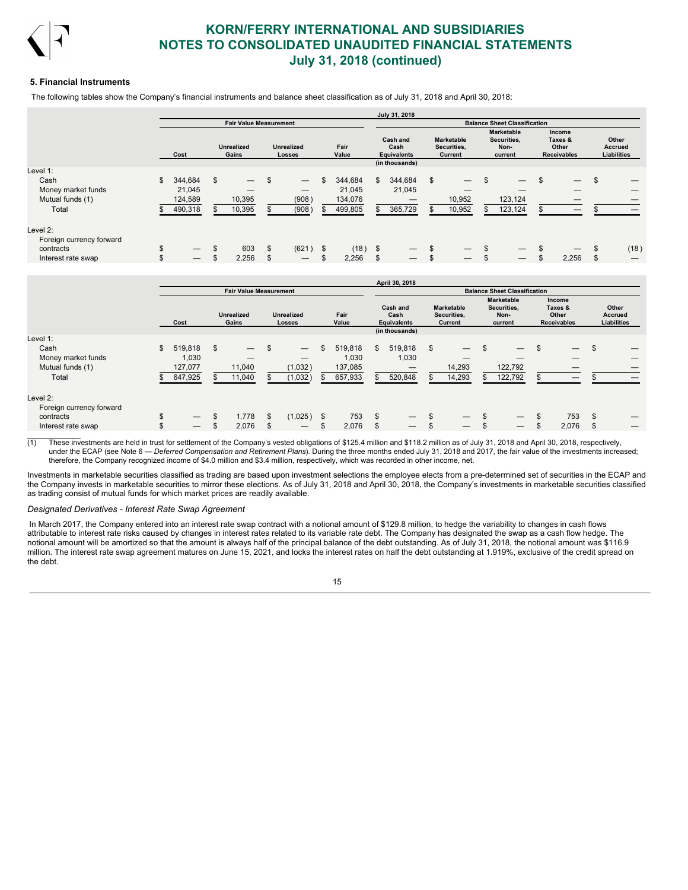## 5. Financial Instruments

The following tables show the Company's financial instruments and balance sheet classification as of July 31, 2018 and April 30, 2018:

| | July 31, 2018 | | | | | | | | |
|---|---|---|---|---|---|---|---|---|---|
| | Fair Value Measurement | | | | Balance Sheet Classification | | | | |
| | Cost | Unrealized Gains | Unrealized Losses | Fair Value | Cash and Cash Equivalents | Marketable Securities, Current | Marketable Securities, Non-current | Income Taxes & Other Receivables | Other Accrued Liabilities |
| | (in thousands) | | | | | | | | |
| Level 1: | | | | | | | | | |
| Cash | $ 344,684 | $ — | $ — | $ 344,684 | $ 344,684 | $ — | $ — | $ — | $ — |
| Money market funds | 21,045 | — | — | 21,045 | 21,045 | — | — | — | — |
| Mutual funds (1) | 124,589 | 10,395 | (908) | 134,076 | — | 10,952 | 123,124 | — | — |
| Total | $ 490,318 | $ 10,395 | $ (908) | $ 499,805 | $ 365,729 | $ 10,952 | $ 123,124 | $ — | $ — |
| Level 2: | | | | | | | | | |
| Foreign currency forward contracts | $ — | $ 603 | $ (621) | $ (18) | $ — | $ — | $ — | $ — | $ (18) |
| Interest rate swap | $ — | $ 2,256 | $ — | $ 2,256 | $ — | $ — | $ — | $ 2,256 | $ — |

| | April 30, 2018 | | | | | | | | |
|---|---|---|---|---|---|---|---|---|---|
| | Fair Value Measurement | | | | Balance Sheet Classification | | | | |
| | Cost | Unrealized Gains | Unrealized Losses | Fair Value | Cash and Cash Equivalents | Marketable Securities, Current | Marketable Securities, Non-current | Income Taxes & Other Receivables | Other Accrued Liabilities |
| | (in thousands) | | | | | | | | |
| Level 1: | | | | | | | | | |
| Cash | $ 519,818 | $ — | $ — | $ 519,818 | $ 519,818 | $ — | $ — | $ — | $ — |
| Money market funds | 1,030 | — | — | 1,030 | 1,030 | — | — | — | — |
| Mutual funds (1) | 127,077 | 11,040 | (1,032) | 137,085 | — | 14,293 | 122,792 | — | — |
| Total | $ 647,925 | $ 11,040 | $ (1,032) | $ 657,933 | $ 520,848 | $ 14,293 | $ 122,792 | $ — | $ — |
| Level 2: | | | | | | | | | |
| Foreign currency forward contracts | $ — | $ 1,778 | $ (1,025) | $ 753 | $ — | $ — | $ — | $ 753 | $ — |
| Interest rate swap | $ — | $ 2,076 | $ — | $ 2,076 | $ — | $ — | $ — | $ 2,076 | $ — |

(1) These investments are held in trust for settlement of the Company's vested obligations of $125.4 million and $118.2 million as of July 31, 2018 and April 30, 2018, respectively, under the ECAP (see Note 6 — *Deferred Compensation and Retirement Plans*). During the three months ended July 31, 2018 and 2017, the fair value of the investments increased; therefore, the Company recognized income of $4.0 million and $3.4 million, respectively, which was recorded in other income, net.

Investments in marketable securities classified as trading are based upon investment selections the employee elects from a pre-determined set of securities in the ECAP and the Company invests in marketable securities to mirror these elections. As of July 31, 2018 and April 30, 2018, the Company's investments in marketable securities classified as trading consist of mutual funds for which market prices are readily available.

*Designated Derivatives - Interest Rate Swap Agreement*

In March 2017, the Company entered into an interest rate swap contract with a notional amount of $129.8 million, to hedge the variability to changes in cash flows attributable to interest rate risks caused by changes in interest rates related to its variable rate debt. The Company has designated the swap as a cash flow hedge. The notional amount will be amortized so that the amount is always half of the principal balance of the debt outstanding. As of July 31, 2018, the notional amount was $116.9 million. The interest rate swap agreement matures on June 15, 2021, and locks the interest rates on half the debt outstanding at 1.919%, exclusive of the credit spread on the debt.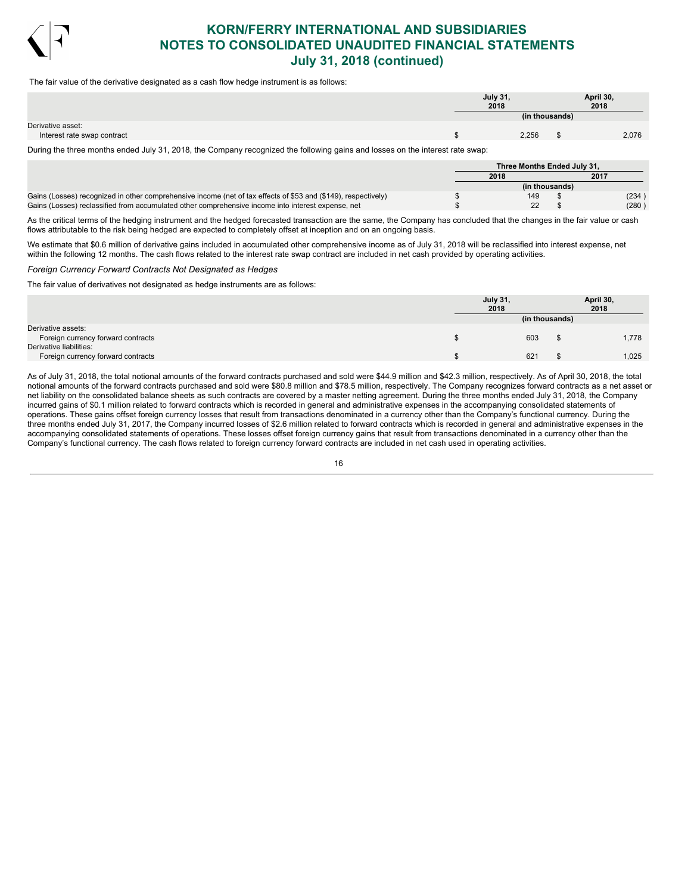The fair value of the derivative designated as a cash flow hedge instrument is as follows:

| | July 31, 2018 | April 30, 2018 |
|---|---|---|
| | (in thousands) | |
| Derivative asset: | | |
| Interest rate swap contract | $ 2,256 | $ 2,076 |

During the three months ended July 31, 2018, the Company recognized the following gains and losses on the interest rate swap:

| | Three Months Ended July 31, | |
|---|---|---|
| | 2018 | 2017 |
| | (in thousands) | |
| Gains (Losses) recognized in other comprehensive income (net of tax effects of $53 and ($149), respectively) | $ 149 | $ (234) |
| Gains (Losses) reclassified from accumulated other comprehensive income into interest expense, net | $ 22 | $ (280) |

As the critical terms of the hedging instrument and the hedged forecasted transaction are the same, the Company has concluded that the changes in the fair value or cash flows attributable to the risk being hedged are expected to completely offset at inception and on an ongoing basis.

We estimate that $0.6 million of derivative gains included in accumulated other comprehensive income as of July 31, 2018 will be reclassified into interest expense, net within the following 12 months. The cash flows related to the interest rate swap contract are included in net cash provided by operating activities.

*Foreign Currency Forward Contracts Not Designated as Hedges*

The fair value of derivatives not designated as hedge instruments are as follows:

| | July 31, 2018 | April 30, 2018 |
|---|---|---|
| | (in thousands) | |
| Derivative assets: | | |
| Foreign currency forward contracts | $ 603 | $ 1,778 |
| Derivative liabilities: | | |
| Foreign currency forward contracts | $ 621 | $ 1,025 |

As of July 31, 2018, the total notional amounts of the forward contracts purchased and sold were $44.9 million and $42.3 million, respectively. As of April 30, 2018, the total notional amounts of the forward contracts purchased and sold were $80.8 million and $78.5 million, respectively. The Company recognizes forward contracts as a net asset or net liability on the consolidated balance sheets as such contracts are covered by a master netting agreement. During the three months ended July 31, 2018, the Company incurred gains of $0.1 million related to forward contracts which is recorded in general and administrative expenses in the accompanying consolidated statements of operations. These gains offset foreign currency losses that result from transactions denominated in a currency other than the Company's functional currency. During the three months ended July 31, 2017, the Company incurred losses of $2.6 million related to forward contracts which is recorded in general and administrative expenses in the accompanying consolidated statements of operations. These losses offset foreign currency gains that result from transactions denominated in a currency other than the Company's functional currency. The cash flows related to foreign currency forward contracts are included in net cash used in operating activities.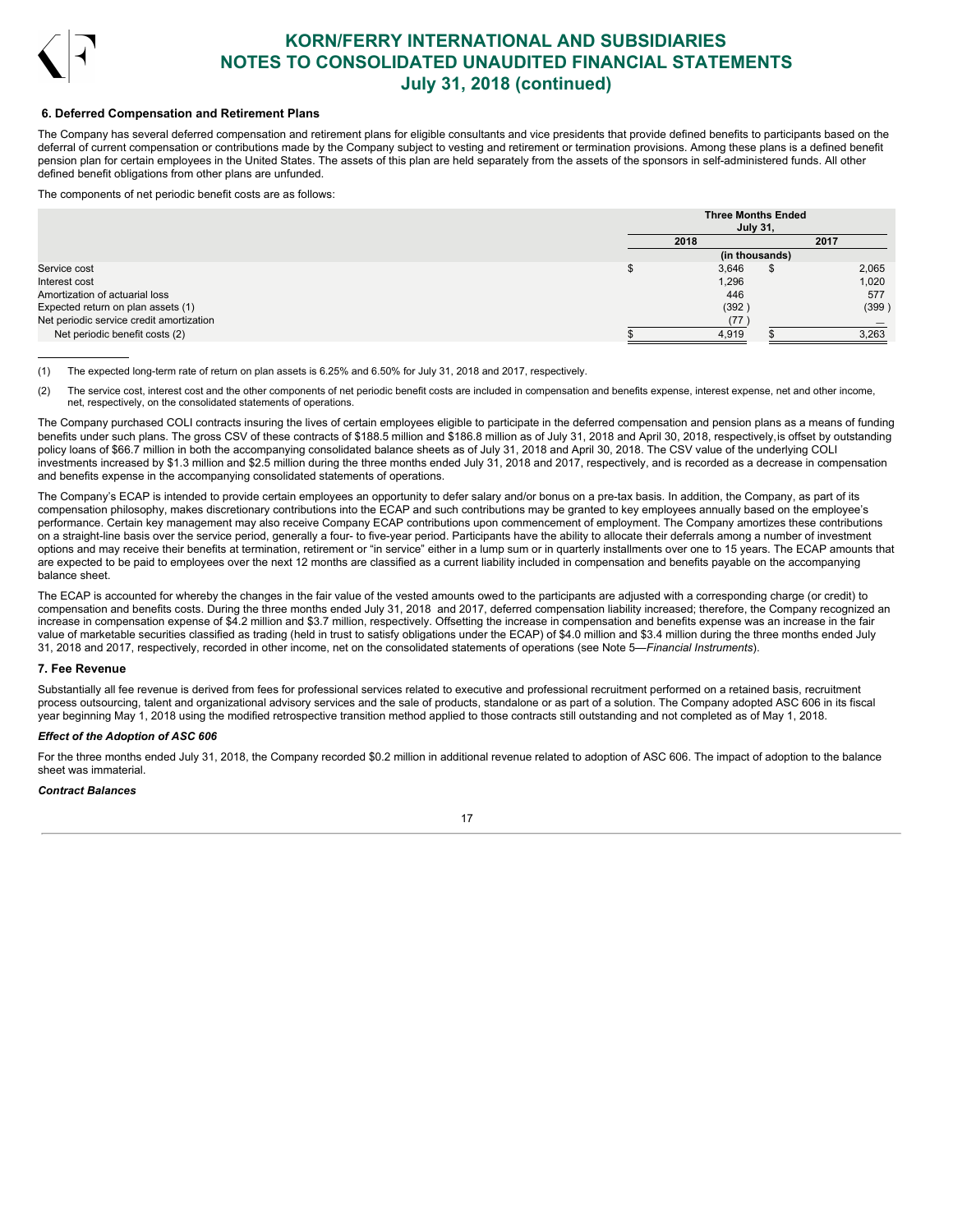## 6. Deferred Compensation and Retirement Plans

The Company has several deferred compensation and retirement plans for eligible consultants and vice presidents that provide defined benefits to participants based on the deferral of current compensation or contributions made by the Company subject to vesting and retirement or termination provisions. Among these plans is a defined benefit pension plan for certain employees in the United States. The assets of this plan are held separately from the assets of the sponsors in self-administered funds. All other defined benefit obligations from other plans are unfunded.

The components of net periodic benefit costs are as follows:

| | Three Months Ended July 31, | |
|---|---|---|
| | 2018 | 2017 |
| | (in thousands) | |
| Service cost | $ 3,646 | $ 2,065 |
| Interest cost | 1,296 | 1,020 |
| Amortization of actuarial loss | 446 | 577 |
| Expected return on plan assets (1) | (392 ) | (399 ) |
| Net periodic service credit amortization | (77 ) | — |
| Net periodic benefit costs (2) | $ 4,919 | $ 3,263 |

(1) The expected long-term rate of return on plan assets is 6.25% and 6.50% for July 31, 2018 and 2017, respectively.

(2) The service cost, interest cost and the other components of net periodic benefit costs are included in compensation and benefits expense, interest expense, net and other income, net, respectively, on the consolidated statements of operations.

The Company purchased COLI contracts insuring the lives of certain employees eligible to participate in the deferred compensation and pension plans as a means of funding benefits under such plans. The gross CSV of these contracts of $188.5 million and $186.8 million as of July 31, 2018 and April 30, 2018, respectively, is offset by outstanding policy loans of $66.7 million in both the accompanying consolidated balance sheets as of July 31, 2018 and April 30, 2018. The CSV value of the underlying COLI investments increased by $1.3 million and $2.5 million during the three months ended July 31, 2018 and 2017, respectively, and is recorded as a decrease in compensation and benefits expense in the accompanying consolidated statements of operations.

The Company's ECAP is intended to provide certain employees an opportunity to defer salary and/or bonus on a pre-tax basis. In addition, the Company, as part of its compensation philosophy, makes discretionary contributions into the ECAP and such contributions may be granted to key employees annually based on the employee's performance. Certain key management may also receive Company ECAP contributions upon commencement of employment. The Company amortizes these contributions on a straight-line basis over the service period, generally a four- to five-year period. Participants have the ability to allocate their deferrals among a number of investment options and may receive their benefits at termination, retirement or "in service" either in a lump sum or in quarterly installments over one to 15 years. The ECAP amounts that are expected to be paid to employees over the next 12 months are classified as a current liability included in compensation and benefits payable on the accompanying balance sheet.

The ECAP is accounted for whereby the changes in the fair value of the vested amounts owed to the participants are adjusted with a corresponding charge (or credit) to compensation and benefits costs. During the three months ended July 31, 2018 and 2017, deferred compensation liability increased; therefore, the Company recognized an increase in compensation expense of $4.2 million and $3.7 million, respectively. Offsetting the increase in compensation and benefits expense was an increase in the fair value of marketable securities classified as trading (held in trust to satisfy obligations under the ECAP) of $4.0 million and $3.4 million during the three months ended July 31, 2018 and 2017, respectively, recorded in other income, net on the consolidated statements of operations (see Note 5—*Financial Instruments*).

## 7. Fee Revenue

Substantially all fee revenue is derived from fees for professional services related to executive and professional recruitment performed on a retained basis, recruitment process outsourcing, talent and organizational advisory services and the sale of products, standalone or as part of a solution. The Company adopted ASC 606 in its fiscal year beginning May 1, 2018 using the modified retrospective transition method applied to those contracts still outstanding and not completed as of May 1, 2018.

### *Effect of the Adoption of ASC 606*

For the three months ended July 31, 2018, the Company recorded $0.2 million in additional revenue related to adoption of ASC 606. The impact of adoption to the balance sheet was immaterial.

### *Contract Balances*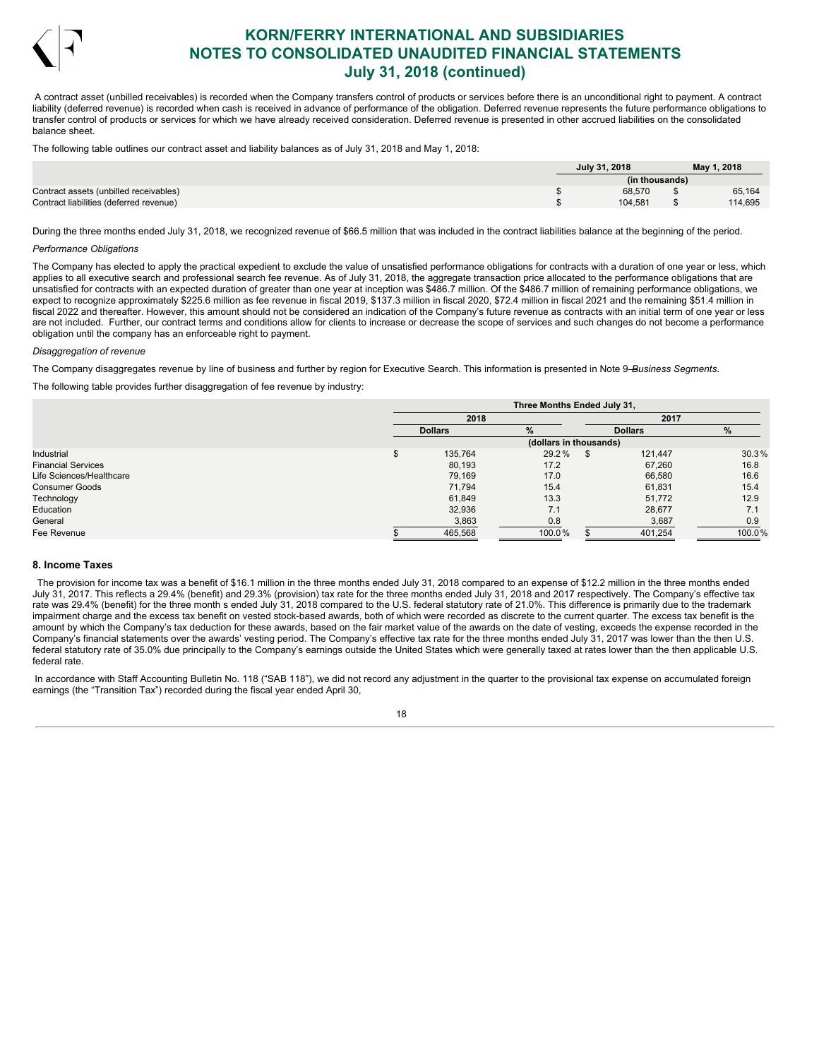A contract asset (unbilled receivables) is recorded when the Company transfers control of products or services before there is an unconditional right to payment. A contract liability (deferred revenue) is recorded when cash is received in advance of performance of the obligation. Deferred revenue represents the future performance obligations to transfer control of products or services for which we have already received consideration. Deferred revenue is presented in other accrued liabilities on the consolidated balance sheet.

The following table outlines our contract asset and liability balances as of July 31, 2018 and May 1, 2018:

| | July 31, 2018 | May 1, 2018 |
|---|---|---|
| | (in thousands) | |
| Contract assets (unbilled receivables) | $ 68,570 | $ 65,164 |
| Contract liabilities (deferred revenue) | $ 104,581 | $ 114,695 |

During the three months ended July 31, 2018, we recognized revenue of $66.5 million that was included in the contract liabilities balance at the beginning of the period.

*Performance Obligations*

The Company has elected to apply the practical expedient to exclude the value of unsatisfied performance obligations for contracts with a duration of one year or less, which applies to all executive search and professional search fee revenue. As of July 31, 2018, the aggregate transaction price allocated to the performance obligations that are unsatisfied for contracts with an expected duration of greater than one year at inception was $486.7 million. Of the $486.7 million of remaining performance obligations, we expect to recognize approximately $225.6 million as fee revenue in fiscal 2019, $137.3 million in fiscal 2020, $72.4 million in fiscal 2021 and the remaining $51.4 million in fiscal 2022 and thereafter. However, this amount should not be considered an indication of the Company's future revenue as contracts with an initial term of one year or less are not included. Further, our contract terms and conditions allow for clients to increase or decrease the scope of services and such changes do not become a performance obligation until the company has an enforceable right to payment.

*Disaggregation of revenue*

The Company disaggregates revenue by line of business and further by region for Executive Search. This information is presented in Note 9—*Business Segments*.

The following table provides further disaggregation of fee revenue by industry:

| | Three Months Ended July 31, | | | |
|---|---|---|---|---|
| | 2018 | | 2017 | |
| | Dollars | % | Dollars | % |
| | (dollars in thousands) | | | |
| Industrial | $ 135,764 | 29.2% | $ 121,447 | 30.3% |
| Financial Services | 80,193 | 17.2 | 67,260 | 16.8 |
| Life Sciences/Healthcare | 79,169 | 17.0 | 66,580 | 16.6 |
| Consumer Goods | 71,794 | 15.4 | 61,831 | 15.4 |
| Technology | 61,849 | 13.3 | 51,772 | 12.9 |
| Education | 32,936 | 7.1 | 28,677 | 7.1 |
| General | 3,863 | 0.8 | 3,687 | 0.9 |
| Fee Revenue | $ 465,568 | 100.0% | $ 401,254 | 100.0% |

## 8. Income Taxes

The provision for income tax was a benefit of $16.1 million in the three months ended July 31, 2018 compared to an expense of $12.2 million in the three months ended July 31, 2017. This reflects a 29.4% (benefit) and 29.3% (provision) tax rate for the three months ended July 31, 2018 and 2017 respectively. The Company's effective tax rate was 29.4% (benefit) for the three month s ended July 31, 2018 compared to the U.S. federal statutory rate of 21.0%. This difference is primarily due to the trademark impairment charge and the excess tax benefit on vested stock-based awards, both of which were recorded as discrete to the current quarter. The excess tax benefit is the amount by which the Company's tax deduction for these awards, based on the fair market value of the awards on the date of vesting, exceeds the expense recorded in the Company's financial statements over the awards' vesting period. The Company's effective tax rate for the three months ended July 31, 2017 was lower than the then U.S. federal statutory rate of 35.0% due principally to the Company's earnings outside the United States which were generally taxed at rates lower than the then applicable U.S. federal rate.

In accordance with Staff Accounting Bulletin No. 118 ("SAB 118"), we did not record any adjustment in the quarter to the provisional tax expense on accumulated foreign earnings (the "Transition Tax") recorded during the fiscal year ended April 30,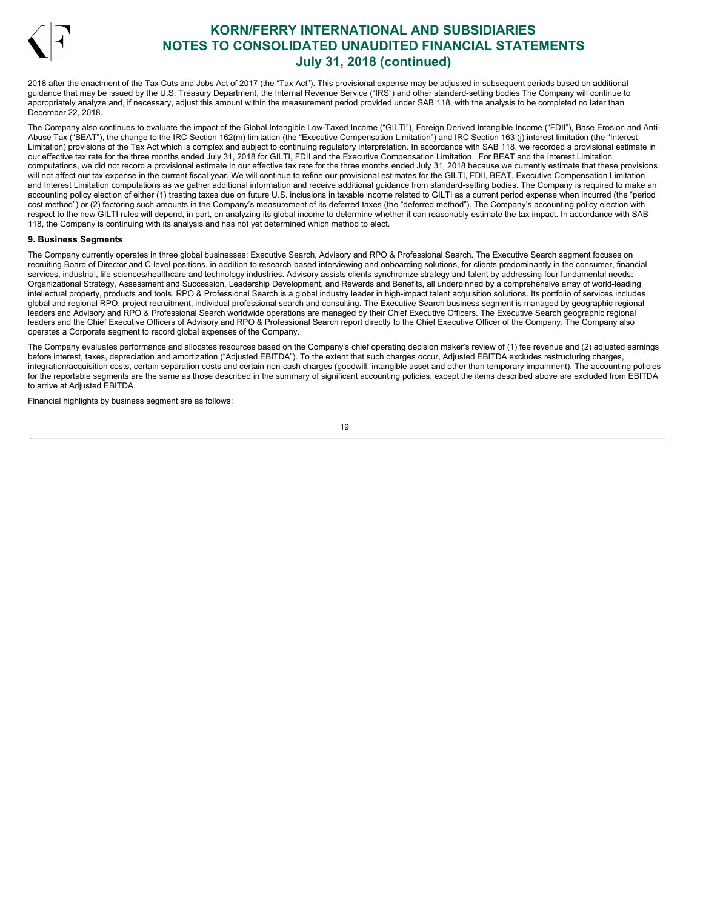2018 after the enactment of the Tax Cuts and Jobs Act of 2017 (the "Tax Act"). This provisional expense may be adjusted in subsequent periods based on additional guidance that may be issued by the U.S. Treasury Department, the Internal Revenue Service ("IRS") and other standard-setting bodies The Company will continue to appropriately analyze and, if necessary, adjust this amount within the measurement period provided under SAB 118, with the analysis to be completed no later than December 22, 2018.

The Company also continues to evaluate the impact of the Global Intangible Low-Taxed Income ("GILTI"), Foreign Derived Intangible Income ("FDII"), Base Erosion and Anti-Abuse Tax ("BEAT"), the change to the IRC Section 162(m) limitation (the "Executive Compensation Limitation") and IRC Section 163 (j) interest limitation (the "Interest Limitation) provisions of the Tax Act which is complex and subject to continuing regulatory interpretation. In accordance with SAB 118, we recorded a provisional estimate in our effective tax rate for the three months ended July 31, 2018 for GILTI, FDII and the Executive Compensation Limitation. For BEAT and the Interest Limitation computations, we did not record a provisional estimate in our effective tax rate for the three months ended July 31, 2018 because we currently estimate that these provisions will not affect our tax expense in the current fiscal year. We will continue to refine our provisional estimates for the GILTI, FDII, BEAT, Executive Compensation Limitation and Interest Limitation computations as we gather additional information and receive additional guidance from standard-setting bodies. The Company is required to make an accounting policy election of either (1) treating taxes due on future U.S. inclusions in taxable income related to GILTI as a current period expense when incurred (the "period cost method") or (2) factoring such amounts in the Company's measurement of its deferred taxes (the "deferred method"). The Company's accounting policy election with respect to the new GILTI rules will depend, in part, on analyzing its global income to determine whether it can reasonably estimate the tax impact. In accordance with SAB 118, the Company is continuing with its analysis and has not yet determined which method to elect.

**9. Business Segments**

The Company currently operates in three global businesses: Executive Search, Advisory and RPO & Professional Search. The Executive Search segment focuses on recruiting Board of Director and C-level positions, in addition to research-based interviewing and onboarding solutions, for clients predominantly in the consumer, financial services, industrial, life sciences/healthcare and technology industries. Advisory assists clients synchronize strategy and talent by addressing four fundamental needs: Organizational Strategy, Assessment and Succession, Leadership Development, and Rewards and Benefits, all underpinned by a comprehensive array of world-leading intellectual property, products and tools. RPO & Professional Search is a global industry leader in high-impact talent acquisition solutions. Its portfolio of services includes global and regional RPO, project recruitment, individual professional search and consulting. The Executive Search business segment is managed by geographic regional leaders and Advisory and RPO & Professional Search worldwide operations are managed by their Chief Executive Officers. The Executive Search geographic regional leaders and the Chief Executive Officers of Advisory and RPO & Professional Search report directly to the Chief Executive Officer of the Company. The Company also operates a Corporate segment to record global expenses of the Company.

The Company evaluates performance and allocates resources based on the Company's chief operating decision maker's review of (1) fee revenue and (2) adjusted earnings before interest, taxes, depreciation and amortization ("Adjusted EBITDA"). To the extent that such charges occur, Adjusted EBITDA excludes restructuring charges, integration/acquisition costs, certain separation costs and certain non-cash charges (goodwill, intangible asset and other than temporary impairment). The accounting policies for the reportable segments are the same as those described in the summary of significant accounting policies, except the items described above are excluded from EBITDA to arrive at Adjusted EBITDA.

Financial highlights by business segment are as follows: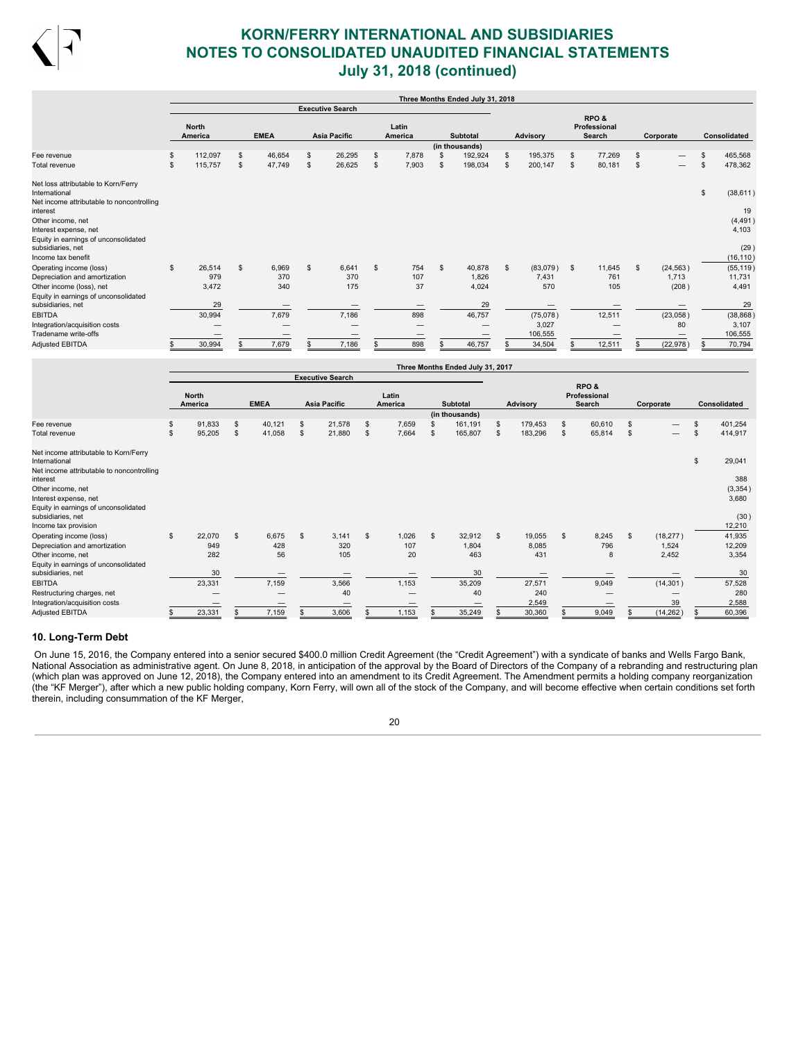# KORN/FERRY INTERNATIONAL AND SUBSIDIARIES
# NOTES TO CONSOLIDATED UNAUDITED FINANCIAL STATEMENTS
# July 31, 2018 (continued)

| | Three Months Ended July 31, 2018 | | | | | | | | |
|---|---|---|---|---|---|---|---|---|---|
| | Executive Search | | | | | | | | |
| | North America | EMEA | Asia Pacific | Latin America | Subtotal | Advisory | RPO & Professional Search | Corporate | Consolidated |
| | | | | | (in thousands) | | | | |
| Fee revenue | $ 112,097 | $ 46,654 | $ 26,295 | $ 7,878 | $ 192,924 | $ 195,375 | $ 77,269 | $ — | $ 465,568 |
| Total revenue | $ 115,757 | $ 47,749 | $ 26,625 | $ 7,903 | $ 198,034 | $ 200,147 | $ 80,181 | $ — | $ 478,362 |
| Net loss attributable to Korn/Ferry International | | | | | | | | | $ (38,611) |
| Net income attributable to noncontrolling interest | | | | | | | | | 19 |
| Other income, net | | | | | | | | | (4,491) |
| Interest expense, net | | | | | | | | | 4,103 |
| Equity in earnings of unconsolidated subsidiaries, net | | | | | | | | | (29) |
| Income tax benefit | | | | | | | | | (16,110) |
| Operating income (loss) | $ 26,514 | $ 6,969 | $ 6,641 | $ 754 | $ 40,878 | $ (83,079) | $ 11,645 | $ (24,563) | (55,119) |
| Depreciation and amortization | 979 | 370 | 370 | 107 | 1,826 | 7,431 | 761 | 1,713 | 11,731 |
| Other income (loss), net | 3,472 | 340 | 175 | 37 | 4,024 | 570 | 105 | (208) | 4,491 |
| Equity in earnings of unconsolidated subsidiaries, net | 29 | — | — | — | 29 | — | — | — | 29 |
| EBITDA | 30,994 | 7,679 | 7,186 | 898 | 46,757 | (75,078) | 12,511 | (23,058) | (38,868) |
| Integration/acquisition costs | — | — | — | — | — | 3,027 | — | 80 | 3,107 |
| Tradename write-offs | — | — | — | — | — | 106,555 | — | — | 106,555 |
| Adjusted EBITDA | $ 30,994 | $ 7,679 | $ 7,186 | $ 898 | $ 46,757 | $ 34,504 | $ 12,511 | $ (22,978) | $ 70,794 |

| | Three Months Ended July 31, 2017 | | | | | | | | |
|---|---|---|---|---|---|---|---|---|---|
| | Executive Search | | | | | | | | |
| | North America | EMEA | Asia Pacific | Latin America | Subtotal | Advisory | RPO & Professional Search | Corporate | Consolidated |
| | | | | | (in thousands) | | | | |
| Fee revenue | $ 91,833 | $ 40,121 | $ 21,578 | $ 7,659 | $ 161,191 | $ 179,453 | $ 60,610 | $ — | $ 401,254 |
| Total revenue | $ 95,205 | $ 41,058 | $ 21,880 | $ 7,664 | $ 165,807 | $ 183,296 | $ 65,814 | $ — | $ 414,917 |
| Net income attributable to Korn/Ferry International | | | | | | | | | $ 29,041 |
| Net income attributable to noncontrolling interest | | | | | | | | | 388 |
| Other income, net | | | | | | | | | (3,354) |
| Interest expense, net | | | | | | | | | 3,680 |
| Equity in earnings of unconsolidated subsidiaries, net | | | | | | | | | (30) |
| Income tax provision | | | | | | | | | 12,210 |
| Operating income (loss) | $ 22,070 | $ 6,675 | $ 3,141 | $ 1,026 | $ 32,912 | $ 19,055 | $ 8,245 | $ (18,277) | 41,935 |
| Depreciation and amortization | 949 | 428 | 320 | 107 | 1,804 | 8,085 | 796 | 1,524 | 12,209 |
| Other income, net | 282 | 56 | 105 | 20 | 463 | 431 | 8 | 2,452 | 3,354 |
| Equity in earnings of unconsolidated subsidiaries, net | 30 | — | — | — | 30 | — | — | — | 30 |
| EBITDA | 23,331 | 7,159 | 3,566 | 1,153 | 35,209 | 27,571 | 9,049 | (14,301) | 57,528 |
| Restructuring charges, net | — | — | 40 | — | 40 | 240 | — | — | 280 |
| Integration/acquisition costs | — | — | — | — | — | 2,549 | — | 39 | 2,588 |
| Adjusted EBITDA | $ 23,331 | $ 7,159 | $ 3,606 | $ 1,153 | $ 35,249 | $ 30,360 | $ 9,049 | $ (14,262) | $ 60,396 |

## 10. Long-Term Debt

On June 15, 2016, the Company entered into a senior secured $400.0 million Credit Agreement (the "Credit Agreement") with a syndicate of banks and Wells Fargo Bank, National Association as administrative agent. On June 8, 2018, in anticipation of the approval by the Board of Directors of the Company of a rebranding and restructuring plan (which plan was approved on June 12, 2018), the Company entered into an amendment to its Credit Agreement. The Amendment permits a holding company reorganization (the "KF Merger"), after which a new public holding company, Korn Ferry, will own all of the stock of the Company, and will become effective when certain conditions set forth therein, including consummation of the KF Merger,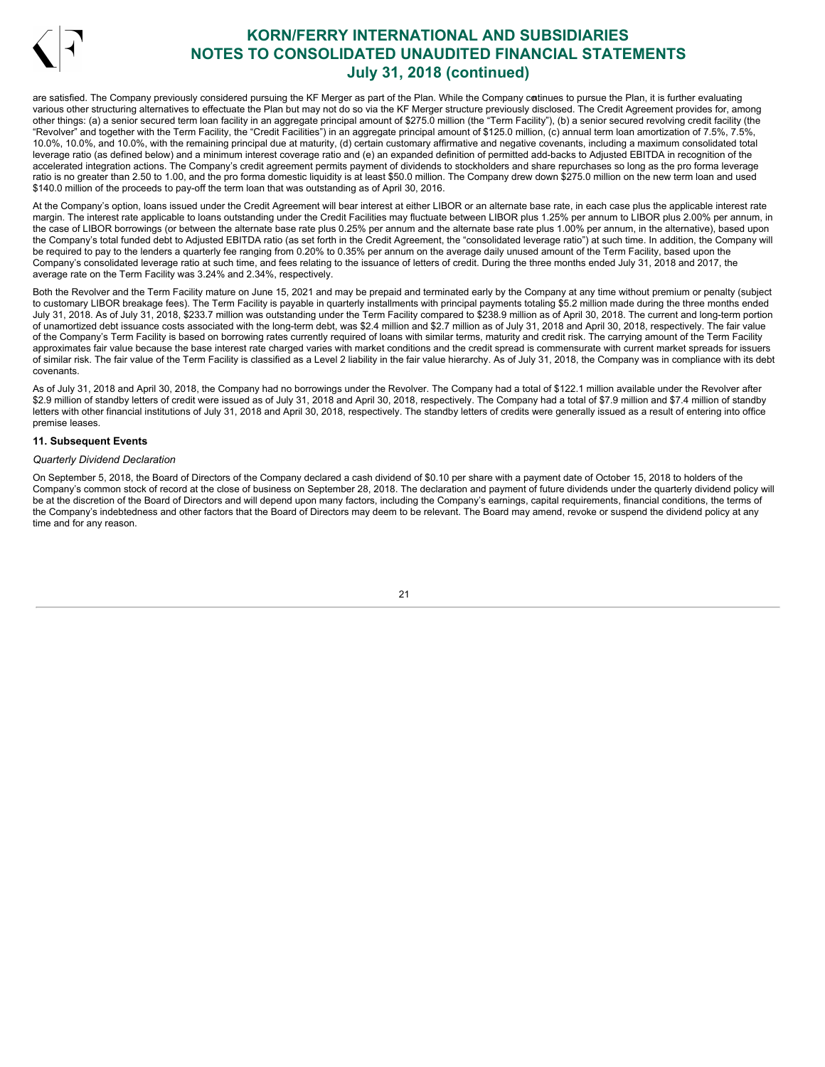are satisfied. The Company previously considered pursuing the KF Merger as part of the Plan. While the Company continues to pursue the Plan, it is further evaluating various other structuring alternatives to effectuate the Plan but may not do so via the KF Merger structure previously disclosed. The Credit Agreement provides for, among other things: (a) a senior secured term loan facility in an aggregate principal amount of $275.0 million (the "Term Facility"), (b) a senior secured revolving credit facility (the "Revolver" and together with the Term Facility, the "Credit Facilities") in an aggregate principal amount of $125.0 million, (c) annual term loan amortization of 7.5%, 7.5%, 10.0%, 10.0%, and 10.0%, with the remaining principal due at maturity, (d) certain customary affirmative and negative covenants, including a maximum consolidated total leverage ratio (as defined below) and a minimum interest coverage ratio and (e) an expanded definition of permitted add-backs to Adjusted EBITDA in recognition of the accelerated integration actions. The Company's credit agreement permits payment of dividends to stockholders and share repurchases so long as the pro forma leverage ratio is no greater than 2.50 to 1.00, and the pro forma domestic liquidity is at least $50.0 million. The Company drew down $275.0 million on the new term loan and used $140.0 million of the proceeds to pay-off the term loan that was outstanding as of April 30, 2016.

At the Company's option, loans issued under the Credit Agreement will bear interest at either LIBOR or an alternate base rate, in each case plus the applicable interest rate margin. The interest rate applicable to loans outstanding under the Credit Facilities may fluctuate between LIBOR plus 1.25% per annum to LIBOR plus 2.00% per annum, in the case of LIBOR borrowings (or between the alternate base rate plus 0.25% per annum and the alternate base rate plus 1.00% per annum, in the alternative), based upon the Company's total funded debt to Adjusted EBITDA ratio (as set forth in the Credit Agreement, the "consolidated leverage ratio") at such time. In addition, the Company will be required to pay to the lenders a quarterly fee ranging from 0.20% to 0.35% per annum on the average daily unused amount of the Term Facility, based upon the Company's consolidated leverage ratio at such time, and fees relating to the issuance of letters of credit. During the three months ended July 31, 2018 and 2017, the average rate on the Term Facility was 3.24% and 2.34%, respectively.

Both the Revolver and the Term Facility mature on June 15, 2021 and may be prepaid and terminated early by the Company at any time without premium or penalty (subject to customary LIBOR breakage fees). The Term Facility is payable in quarterly installments with principal payments totaling $5.2 million made during the three months ended July 31, 2018. As of July 31, 2018, $233.7 million was outstanding under the Term Facility compared to $238.9 million as of April 30, 2018. The current and long-term portion of unamortized debt issuance costs associated with the long-term debt, was $2.4 million and $2.7 million as of July 31, 2018 and April 30, 2018, respectively. The fair value of the Company's Term Facility is based on borrowing rates currently required of loans with similar terms, maturity and credit risk. The carrying amount of the Term Facility approximates fair value because the base interest rate charged varies with market conditions and the credit spread is commensurate with current market spreads for issuers of similar risk. The fair value of the Term Facility is classified as a Level 2 liability in the fair value hierarchy. As of July 31, 2018, the Company was in compliance with its debt covenants.

As of July 31, 2018 and April 30, 2018, the Company had no borrowings under the Revolver. The Company had a total of $122.1 million available under the Revolver after $2.9 million of standby letters of credit were issued as of July 31, 2018 and April 30, 2018, respectively. The Company had a total of $7.9 million and $7.4 million of standby letters with other financial institutions of July 31, 2018 and April 30, 2018, respectively. The standby letters of credits were generally issued as a result of entering into office premise leases.

## 11. Subsequent Events

*Quarterly Dividend Declaration*

On September 5, 2018, the Board of Directors of the Company declared a cash dividend of $0.10 per share with a payment date of October 15, 2018 to holders of the Company's common stock of record at the close of business on September 28, 2018. The declaration and payment of future dividends under the quarterly dividend policy will be at the discretion of the Board of Directors and will depend upon many factors, including the Company's earnings, capital requirements, financial conditions, the terms of the Company's indebtedness and other factors that the Board of Directors may deem to be relevant. The Board may amend, revoke or suspend the dividend policy at any time and for any reason.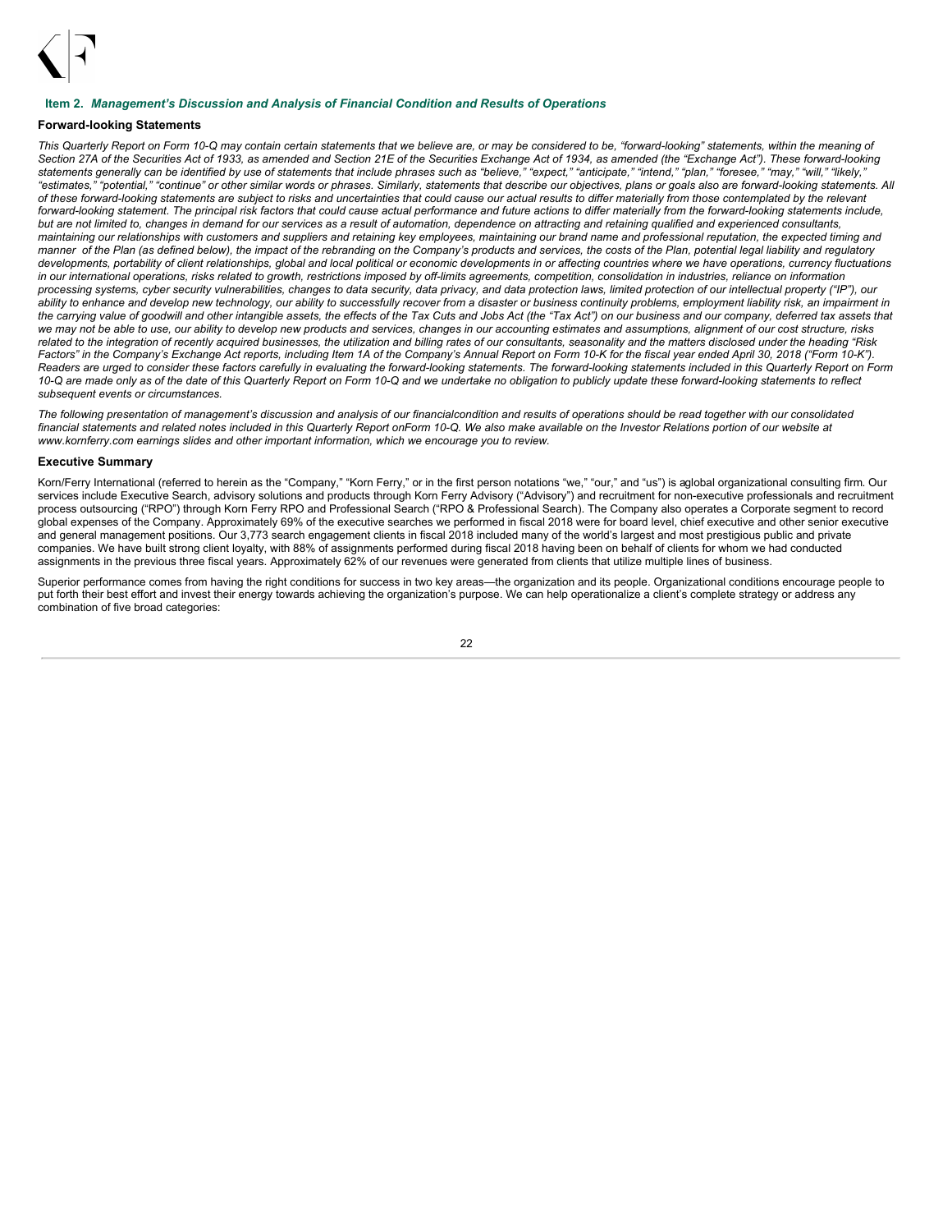## Item 2. *Management's Discussion and Analysis of Financial Condition and Results of Operations*

### Forward-looking Statements

*This Quarterly Report on Form 10-Q may contain certain statements that we believe are, or may be considered to be, "forward-looking" statements, within the meaning of Section 27A of the Securities Act of 1933, as amended and Section 21E of the Securities Exchange Act of 1934, as amended (the "Exchange Act"). These forward-looking statements generally can be identified by use of statements that include phrases such as "believe," "expect," "anticipate," "intend," "plan," "foresee," "may," "will," "likely," "estimates," "potential," "continue" or other similar words or phrases. Similarly, statements that describe our objectives, plans or goals also are forward-looking statements. All of these forward-looking statements are subject to risks and uncertainties that could cause our actual results to differ materially from those contemplated by the relevant forward-looking statement. The principal risk factors that could cause actual performance and future actions to differ materially from the forward-looking statements include, but are not limited to, changes in demand for our services as a result of automation, dependence on attracting and retaining qualified and experienced consultants, maintaining our relationships with customers and suppliers and retaining key employees, maintaining our brand name and professional reputation, the expected timing and manner of the Plan (as defined below), the impact of the rebranding on the Company's products and services, the costs of the Plan, potential legal liability and regulatory developments, portability of client relationships, global and local political or economic developments in or affecting countries where we have operations, currency fluctuations in our international operations, risks related to growth, restrictions imposed by off-limits agreements, competition, consolidation in industries, reliance on information processing systems, cyber security vulnerabilities, changes to data security, data privacy, and data protection laws, limited protection of our intellectual property ("IP"), our ability to enhance and develop new technology, our ability to successfully recover from a disaster or business continuity problems, employment liability risk, an impairment in the carrying value of goodwill and other intangible assets, the effects of the Tax Cuts and Jobs Act (the "Tax Act") on our business and our company, deferred tax assets that we may not be able to use, our ability to develop new products and services, changes in our accounting estimates and assumptions, alignment of our cost structure, risks related to the integration of recently acquired businesses, the utilization and billing rates of our consultants, seasonality and the matters disclosed under the heading "Risk Factors" in the Company's Exchange Act reports, including Item 1A of the Company's Annual Report on Form 10-K for the fiscal year ended April 30, 2018 ("Form 10-K"). Readers are urged to consider these factors carefully in evaluating the forward-looking statements. The forward-looking statements included in this Quarterly Report on Form 10-Q are made only as of the date of this Quarterly Report on Form 10-Q and we undertake no obligation to publicly update these forward-looking statements to reflect subsequent events or circumstances.*

*The following presentation of management's discussion and analysis of our financialcondition and results of operations should be read together with our consolidated financial statements and related notes included in this Quarterly Report onForm 10-Q. We also make available on the Investor Relations portion of our website at www.kornferry.com earnings slides and other important information, which we encourage you to review.*

### Executive Summary

Korn/Ferry International (referred to herein as the "Company," "Korn Ferry," or in the first person notations "we," "our," and "us") is aglobal organizational consulting firm. Our services include Executive Search, advisory solutions and products through Korn Ferry Advisory ("Advisory") and recruitment for non-executive professionals and recruitment process outsourcing ("RPO") through Korn Ferry RPO and Professional Search ("RPO & Professional Search). The Company also operates a Corporate segment to record global expenses of the Company. Approximately 69% of the executive searches we performed in fiscal 2018 were for board level, chief executive and other senior executive and general management positions. Our 3,773 search engagement clients in fiscal 2018 included many of the world's largest and most prestigious public and private companies. We have built strong client loyalty, with 88% of assignments performed during fiscal 2018 having been on behalf of clients for whom we had conducted assignments in the previous three fiscal years. Approximately 62% of our revenues were generated from clients that utilize multiple lines of business.

Superior performance comes from having the right conditions for success in two key areas—the organization and its people. Organizational conditions encourage people to put forth their best effort and invest their energy towards achieving the organization's purpose. We can help operationalize a client's complete strategy or address any combination of five broad categories: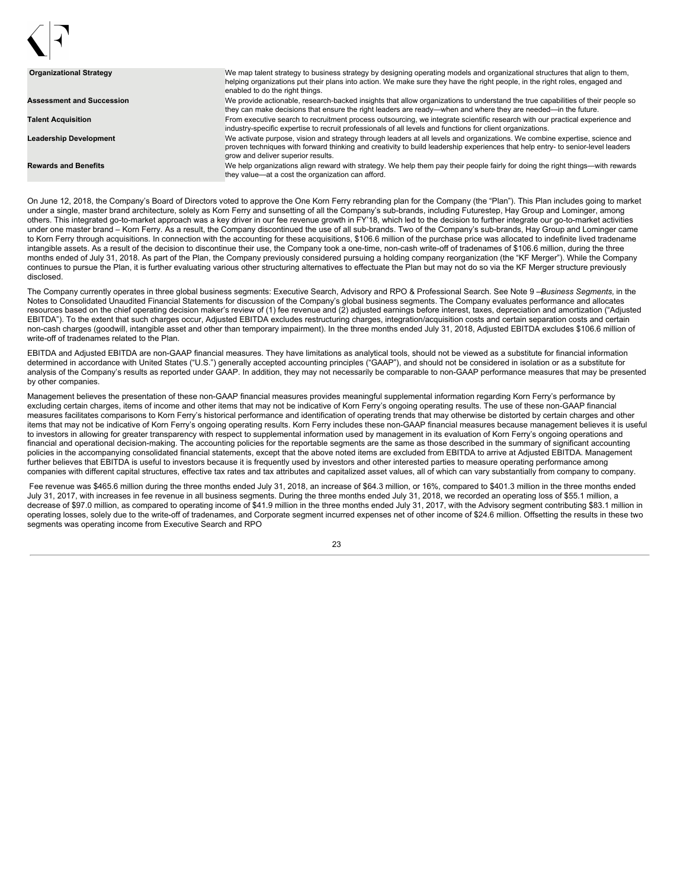| | |
|---|---|
| **Organizational Strategy** | We map talent strategy to business strategy by designing operating models and organizational structures that align to them, helping organizations put their plans into action. We make sure they have the right people, in the right roles, engaged and enabled to do the right things. |
| **Assessment and Succession** | We provide actionable, research-backed insights that allow organizations to understand the true capabilities of their people so they can make decisions that ensure the right leaders are ready—when and where they are needed—in the future. |
| **Talent Acquisition** | From executive search to recruitment process outsourcing, we integrate scientific research with our practical experience and industry-specific expertise to recruit professionals of all levels and functions for client organizations. |
| **Leadership Development** | We activate purpose, vision and strategy through leaders at all levels and organizations. We combine expertise, science and proven techniques with forward thinking and creativity to build leadership experiences that help entry- to senior-level leaders grow and deliver superior results. |
| **Rewards and Benefits** | We help organizations align reward with strategy. We help them pay their people fairly for doing the right things—with rewards they value—at a cost the organization can afford. |

On June 12, 2018, the Company's Board of Directors voted to approve the One Korn Ferry rebranding plan for the Company (the "Plan"). This Plan includes going to market under a single, master brand architecture, solely as Korn Ferry and sunsetting of all the Company's sub-brands, including Futurestep, Hay Group and Lominger, among others. This integrated go-to-market approach was a key driver in our fee revenue growth in FY'18, which led to the decision to further integrate our go-to-market activities under one master brand – Korn Ferry. As a result, the Company discontinued the use of all sub-brands. Two of the Company's sub-brands, Hay Group and Lominger came to Korn Ferry through acquisitions. In connection with the accounting for these acquisitions, $106.6 million of the purchase price was allocated to indefinite lived tradename intangible assets. As a result of the decision to discontinue their use, the Company took a one-time, non-cash write-off of tradenames of $106.6 million, during the three months ended of July 31, 2018. As part of the Plan, the Company previously considered pursuing a holding company reorganization (the "KF Merger"). While the Company continues to pursue the Plan, it is further evaluating various other structuring alternatives to effectuate the Plan but may not do so via the KF Merger structure previously disclosed.

The Company currently operates in three global business segments: Executive Search, Advisory and RPO & Professional Search. See Note 9 — *Business Segments,* in the Notes to Consolidated Unaudited Financial Statements for discussion of the Company's global business segments. The Company evaluates performance and allocates resources based on the chief operating decision maker's review of (1) fee revenue and (2) adjusted earnings before interest, taxes, depreciation and amortization ("Adjusted EBITDA"). To the extent that such charges occur, Adjusted EBITDA excludes restructuring charges, integration/acquisition costs and certain separation costs and certain non-cash charges (goodwill, intangible asset and other than temporary impairment). In the three months ended July 31, 2018, Adjusted EBITDA excludes $106.6 million of write-off of tradenames related to the Plan.

EBITDA and Adjusted EBITDA are non-GAAP financial measures. They have limitations as analytical tools, should not be viewed as a substitute for financial information determined in accordance with United States ("U.S.") generally accepted accounting principles ("GAAP"), and should not be considered in isolation or as a substitute for analysis of the Company's results as reported under GAAP. In addition, they may not necessarily be comparable to non-GAAP performance measures that may be presented by other companies.

Management believes the presentation of these non-GAAP financial measures provides meaningful supplemental information regarding Korn Ferry's performance by excluding certain charges, items of income and other items that may not be indicative of Korn Ferry's ongoing operating results. The use of these non-GAAP financial measures facilitates comparisons to Korn Ferry's historical performance and identification of operating trends that may otherwise be distorted by certain charges and other items that may not be indicative of Korn Ferry's ongoing operating results. Korn Ferry includes these non-GAAP financial measures because management believes it is useful to investors in allowing for greater transparency with respect to supplemental information used by management in its evaluation of Korn Ferry's ongoing operations and financial and operational decision-making. The accounting policies for the reportable segments are the same as those described in the summary of significant accounting policies in the accompanying consolidated financial statements, except that the above noted items are excluded from EBITDA to arrive at Adjusted EBITDA. Management further believes that EBITDA is useful to investors because it is frequently used by investors and other interested parties to measure operating performance among companies with different capital structures, effective tax rates and tax attributes and capitalized asset values, all of which can vary substantially from company to company.

Fee revenue was $465.6 million during the three months ended July 31, 2018, an increase of $64.3 million, or 16%, compared to $401.3 million in the three months ended July 31, 2017, with increases in fee revenue in all business segments. During the three months ended July 31, 2018, we recorded an operating loss of $55.1 million, a decrease of $97.0 million, as compared to operating income of $41.9 million in the three months ended July 31, 2017, with the Advisory segment contributing $83.1 million in operating losses, solely due to the write-off of tradenames, and Corporate segment incurred expenses net of other income of $24.6 million. Offsetting the results in these two segments was operating income from Executive Search and RPO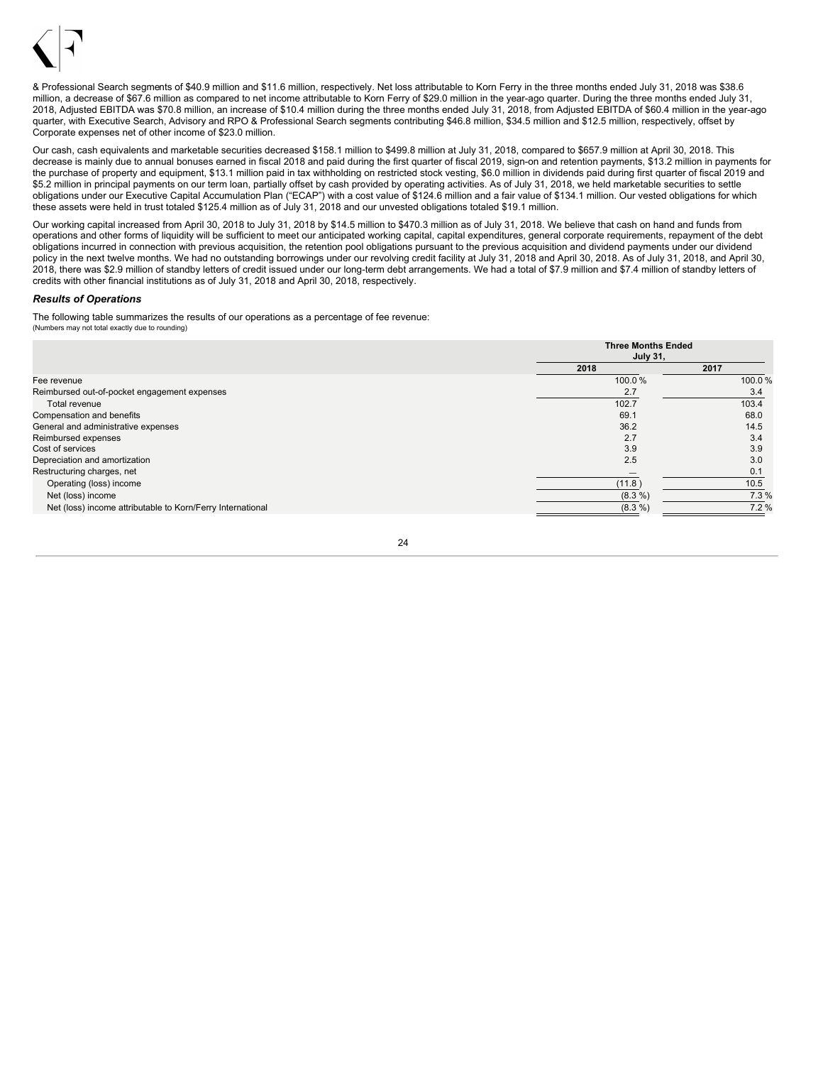& Professional Search segments of $40.9 million and $11.6 million, respectively. Net loss attributable to Korn Ferry in the three months ended July 31, 2018 was $38.6 million, a decrease of $67.6 million as compared to net income attributable to Korn Ferry of $29.0 million in the year-ago quarter. During the three months ended July 31, 2018, Adjusted EBITDA was $70.8 million, an increase of $10.4 million during the three months ended July 31, 2018, from Adjusted EBITDA of $60.4 million in the year-ago quarter, with Executive Search, Advisory and RPO & Professional Search segments contributing $46.8 million, $34.5 million and $12.5 million, respectively, offset by Corporate expenses net of other income of $23.0 million.

Our cash, cash equivalents and marketable securities decreased $158.1 million to $499.8 million at July 31, 2018, compared to $657.9 million at April 30, 2018. This decrease is mainly due to annual bonuses earned in fiscal 2018 and paid during the first quarter of fiscal 2019, sign-on and retention payments, $13.2 million in payments for the purchase of property and equipment, $13.1 million paid in tax withholding on restricted stock vesting, $6.0 million in dividends paid during first quarter of fiscal 2019 and $5.2 million in principal payments on our term loan, partially offset by cash provided by operating activities. As of July 31, 2018, we held marketable securities to settle obligations under our Executive Capital Accumulation Plan ("ECAP") with a cost value of $124.6 million and a fair value of $134.1 million. Our vested obligations for which these assets were held in trust totaled $125.4 million as of July 31, 2018 and our unvested obligations totaled $19.1 million.

Our working capital increased from April 30, 2018 to July 31, 2018 by $14.5 million to $470.3 million as of July 31, 2018. We believe that cash on hand and funds from operations and other forms of liquidity will be sufficient to meet our anticipated working capital, capital expenditures, general corporate requirements, repayment of the debt obligations incurred in connection with previous acquisition, the retention pool obligations pursuant to the previous acquisition and dividend payments under our dividend policy in the next twelve months. We had no outstanding borrowings under our revolving credit facility at July 31, 2018 and April 30, 2018. As of July 31, 2018, and April 30, 2018, there was $2.9 million of standby letters of credit issued under our long-term debt arrangements. We had a total of $7.9 million and $7.4 million of standby letters of credits with other financial institutions as of July 31, 2018 and April 30, 2018, respectively.

### *Results of Operations*

The following table summarizes the results of our operations as a percentage of fee revenue:
(Numbers may not total exactly due to rounding)

| | Three Months Ended July 31, | |
|---|---|---|
| | 2018 | 2017 |
| Fee revenue | 100.0 % | 100.0 % |
| Reimbursed out-of-pocket engagement expenses | 2.7 | 3.4 |
| Total revenue | 102.7 | 103.4 |
| Compensation and benefits | 69.1 | 68.0 |
| General and administrative expenses | 36.2 | 14.5 |
| Reimbursed expenses | 2.7 | 3.4 |
| Cost of services | 3.9 | 3.9 |
| Depreciation and amortization | 2.5 | 3.0 |
| Restructuring charges, net | — | 0.1 |
| Operating (loss) income | (11.8 ) | 10.5 |
| Net (loss) income | (8.3 %) | 7.3 % |
| Net (loss) income attributable to Korn/Ferry International | (8.3 %) | 7.2 % |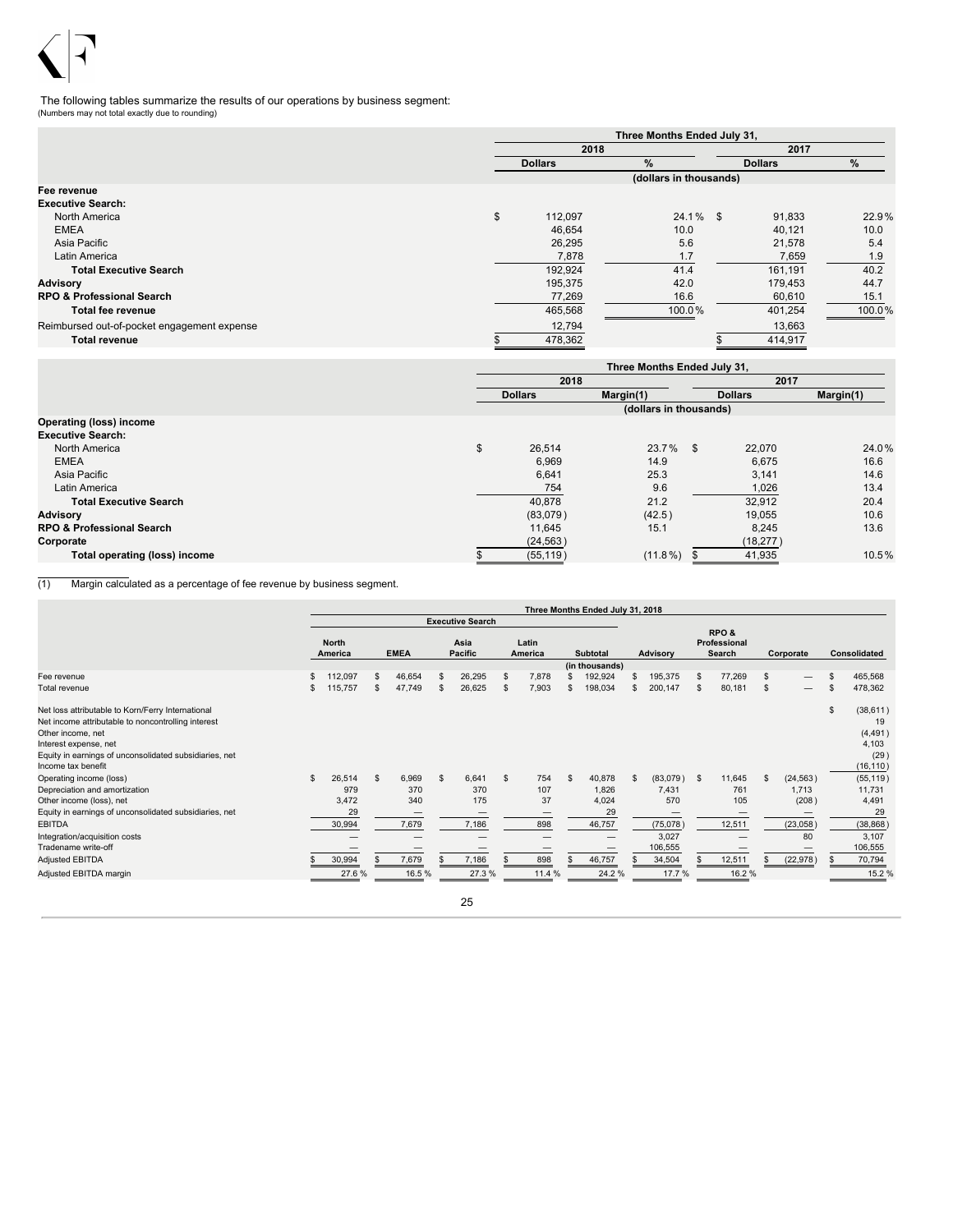The following tables summarize the results of our operations by business segment:
(Numbers may not total exactly due to rounding)

| | Three Months Ended July 31, | | | |
|---|---|---|---|---|
| | 2018 | | 2017 | |
| | Dollars | % | Dollars | % |
| | (dollars in thousands) | | | |
| **Fee revenue** | | | | |
| **Executive Search:** | | | | |
| North America | $ 112,097 | 24.1 % | $ 91,833 | 22.9 % |
| EMEA | 46,654 | 10.0 | 40,121 | 10.0 |
| Asia Pacific | 26,295 | 5.6 | 21,578 | 5.4 |
| Latin America | 7,878 | 1.7 | 7,659 | 1.9 |
| **Total Executive Search** | 192,924 | 41.4 | 161,191 | 40.2 |
| **Advisory** | 195,375 | 42.0 | 179,453 | 44.7 |
| **RPO & Professional Search** | 77,269 | 16.6 | 60,610 | 15.1 |
| **Total fee revenue** | 465,568 | 100.0 % | 401,254 | 100.0 % |
| Reimbursed out-of-pocket engagement expense | 12,794 | | 13,663 | |
| **Total revenue** | $ 478,362 | | $ 414,917 | |

| | Three Months Ended July 31, | | | |
|---|---|---|---|---|
| | 2018 | | 2017 | |
| | Dollars | Margin(1) | Dollars | Margin(1) |
| | (dollars in thousands) | | | |
| **Operating (loss) income** | | | | |
| **Executive Search:** | | | | |
| North America | $ 26,514 | 23.7 % | $ 22,070 | 24.0 % |
| EMEA | 6,969 | 14.9 | 6,675 | 16.6 |
| Asia Pacific | 6,641 | 25.3 | 3,141 | 14.6 |
| Latin America | 754 | 9.6 | 1,026 | 13.4 |
| **Total Executive Search** | 40,878 | 21.2 | 32,912 | 20.4 |
| **Advisory** | (83,079 ) | (42.5 ) | 19,055 | 10.6 |
| **RPO & Professional Search** | 11,645 | 15.1 | 8,245 | 13.6 |
| **Corporate** | (24,563 ) | | (18,277 ) | |
| **Total operating (loss) income** | $ (55,119 ) | (11.8 %) | $ 41,935 | 10.5 % |

(1) Margin calculated as a percentage of fee revenue by business segment.

| | Three Months Ended July 31, 2018 | | | | | | | | |
|---|---|---|---|---|---|---|---|---|---|
| | Executive Search | | | | | | | | |
| | North America | EMEA | Asia Pacific | Latin America | Subtotal | Advisory | RPO & Professional Search | Corporate | Consolidated |
| | | | | | (in thousands) | | | | |
| Fee revenue | $ 112,097 | $ 46,654 | $ 26,295 | $ 7,878 | $ 192,924 | $ 195,375 | $ 77,269 | $ — | $ 465,568 |
| Total revenue | $ 115,757 | $ 47,749 | $ 26,625 | $ 7,903 | $ 198,034 | $ 200,147 | $ 80,181 | $ — | $ 478,362 |
| Net loss attributable to Korn/Ferry International | | | | | | | | | $ (38,611 ) |
| Net income attributable to noncontrolling interest | | | | | | | | | 19 |
| Other income, net | | | | | | | | | (4,491 ) |
| Interest expense, net | | | | | | | | | 4,103 |
| Equity in earnings of unconsolidated subsidiaries, net | | | | | | | | | (29 ) |
| Income tax benefit | | | | | | | | | (16,110 ) |
| Operating income (loss) | $ 26,514 | $ 6,969 | $ 6,641 | $ 754 | $ 40,878 | $ (83,079 ) | $ 11,645 | $ (24,563 ) | (55,119 ) |
| Depreciation and amortization | 979 | 370 | 370 | 107 | 1,826 | 7,431 | 761 | 1,713 | 11,731 |
| Other income (loss), net | 3,472 | 340 | 175 | 37 | 4,024 | 570 | 105 | (208 ) | 4,491 |
| Equity in earnings of unconsolidated subsidiaries, net | 29 | — | — | — | 29 | — | — | — | 29 |
| EBITDA | 30,994 | 7,679 | 7,186 | 898 | 46,757 | (75,078 ) | 12,511 | (23,058 ) | (38,868 ) |
| Integration/acquisition costs | — | — | — | — | — | 3,027 | — | 80 | 3,107 |
| Tradename write-off | — | — | — | — | — | 106,555 | — | — | 106,555 |
| Adjusted EBITDA | $ 30,994 | $ 7,679 | $ 7,186 | $ 898 | $ 46,757 | $ 34,504 | $ 12,511 | $ (22,978 ) | $ 70,794 |
| Adjusted EBITDA margin | 27.6 % | 16.5 % | 27.3 % | 11.4 % | 24.2 % | 17.7 % | 16.2 % | | 15.2 % |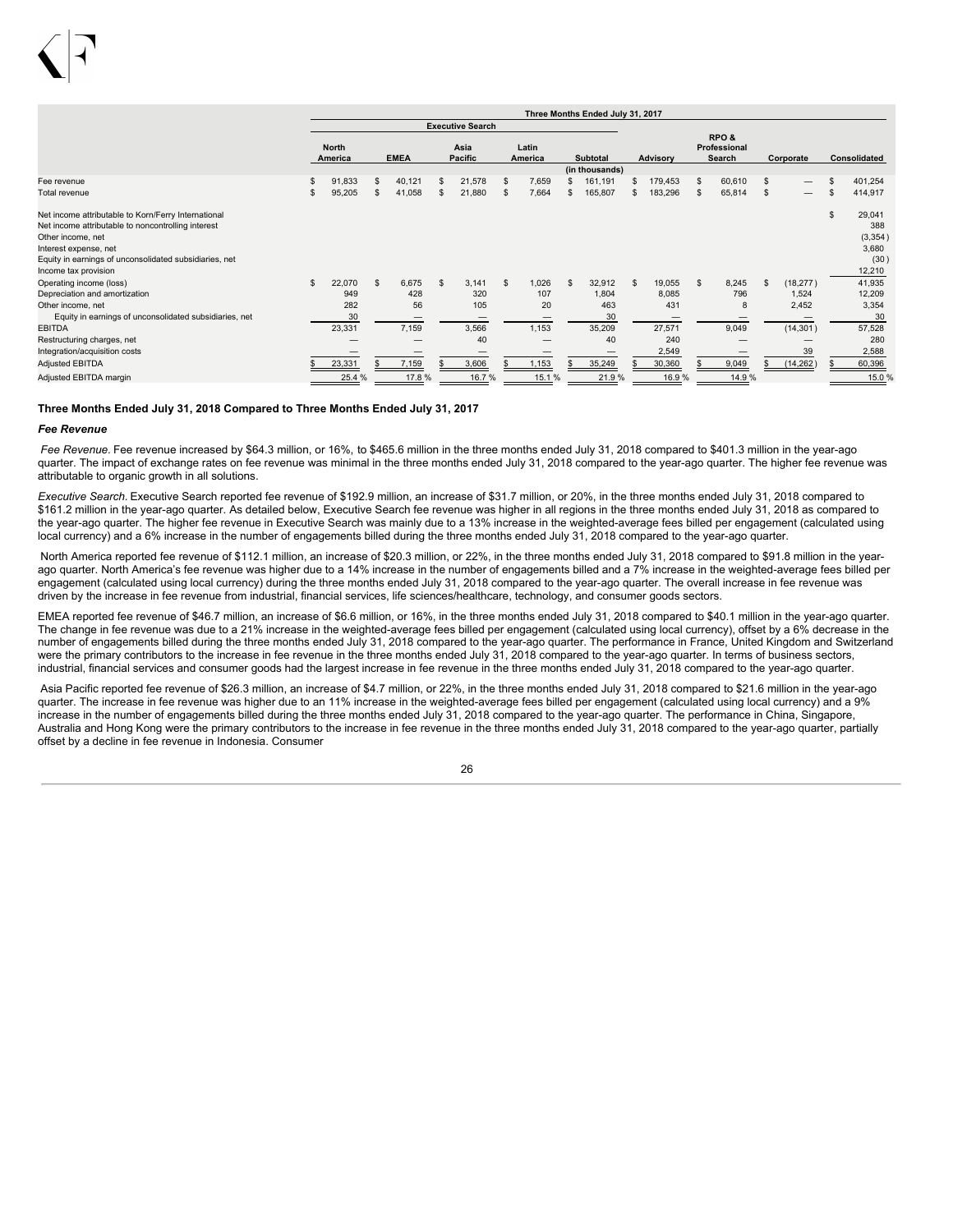| | Three Months Ended July 31, 2017 | | | | | | | | |
|---|---|---|---|---|---|---|---|---|---|
| | Executive Search | | | | | | | | |
| | North America | EMEA | Asia Pacific | Latin America | Subtotal | Advisory | RPO & Professional Search | Corporate | Consolidated |
| | | | | | (in thousands) | | | | |
| Fee revenue | $ 91,833 | $ 40,121 | $ 21,578 | $ 7,659 | $ 161,191 | $ 179,453 | $ 60,610 | $ — | $ 401,254 |
| Total revenue | $ 95,205 | $ 41,058 | $ 21,880 | $ 7,664 | $ 165,807 | $ 183,296 | $ 65,814 | $ — | $ 414,917 |
| Net income attributable to Korn/Ferry International | | | | | | | | | $ 29,041 |
| Net income attributable to noncontrolling interest | | | | | | | | | 388 |
| Other income, net | | | | | | | | | (3,354) |
| Interest expense, net | | | | | | | | | 3,680 |
| Equity in earnings of unconsolidated subsidiaries, net | | | | | | | | | (30) |
| Income tax provision | | | | | | | | | 12,210 |
| Operating income (loss) | $ 22,070 | $ 6,675 | $ 3,141 | $ 1,026 | $ 32,912 | $ 19,055 | $ 8,245 | $ (18,277) | 41,935 |
| Depreciation and amortization | 949 | 428 | 320 | 107 | 1,804 | 8,085 | 796 | 1,524 | 12,209 |
| Other income, net | 282 | 56 | 105 | 20 | 463 | 431 | 8 | 2,452 | 3,354 |
| Equity in earnings of unconsolidated subsidiaries, net | 30 | — | — | — | 30 | — | — | — | 30 |
| EBITDA | 23,331 | 7,159 | 3,566 | 1,153 | 35,209 | 27,571 | 9,049 | (14,301) | 57,528 |
| Restructuring charges, net | — | — | 40 | — | 40 | 240 | — | — | 280 |
| Integration/acquisition costs | — | — | — | — | — | 2,549 | — | 39 | 2,588 |
| Adjusted EBITDA | $ 23,331 | $ 7,159 | $ 3,606 | $ 1,153 | $ 35,249 | $ 30,360 | $ 9,049 | $ (14,262) | $ 60,396 |
| Adjusted EBITDA margin | 25.4 % | 17.8 % | 16.7 % | 15.1 % | 21.9 % | 16.9 % | 14.9 % | | 15.0 % |

### Three Months Ended July 31, 2018 Compared to Three Months Ended July 31, 2017

#### *Fee Revenue*

*Fee Revenue.* Fee revenue increased by $64.3 million, or 16%, to $465.6 million in the three months ended July 31, 2018 compared to $401.3 million in the year-ago quarter. The impact of exchange rates on fee revenue was minimal in the three months ended July 31, 2018 compared to the year-ago quarter. The higher fee revenue was attributable to organic growth in all solutions.

*Executive Search.* Executive Search reported fee revenue of $192.9 million, an increase of $31.7 million, or 20%, in the three months ended July 31, 2018 compared to $161.2 million in the year-ago quarter. As detailed below, Executive Search fee revenue was higher in all regions in the three months ended July 31, 2018 as compared to the year-ago quarter. The higher fee revenue in Executive Search was mainly due to a 13% increase in the weighted-average fees billed per engagement (calculated using local currency) and a 6% increase in the number of engagements billed during the three months ended July 31, 2018 compared to the year-ago quarter.

North America reported fee revenue of $112.1 million, an increase of $20.3 million, or 22%, in the three months ended July 31, 2018 compared to $91.8 million in the year-ago quarter. North America's fee revenue was higher due to a 14% increase in the number of engagements billed and a 7% increase in the weighted-average fees billed per engagement (calculated using local currency) during the three months ended July 31, 2018 compared to the year-ago quarter. The overall increase in fee revenue was driven by the increase in fee revenue from industrial, financial services, life sciences/healthcare, technology, and consumer goods sectors.

EMEA reported fee revenue of $46.7 million, an increase of $6.6 million, or 16%, in the three months ended July 31, 2018 compared to $40.1 million in the year-ago quarter. The change in fee revenue was due to a 21% increase in the weighted-average fees billed per engagement (calculated using local currency), offset by a 6% decrease in the number of engagements billed during the three months ended July 31, 2018 compared to the year-ago quarter. The performance in France, United Kingdom and Switzerland were the primary contributors to the increase in fee revenue in the three months ended July 31, 2018 compared to the year-ago quarter. In terms of business sectors, industrial, financial services and consumer goods had the largest increase in fee revenue in the three months ended July 31, 2018 compared to the year-ago quarter.

Asia Pacific reported fee revenue of $26.3 million, an increase of $4.7 million, or 22%, in the three months ended July 31, 2018 compared to $21.6 million in the year-ago quarter. The increase in fee revenue was higher due to an 11% increase in the weighted-average fees billed per engagement (calculated using local currency) and a 9% increase in the number of engagements billed during the three months ended July 31, 2018 compared to the year-ago quarter. The performance in China, Singapore, Australia and Hong Kong were the primary contributors to the increase in fee revenue in the three months ended July 31, 2018 compared to the year-ago quarter, partially offset by a decline in fee revenue in Indonesia. Consumer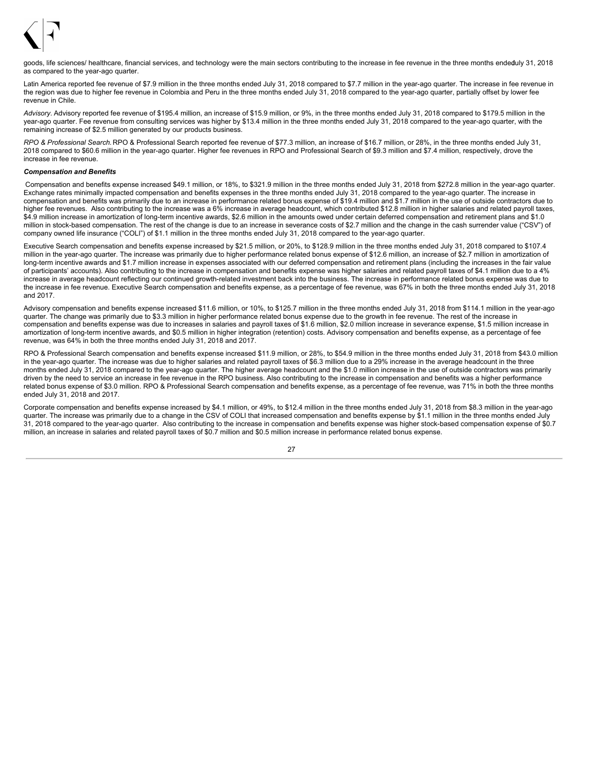goods, life sciences/ healthcare, financial services, and technology were the main sectors contributing to the increase in fee revenue in the three months ended July 31, 2018 as compared to the year-ago quarter.

Latin America reported fee revenue of $7.9 million in the three months ended July 31, 2018 compared to $7.7 million in the year-ago quarter. The increase in fee revenue in the region was due to higher fee revenue in Colombia and Peru in the three months ended July 31, 2018 compared to the year-ago quarter, partially offset by lower fee revenue in Chile.

*Advisory.* Advisory reported fee revenue of $195.4 million, an increase of $15.9 million, or 9%, in the three months ended July 31, 2018 compared to $179.5 million in the year-ago quarter. Fee revenue from consulting services was higher by $13.4 million in the three months ended July 31, 2018 compared to the year-ago quarter, with the remaining increase of $2.5 million generated by our products business.

*RPO & Professional Search.* RPO & Professional Search reported fee revenue of $77.3 million, an increase of $16.7 million, or 28%, in the three months ended July 31, 2018 compared to $60.6 million in the year-ago quarter. Higher fee revenues in RPO and Professional Search of $9.3 million and $7.4 million, respectively, drove the increase in fee revenue.

***Compensation and Benefits***

Compensation and benefits expense increased $49.1 million, or 18%, to $321.9 million in the three months ended July 31, 2018 from $272.8 million in the year-ago quarter. Exchange rates minimally impacted compensation and benefits expenses in the three months ended July 31, 2018 compared to the year-ago quarter. The increase in compensation and benefits was primarily due to an increase in performance related bonus expense of $19.4 million and $1.7 million in the use of outside contractors due to higher fee revenues. Also contributing to the increase was a 6% increase in average headcount, which contributed $12.8 million in higher salaries and related payroll taxes, $4.9 million increase in amortization of long-term incentive awards, $2.6 million in the amounts owed under certain deferred compensation and retirement plans and $1.0 million in stock-based compensation. The rest of the change is due to an increase in severance costs of $2.7 million and the change in the cash surrender value ("CSV") of company owned life insurance ("COLI") of $1.1 million in the three months ended July 31, 2018 compared to the year-ago quarter.

Executive Search compensation and benefits expense increased by $21.5 million, or 20%, to $128.9 million in the three months ended July 31, 2018 compared to $107.4 million in the year-ago quarter. The increase was primarily due to higher performance related bonus expense of $12.6 million, an increase of $2.7 million in amortization of long-term incentive awards and $1.7 million increase in expenses associated with our deferred compensation and retirement plans (including the increases in the fair value of participants' accounts). Also contributing to the increase in compensation and benefits expense was higher salaries and related payroll taxes of $4.1 million due to a 4% increase in average headcount reflecting our continued growth-related investment back into the business. The increase in performance related bonus expense was due to the increase in fee revenue. Executive Search compensation and benefits expense, as a percentage of fee revenue, was 67% in both the three months ended July 31, 2018 and 2017.

Advisory compensation and benefits expense increased $11.6 million, or 10%, to $125.7 million in the three months ended July 31, 2018 from $114.1 million in the year-ago quarter. The change was primarily due to $3.3 million in higher performance related bonus expense due to the growth in fee revenue. The rest of the increase in compensation and benefits expense was due to increases in salaries and payroll taxes of $1.6 million, $2.0 million increase in severance expense, $1.5 million increase in amortization of long-term incentive awards, and $0.5 million in higher integration (retention) costs. Advisory compensation and benefits expense, as a percentage of fee revenue, was 64% in both the three months ended July 31, 2018 and 2017.

RPO & Professional Search compensation and benefits expense increased $11.9 million, or 28%, to $54.9 million in the three months ended July 31, 2018 from $43.0 million in the year-ago quarter. The increase was due to higher salaries and related payroll taxes of $6.3 million due to a 29% increase in the average headcount in the three months ended July 31, 2018 compared to the year-ago quarter. The higher average headcount and the $1.0 million increase in the use of outside contractors was primarily driven by the need to service an increase in fee revenue in the RPO business. Also contributing to the increase in compensation and benefits was a higher performance related bonus expense of $3.0 million. RPO & Professional Search compensation and benefits expense, as a percentage of fee revenue, was 71% in both the three months ended July 31, 2018 and 2017.

Corporate compensation and benefits expense increased by $4.1 million, or 49%, to $12.4 million in the three months ended July 31, 2018 from $8.3 million in the year-ago quarter. The increase was primarily due to a change in the CSV of COLI that increased compensation and benefits expense by $1.1 million in the three months ended July 31, 2018 compared to the year-ago quarter. Also contributing to the increase in compensation and benefits expense was higher stock-based compensation expense of $0.7 million, an increase in salaries and related payroll taxes of $0.7 million and $0.5 million increase in performance related bonus expense.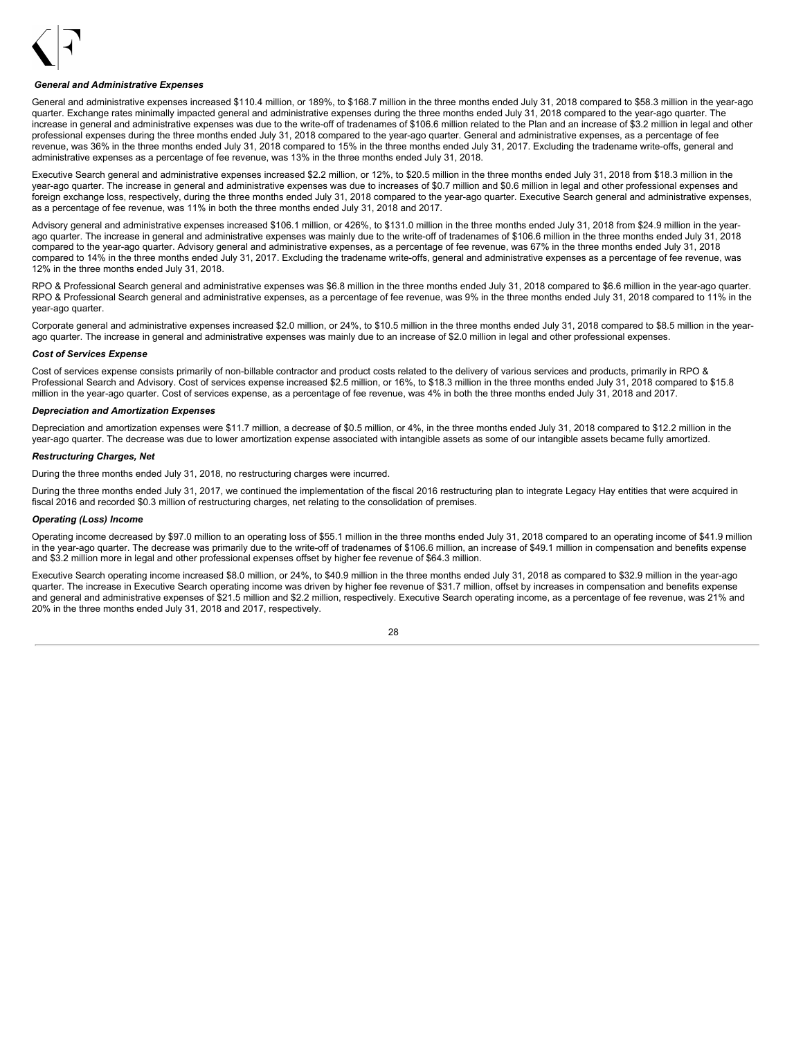### *General and Administrative Expenses*

General and administrative expenses increased $110.4 million, or 189%, to $168.7 million in the three months ended July 31, 2018 compared to $58.3 million in the year-ago quarter. Exchange rates minimally impacted general and administrative expenses during the three months ended July 31, 2018 compared to the year-ago quarter. The increase in general and administrative expenses was due to the write-off of tradenames of $106.6 million related to the Plan and an increase of $3.2 million in legal and other professional expenses during the three months ended July 31, 2018 compared to the year-ago quarter. General and administrative expenses, as a percentage of fee revenue, was 36% in the three months ended July 31, 2018 compared to 15% in the three months ended July 31, 2017. Excluding the tradename write-offs, general and administrative expenses as a percentage of fee revenue, was 13% in the three months ended July 31, 2018.

Executive Search general and administrative expenses increased $2.2 million, or 12%, to $20.5 million in the three months ended July 31, 2018 from $18.3 million in the year-ago quarter. The increase in general and administrative expenses was due to increases of $0.7 million and $0.6 million in legal and other professional expenses and foreign exchange loss, respectively, during the three months ended July 31, 2018 compared to the year-ago quarter. Executive Search general and administrative expenses, as a percentage of fee revenue, was 11% in both the three months ended July 31, 2018 and 2017.

Advisory general and administrative expenses increased $106.1 million, or 426%, to $131.0 million in the three months ended July 31, 2018 from $24.9 million in the year-ago quarter. The increase in general and administrative expenses was mainly due to the write-off of tradenames of $106.6 million in the three months ended July 31, 2018 compared to the year-ago quarter. Advisory general and administrative expenses, as a percentage of fee revenue, was 67% in the three months ended July 31, 2018 compared to 14% in the three months ended July 31, 2017. Excluding the tradename write-offs, general and administrative expenses as a percentage of fee revenue, was 12% in the three months ended July 31, 2018.

RPO & Professional Search general and administrative expenses was $6.8 million in the three months ended July 31, 2018 compared to $6.6 million in the year-ago quarter. RPO & Professional Search general and administrative expenses, as a percentage of fee revenue, was 9% in the three months ended July 31, 2018 compared to 11% in the year-ago quarter.

Corporate general and administrative expenses increased $2.0 million, or 24%, to $10.5 million in the three months ended July 31, 2018 compared to $8.5 million in the year-ago quarter. The increase in general and administrative expenses was mainly due to an increase of $2.0 million in legal and other professional expenses.

### *Cost of Services Expense*

Cost of services expense consists primarily of non-billable contractor and product costs related to the delivery of various services and products, primarily in RPO & Professional Search and Advisory. Cost of services expense increased $2.5 million, or 16%, to $18.3 million in the three months ended July 31, 2018 compared to $15.8 million in the year-ago quarter. Cost of services expense, as a percentage of fee revenue, was 4% in both the three months ended July 31, 2018 and 2017.

### *Depreciation and Amortization Expenses*

Depreciation and amortization expenses were $11.7 million, a decrease of $0.5 million, or 4%, in the three months ended July 31, 2018 compared to $12.2 million in the year-ago quarter. The decrease was due to lower amortization expense associated with intangible assets as some of our intangible assets became fully amortized.

### *Restructuring Charges, Net*

During the three months ended July 31, 2018, no restructuring charges were incurred.

During the three months ended July 31, 2017, we continued the implementation of the fiscal 2016 restructuring plan to integrate Legacy Hay entities that were acquired in fiscal 2016 and recorded $0.3 million of restructuring charges, net relating to the consolidation of premises.

### *Operating (Loss) Income*

Operating income decreased by $97.0 million to an operating loss of $55.1 million in the three months ended July 31, 2018 compared to an operating income of $41.9 million in the year-ago quarter. The decrease was primarily due to the write-off of tradenames of $106.6 million, an increase of $49.1 million in compensation and benefits expense and $3.2 million more in legal and other professional expenses offset by higher fee revenue of $64.3 million.

Executive Search operating income increased $8.0 million, or 24%, to $40.9 million in the three months ended July 31, 2018 as compared to $32.9 million in the year-ago quarter. The increase in Executive Search operating income was driven by higher fee revenue of $31.7 million, offset by increases in compensation and benefits expense and general and administrative expenses of $21.5 million and $2.2 million, respectively. Executive Search operating income, as a percentage of fee revenue, was 21% and 20% in the three months ended July 31, 2018 and 2017, respectively.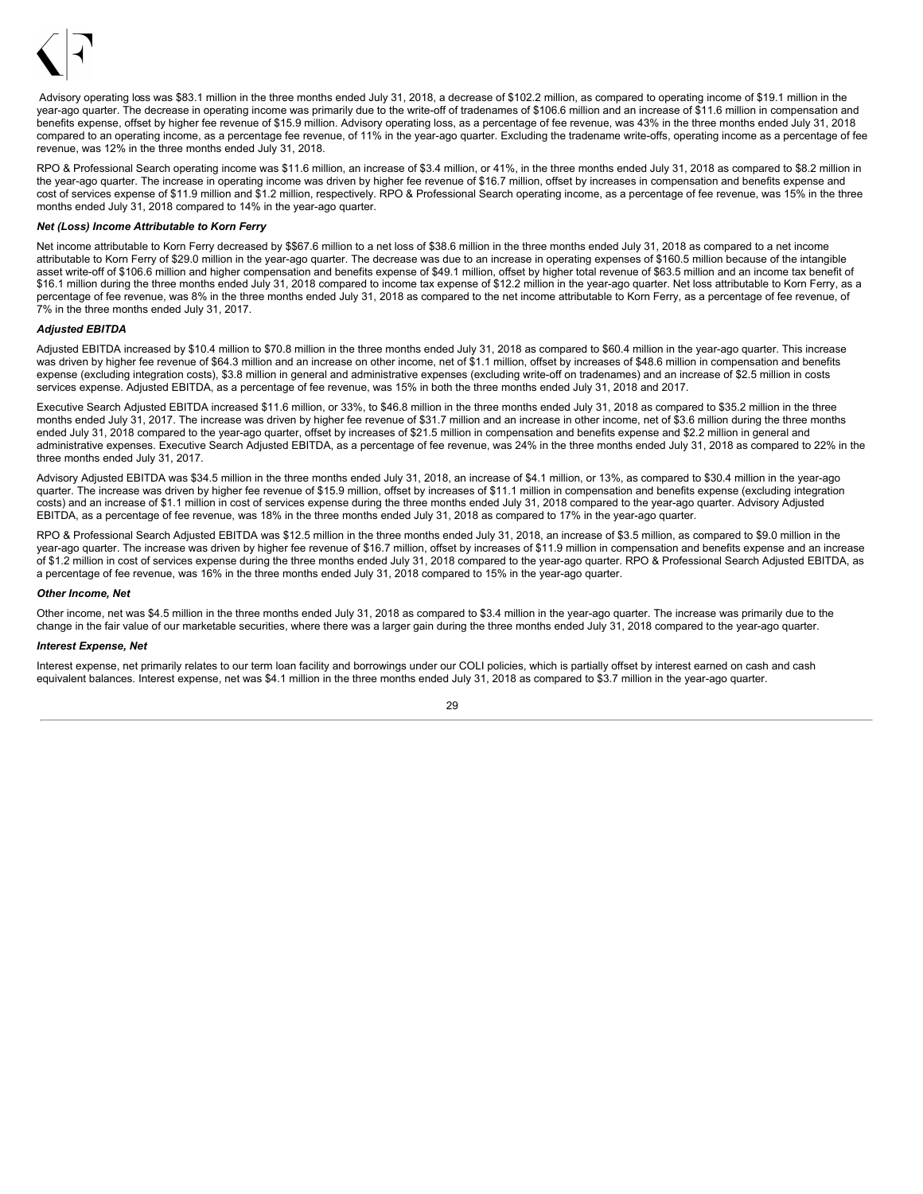Advisory operating loss was $83.1 million in the three months ended July 31, 2018, a decrease of $102.2 million, as compared to operating income of $19.1 million in the year-ago quarter. The decrease in operating income was primarily due to the write-off of tradenames of $106.6 million and an increase of $11.6 million in compensation and benefits expense, offset by higher fee revenue of $15.9 million. Advisory operating loss, as a percentage of fee revenue, was 43% in the three months ended July 31, 2018 compared to an operating income, as a percentage fee revenue, of 11% in the year-ago quarter. Excluding the tradename write-offs, operating income as a percentage of fee revenue, was 12% in the three months ended July 31, 2018.

RPO & Professional Search operating income was $11.6 million, an increase of $3.4 million, or 41%, in the three months ended July 31, 2018 as compared to $8.2 million in the year-ago quarter. The increase in operating income was driven by higher fee revenue of $16.7 million, offset by increases in compensation and benefits expense and cost of services expense of $11.9 million and $1.2 million, respectively. RPO & Professional Search operating income, as a percentage of fee revenue, was 15% in the three months ended July 31, 2018 compared to 14% in the year-ago quarter.

### *Net (Loss) Income Attributable to Korn Ferry*

Net income attributable to Korn Ferry decreased by $$67.6 million to a net loss of $38.6 million in the three months ended July 31, 2018 as compared to a net income attributable to Korn Ferry of $29.0 million in the year-ago quarter. The decrease was due to an increase in operating expenses of $160.5 million because of the intangible asset write-off of $106.6 million and higher compensation and benefits expense of $49.1 million, offset by higher total revenue of $63.5 million and an income tax benefit of $16.1 million during the three months ended July 31, 2018 compared to income tax expense of $12.2 million in the year-ago quarter. Net loss attributable to Korn Ferry, as a percentage of fee revenue, was 8% in the three months ended July 31, 2018 as compared to the net income attributable to Korn Ferry, as a percentage of fee revenue, of 7% in the three months ended July 31, 2017.

### *Adjusted EBITDA*

Adjusted EBITDA increased by $10.4 million to $70.8 million in the three months ended July 31, 2018 as compared to $60.4 million in the year-ago quarter. This increase was driven by higher fee revenue of $64.3 million and an increase on other income, net of $1.1 million, offset by increases of $48.6 million in compensation and benefits expense (excluding integration costs), $3.8 million in general and administrative expenses (excluding write-off on tradenames) and an increase of $2.5 million in costs services expense. Adjusted EBITDA, as a percentage of fee revenue, was 15% in both the three months ended July 31, 2018 and 2017.

Executive Search Adjusted EBITDA increased $11.6 million, or 33%, to $46.8 million in the three months ended July 31, 2018 as compared to $35.2 million in the three months ended July 31, 2017. The increase was driven by higher fee revenue of $31.7 million and an increase in other income, net of $3.6 million during the three months ended July 31, 2018 compared to the year-ago quarter, offset by increases of $21.5 million in compensation and benefits expense and $2.2 million in general and administrative expenses. Executive Search Adjusted EBITDA, as a percentage of fee revenue, was 24% in the three months ended July 31, 2018 as compared to 22% in the three months ended July 31, 2017.

Advisory Adjusted EBITDA was $34.5 million in the three months ended July 31, 2018, an increase of $4.1 million, or 13%, as compared to $30.4 million in the year-ago quarter. The increase was driven by higher fee revenue of $15.9 million, offset by increases of $11.1 million in compensation and benefits expense (excluding integration costs) and an increase of $1.1 million in cost of services expense during the three months ended July 31, 2018 compared to the year-ago quarter. Advisory Adjusted EBITDA, as a percentage of fee revenue, was 18% in the three months ended July 31, 2018 as compared to 17% in the year-ago quarter.

RPO & Professional Search Adjusted EBITDA was $12.5 million in the three months ended July 31, 2018, an increase of $3.5 million, as compared to $9.0 million in the year-ago quarter. The increase was driven by higher fee revenue of $16.7 million, offset by increases of $11.9 million in compensation and benefits expense and an increase of $1.2 million in cost of services expense during the three months ended July 31, 2018 compared to the year-ago quarter. RPO & Professional Search Adjusted EBITDA, as a percentage of fee revenue, was 16% in the three months ended July 31, 2018 compared to 15% in the year-ago quarter.

### *Other Income, Net*

Other income, net was $4.5 million in the three months ended July 31, 2018 as compared to $3.4 million in the year-ago quarter. The increase was primarily due to the change in the fair value of our marketable securities, where there was a larger gain during the three months ended July 31, 2018 compared to the year-ago quarter.

### *Interest Expense, Net*

Interest expense, net primarily relates to our term loan facility and borrowings under our COLI policies, which is partially offset by interest earned on cash and cash equivalent balances. Interest expense, net was $4.1 million in the three months ended July 31, 2018 as compared to $3.7 million in the year-ago quarter.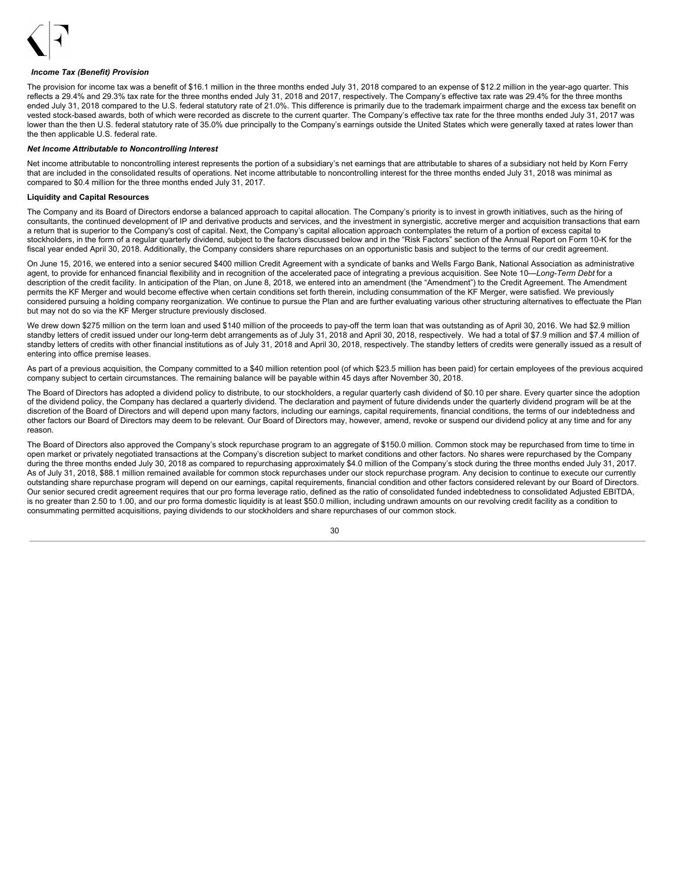***Income Tax (Benefit) Provision***

The provision for income tax was a benefit of $16.1 million in the three months ended July 31, 2018 compared to an expense of $12.2 million in the year-ago quarter. This reflects a 29.4% and 29.3% tax rate for the three months ended July 31, 2018 and 2017, respectively. The Company's effective tax rate was 29.4% for the three months ended July 31, 2018 compared to the U.S. federal statutory rate of 21.0%. This difference is primarily due to the trademark impairment charge and the excess tax benefit on vested stock-based awards, both of which were recorded as discrete to the current quarter. The Company's effective tax rate for the three months ended July 31, 2017 was lower than the then U.S. federal statutory rate of 35.0% due principally to the Company's earnings outside the United States which were generally taxed at rates lower than the then applicable U.S. federal rate.

***Net Income Attributable to Noncontrolling Interest***

Net income attributable to noncontrolling interest represents the portion of a subsidiary's net earnings that are attributable to shares of a subsidiary not held by Korn Ferry that are included in the consolidated results of operations. Net income attributable to noncontrolling interest for the three months ended July 31, 2018 was minimal as compared to $0.4 million for the three months ended July 31, 2017.

**Liquidity and Capital Resources**

The Company and its Board of Directors endorse a balanced approach to capital allocation. The Company's priority is to invest in growth initiatives, such as the hiring of consultants, the continued development of IP and derivative products and services, and the investment in synergistic, accretive merger and acquisition transactions that earn a return that is superior to the Company's cost of capital. Next, the Company's capital allocation approach contemplates the return of a portion of excess capital to stockholders, in the form of a regular quarterly dividend, subject to the factors discussed below and in the "Risk Factors" section of the Annual Report on Form 10-K for the fiscal year ended April 30, 2018. Additionally, the Company considers share repurchases on an opportunistic basis and subject to the terms of our credit agreement.

On June 15, 2016, we entered into a senior secured $400 million Credit Agreement with a syndicate of banks and Wells Fargo Bank, National Association as administrative agent, to provide for enhanced financial flexibility and in recognition of the accelerated pace of integrating a previous acquisition. See Note 10—*Long-Term Debt* for a description of the credit facility. In anticipation of the Plan, on June 8, 2018, we entered into an amendment (the "Amendment") to the Credit Agreement. The Amendment permits the KF Merger and would become effective when certain conditions set forth therein, including consummation of the KF Merger, were satisfied. We previously considered pursuing a holding company reorganization. We continue to pursue the Plan and are further evaluating various other structuring alternatives to effectuate the Plan but may not do so via the KF Merger structure previously disclosed.

We drew down $275 million on the term loan and used $140 million of the proceeds to pay-off the term loan that was outstanding as of April 30, 2016. We had $2.9 million standby letters of credit issued under our long-term debt arrangements as of July 31, 2018 and April 30, 2018, respectively. We had a total of $7.9 million and $7.4 million of standby letters of credits with other financial institutions as of July 31, 2018 and April 30, 2018, respectively. The standby letters of credits were generally issued as a result of entering into office premise leases.

As part of a previous acquisition, the Company committed to a $40 million retention pool (of which $23.5 million has been paid) for certain employees of the previous acquired company subject to certain circumstances. The remaining balance will be payable within 45 days after November 30, 2018.

The Board of Directors has adopted a dividend policy to distribute, to our stockholders, a regular quarterly cash dividend of $0.10 per share. Every quarter since the adoption of the dividend policy, the Company has declared a quarterly dividend. The declaration and payment of future dividends under the quarterly dividend program will be at the discretion of the Board of Directors and will depend upon many factors, including our earnings, capital requirements, financial conditions, the terms of our indebtedness and other factors our Board of Directors may deem to be relevant. Our Board of Directors may, however, amend, revoke or suspend our dividend policy at any time and for any reason.

The Board of Directors also approved the Company's stock repurchase program to an aggregate of $150.0 million. Common stock may be repurchased from time to time in open market or privately negotiated transactions at the Company's discretion subject to market conditions and other factors. No shares were repurchased by the Company during the three months ended July 30, 2018 as compared to repurchasing approximately $4.0 million of the Company's stock during the three months ended July 31, 2017. As of July 31, 2018, $88.1 million remained available for common stock repurchases under our stock repurchase program. Any decision to continue to execute our currently outstanding share repurchase program will depend on our earnings, capital requirements, financial condition and other factors considered relevant by our Board of Directors. Our senior secured credit agreement requires that our pro forma leverage ratio, defined as the ratio of consolidated funded indebtedness to consolidated Adjusted EBITDA, is no greater than 2.50 to 1.00, and our pro forma domestic liquidity is at least $50.0 million, including undrawn amounts on our revolving credit facility as a condition to consummating permitted acquisitions, paying dividends to our stockholders and share repurchases of our common stock.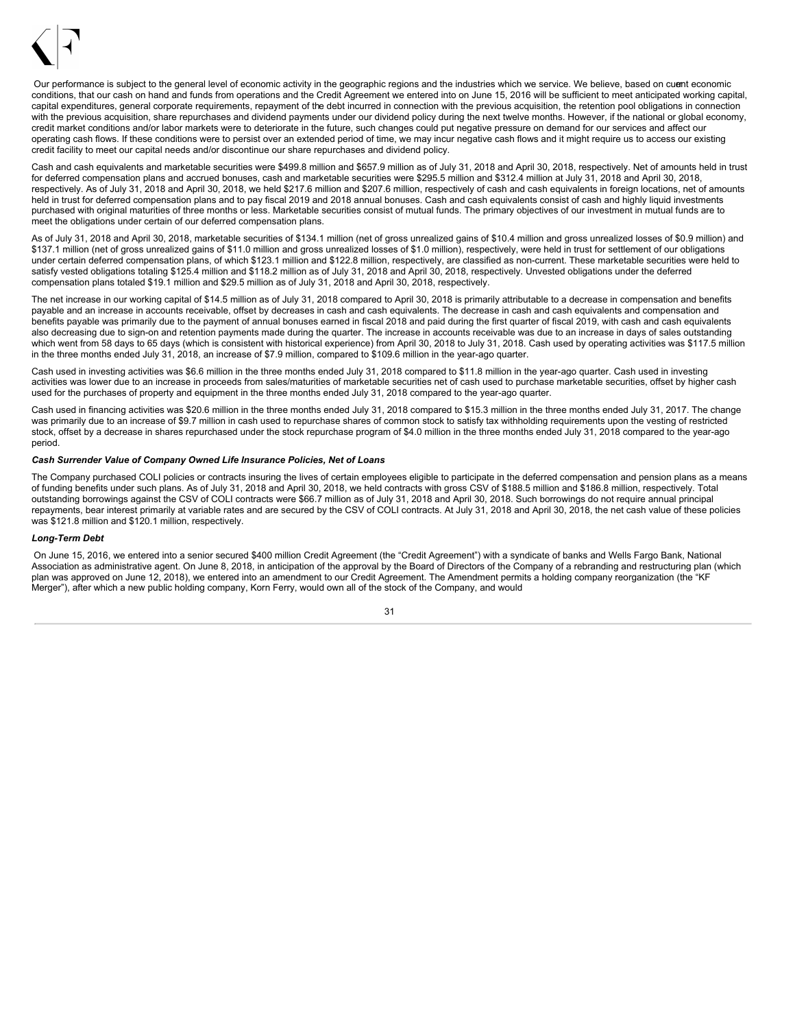Our performance is subject to the general level of economic activity in the geographic regions and the industries which we service. We believe, based on current economic conditions, that our cash on hand and funds from operations and the Credit Agreement we entered into on June 15, 2016 will be sufficient to meet anticipated working capital, capital expenditures, general corporate requirements, repayment of the debt incurred in connection with the previous acquisition, the retention pool obligations in connection with the previous acquisition, share repurchases and dividend payments under our dividend policy during the next twelve months. However, if the national or global economy, credit market conditions and/or labor markets were to deteriorate in the future, such changes could put negative pressure on demand for our services and affect our operating cash flows. If these conditions were to persist over an extended period of time, we may incur negative cash flows and it might require us to access our existing credit facility to meet our capital needs and/or discontinue our share repurchases and dividend policy.

Cash and cash equivalents and marketable securities were $499.8 million and $657.9 million as of July 31, 2018 and April 30, 2018, respectively. Net of amounts held in trust for deferred compensation plans and accrued bonuses, cash and marketable securities were $295.5 million and $312.4 million at July 31, 2018 and April 30, 2018, respectively. As of July 31, 2018 and April 30, 2018, we held $217.6 million and $207.6 million, respectively of cash and cash equivalents in foreign locations, net of amounts held in trust for deferred compensation plans and to pay fiscal 2019 and 2018 annual bonuses. Cash and cash equivalents consist of cash and highly liquid investments purchased with original maturities of three months or less. Marketable securities consist of mutual funds. The primary objectives of our investment in mutual funds are to meet the obligations under certain of our deferred compensation plans.

As of July 31, 2018 and April 30, 2018, marketable securities of $134.1 million (net of gross unrealized gains of $10.4 million and gross unrealized losses of $0.9 million) and $137.1 million (net of gross unrealized gains of $11.0 million and gross unrealized losses of $1.0 million), respectively, were held in trust for settlement of our obligations under certain deferred compensation plans, of which $123.1 million and $122.8 million, respectively, are classified as non-current. These marketable securities were held to satisfy vested obligations totaling $125.4 million and $118.2 million as of July 31, 2018 and April 30, 2018, respectively. Unvested obligations under the deferred compensation plans totaled $19.1 million and $29.5 million as of July 31, 2018 and April 30, 2018, respectively.

The net increase in our working capital of $14.5 million as of July 31, 2018 compared to April 30, 2018 is primarily attributable to a decrease in compensation and benefits payable and an increase in accounts receivable, offset by decreases in cash and cash equivalents. The decrease in cash and cash equivalents and compensation and benefits payable was primarily due to the payment of annual bonuses earned in fiscal 2018 and paid during the first quarter of fiscal 2019, with cash and cash equivalents also decreasing due to sign-on and retention payments made during the quarter. The increase in accounts receivable was due to an increase in days of sales outstanding which went from 58 days to 65 days (which is consistent with historical experience) from April 30, 2018 to July 31, 2018. Cash used by operating activities was $117.5 million in the three months ended July 31, 2018, an increase of $7.9 million, compared to $109.6 million in the year-ago quarter.

Cash used in investing activities was $6.6 million in the three months ended July 31, 2018 compared to $11.8 million in the year-ago quarter. Cash used in investing activities was lower due to an increase in proceeds from sales/maturities of marketable securities net of cash used to purchase marketable securities, offset by higher cash used for the purchases of property and equipment in the three months ended July 31, 2018 compared to the year-ago quarter.

Cash used in financing activities was $20.6 million in the three months ended July 31, 2018 compared to $15.3 million in the three months ended July 31, 2017. The change was primarily due to an increase of $9.7 million in cash used to repurchase shares of common stock to satisfy tax withholding requirements upon the vesting of restricted stock, offset by a decrease in shares repurchased under the stock repurchase program of $4.0 million in the three months ended July 31, 2018 compared to the year-ago period.

***Cash Surrender Value of Company Owned Life Insurance Policies, Net of Loans***

The Company purchased COLI policies or contracts insuring the lives of certain employees eligible to participate in the deferred compensation and pension plans as a means of funding benefits under such plans. As of July 31, 2018 and April 30, 2018, we held contracts with gross CSV of $188.5 million and $186.8 million, respectively. Total outstanding borrowings against the CSV of COLI contracts were $66.7 million as of July 31, 2018 and April 30, 2018. Such borrowings do not require annual principal repayments, bear interest primarily at variable rates and are secured by the CSV of COLI contracts. At July 31, 2018 and April 30, 2018, the net cash value of these policies was $121.8 million and $120.1 million, respectively.

***Long-Term Debt***

On June 15, 2016, we entered into a senior secured $400 million Credit Agreement (the "Credit Agreement") with a syndicate of banks and Wells Fargo Bank, National Association as administrative agent. On June 8, 2018, in anticipation of the approval by the Board of Directors of the Company of a rebranding and restructuring plan (which plan was approved on June 12, 2018), we entered into an amendment to our Credit Agreement. The Amendment permits a holding company reorganization (the "KF Merger"), after which a new public holding company, Korn Ferry, would own all of the stock of the Company, and would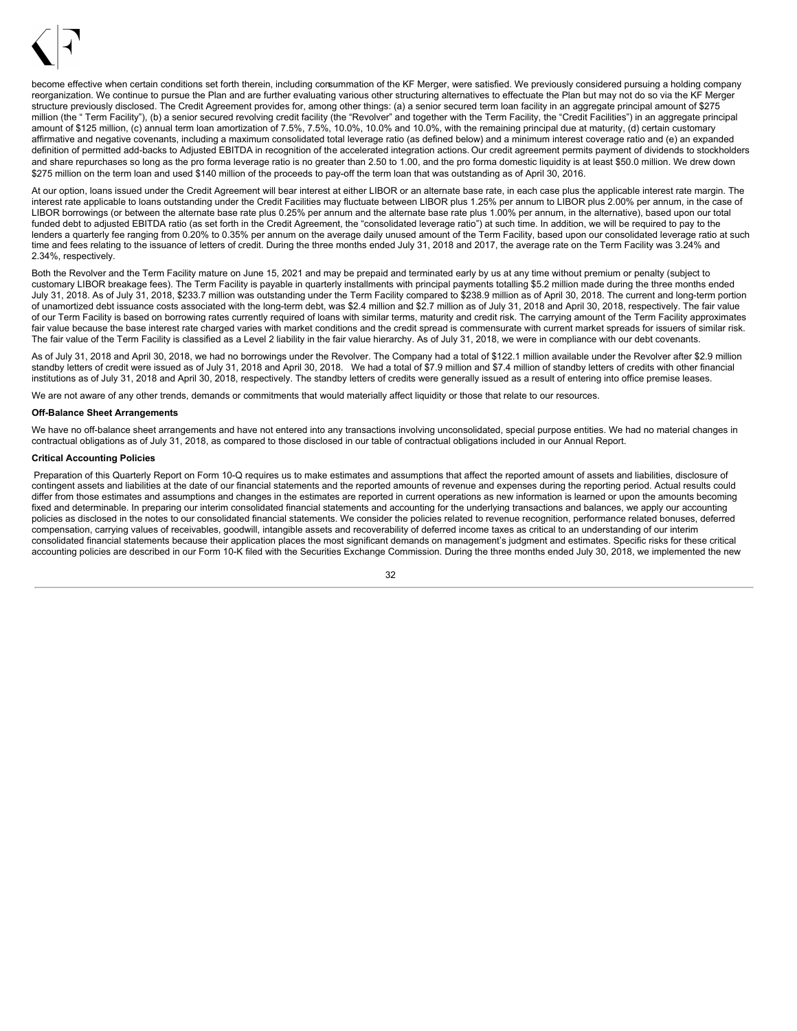become effective when certain conditions set forth therein, including consummation of the KF Merger, were satisfied. We previously considered pursuing a holding company reorganization. We continue to pursue the Plan and are further evaluating various other structuring alternatives to effectuate the Plan but may not do so via the KF Merger structure previously disclosed. The Credit Agreement provides for, among other things: (a) a senior secured term loan facility in an aggregate principal amount of $275 million (the " Term Facility"), (b) a senior secured revolving credit facility (the "Revolver" and together with the Term Facility, the "Credit Facilities") in an aggregate principal amount of $125 million, (c) annual term loan amortization of 7.5%, 7.5%, 10.0%, 10.0% and 10.0%, with the remaining principal due at maturity, (d) certain customary affirmative and negative covenants, including a maximum consolidated total leverage ratio (as defined below) and a minimum interest coverage ratio and (e) an expanded definition of permitted add-backs to Adjusted EBITDA in recognition of the accelerated integration actions. Our credit agreement permits payment of dividends to stockholders and share repurchases so long as the pro forma leverage ratio is no greater than 2.50 to 1.00, and the pro forma domestic liquidity is at least $50.0 million. We drew down $275 million on the term loan and used $140 million of the proceeds to pay-off the term loan that was outstanding as of April 30, 2016.

At our option, loans issued under the Credit Agreement will bear interest at either LIBOR or an alternate base rate, in each case plus the applicable interest rate margin. The interest rate applicable to loans outstanding under the Credit Facilities may fluctuate between LIBOR plus 1.25% per annum to LIBOR plus 2.00% per annum, in the case of LIBOR borrowings (or between the alternate base rate plus 0.25% per annum and the alternate base rate plus 1.00% per annum, in the alternative), based upon our total funded debt to adjusted EBITDA ratio (as set forth in the Credit Agreement, the "consolidated leverage ratio") at such time. In addition, we will be required to pay to the lenders a quarterly fee ranging from 0.20% to 0.35% per annum on the average daily unused amount of the Term Facility, based upon our consolidated leverage ratio at such time and fees relating to the issuance of letters of credit. During the three months ended July 31, 2018 and 2017, the average rate on the Term Facility was 3.24% and 2.34%, respectively.

Both the Revolver and the Term Facility mature on June 15, 2021 and may be prepaid and terminated early by us at any time without premium or penalty (subject to customary LIBOR breakage fees). The Term Facility is payable in quarterly installments with principal payments totalling $5.2 million made during the three months ended July 31, 2018. As of July 31, 2018, $233.7 million was outstanding under the Term Facility compared to $238.9 million as of April 30, 2018. The current and long-term portion of unamortized debt issuance costs associated with the long-term debt, was $2.4 million and $2.7 million as of July 31, 2018 and April 30, 2018, respectively. The fair value of our Term Facility is based on borrowing rates currently required of loans with similar terms, maturity and credit risk. The carrying amount of the Term Facility approximates fair value because the base interest rate charged varies with market conditions and the credit spread is commensurate with current market spreads for issuers of similar risk. The fair value of the Term Facility is classified as a Level 2 liability in the fair value hierarchy. As of July 31, 2018, we were in compliance with our debt covenants.

As of July 31, 2018 and April 30, 2018, we had no borrowings under the Revolver. The Company had a total of $122.1 million available under the Revolver after $2.9 million standby letters of credit were issued as of July 31, 2018 and April 30, 2018. We had a total of $7.9 million and $7.4 million of standby letters of credits with other financial institutions as of July 31, 2018 and April 30, 2018, respectively. The standby letters of credits were generally issued as a result of entering into office premise leases.

We are not aware of any other trends, demands or commitments that would materially affect liquidity or those that relate to our resources.

**Off-Balance Sheet Arrangements**

We have no off-balance sheet arrangements and have not entered into any transactions involving unconsolidated, special purpose entities. We had no material changes in contractual obligations as of July 31, 2018, as compared to those disclosed in our table of contractual obligations included in our Annual Report.

**Critical Accounting Policies**

Preparation of this Quarterly Report on Form 10-Q requires us to make estimates and assumptions that affect the reported amount of assets and liabilities, disclosure of contingent assets and liabilities at the date of our financial statements and the reported amounts of revenue and expenses during the reporting period. Actual results could differ from those estimates and assumptions and changes in the estimates are reported in current operations as new information is learned or upon the amounts becoming fixed and determinable. In preparing our interim consolidated financial statements and accounting for the underlying transactions and balances, we apply our accounting policies as disclosed in the notes to our consolidated financial statements. We consider the policies related to revenue recognition, performance related bonuses, deferred compensation, carrying values of receivables, goodwill, intangible assets and recoverability of deferred income taxes as critical to an understanding of our interim consolidated financial statements because their application places the most significant demands on management's judgment and estimates. Specific risks for these critical accounting policies are described in our Form 10-K filed with the Securities Exchange Commission. During the three months ended July 30, 2018, we implemented the new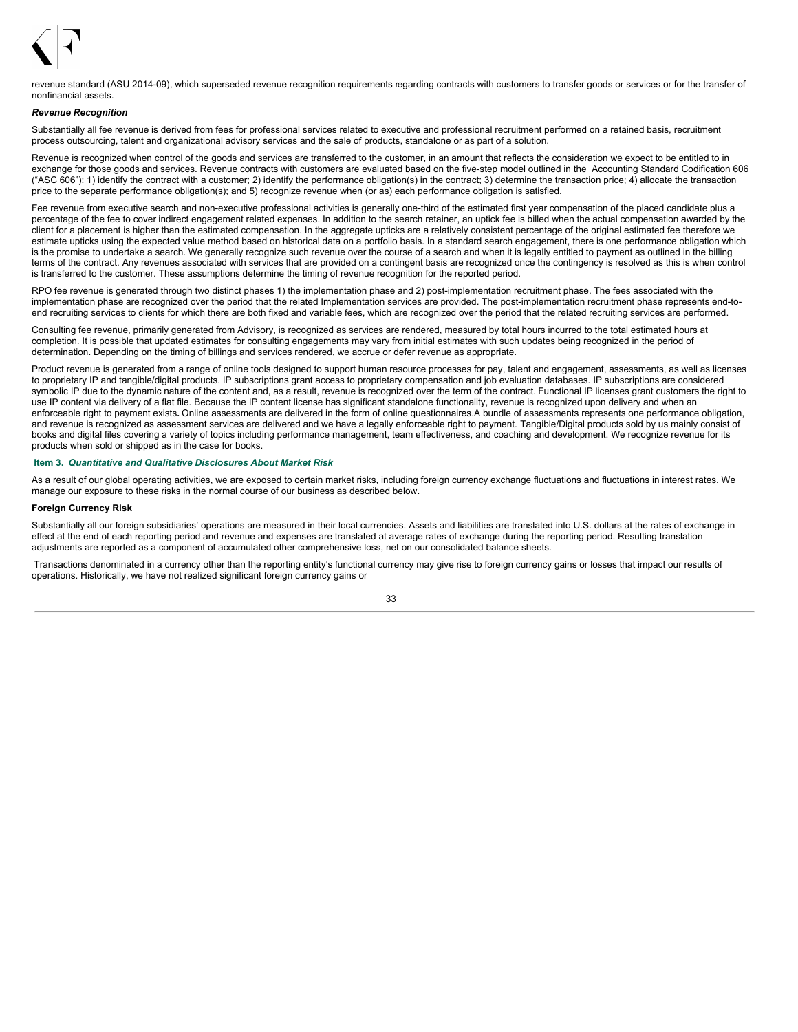revenue standard (ASU 2014-09), which superseded revenue recognition requirements regarding contracts with customers to transfer goods or services or for the transfer of nonfinancial assets.

***Revenue Recognition***

Substantially all fee revenue is derived from fees for professional services related to executive and professional recruitment performed on a retained basis, recruitment process outsourcing, talent and organizational advisory services and the sale of products, standalone or as part of a solution.

Revenue is recognized when control of the goods and services are transferred to the customer, in an amount that reflects the consideration we expect to be entitled to in exchange for those goods and services. Revenue contracts with customers are evaluated based on the five-step model outlined in the Accounting Standard Codification 606 ("ASC 606"): 1) identify the contract with a customer; 2) identify the performance obligation(s) in the contract; 3) determine the transaction price; 4) allocate the transaction price to the separate performance obligation(s); and 5) recognize revenue when (or as) each performance obligation is satisfied.

Fee revenue from executive search and non-executive professional activities is generally one-third of the estimated first year compensation of the placed candidate plus a percentage of the fee to cover indirect engagement related expenses. In addition to the search retainer, an uptick fee is billed when the actual compensation awarded by the client for a placement is higher than the estimated compensation. In the aggregate upticks are a relatively consistent percentage of the original estimated fee therefore we estimate upticks using the expected value method based on historical data on a portfolio basis. In a standard search engagement, there is one performance obligation which is the promise to undertake a search. We generally recognize such revenue over the course of a search and when it is legally entitled to payment as outlined in the billing terms of the contract. Any revenues associated with services that are provided on a contingent basis are recognized once the contingency is resolved as this is when control is transferred to the customer. These assumptions determine the timing of revenue recognition for the reported period.

RPO fee revenue is generated through two distinct phases 1) the implementation phase and 2) post-implementation recruitment phase. The fees associated with the implementation phase are recognized over the period that the related Implementation services are provided. The post-implementation recruitment phase represents end-to-end recruiting services to clients for which there are both fixed and variable fees, which are recognized over the period that the related recruiting services are performed.

Consulting fee revenue, primarily generated from Advisory, is recognized as services are rendered, measured by total hours incurred to the total estimated hours at completion. It is possible that updated estimates for consulting engagements may vary from initial estimates with such updates being recognized in the period of determination. Depending on the timing of billings and services rendered, we accrue or defer revenue as appropriate.

Product revenue is generated from a range of online tools designed to support human resource processes for pay, talent and engagement, assessments, as well as licenses to proprietary IP and tangible/digital products. IP subscriptions grant access to proprietary compensation and job evaluation databases. IP subscriptions are considered symbolic IP due to the dynamic nature of the content and, as a result, revenue is recognized over the term of the contract. Functional IP licenses grant customers the right to use IP content via delivery of a flat file. Because the IP content license has significant standalone functionality, revenue is recognized upon delivery and when an enforceable right to payment exists**.** Online assessments are delivered in the form of online questionnaires.A bundle of assessments represents one performance obligation, and revenue is recognized as assessment services are delivered and we have a legally enforceable right to payment. Tangible/Digital products sold by us mainly consist of books and digital files covering a variety of topics including performance management, team effectiveness, and coaching and development. We recognize revenue for its products when sold or shipped as in the case for books.

**Item 3.** ***Quantitative and Qualitative Disclosures About Market Risk***

As a result of our global operating activities, we are exposed to certain market risks, including foreign currency exchange fluctuations and fluctuations in interest rates. We manage our exposure to these risks in the normal course of our business as described below.

**Foreign Currency Risk**

Substantially all our foreign subsidiaries' operations are measured in their local currencies. Assets and liabilities are translated into U.S. dollars at the rates of exchange in effect at the end of each reporting period and revenue and expenses are translated at average rates of exchange during the reporting period. Resulting translation adjustments are reported as a component of accumulated other comprehensive loss, net on our consolidated balance sheets.

Transactions denominated in a currency other than the reporting entity's functional currency may give rise to foreign currency gains or losses that impact our results of operations. Historically, we have not realized significant foreign currency gains or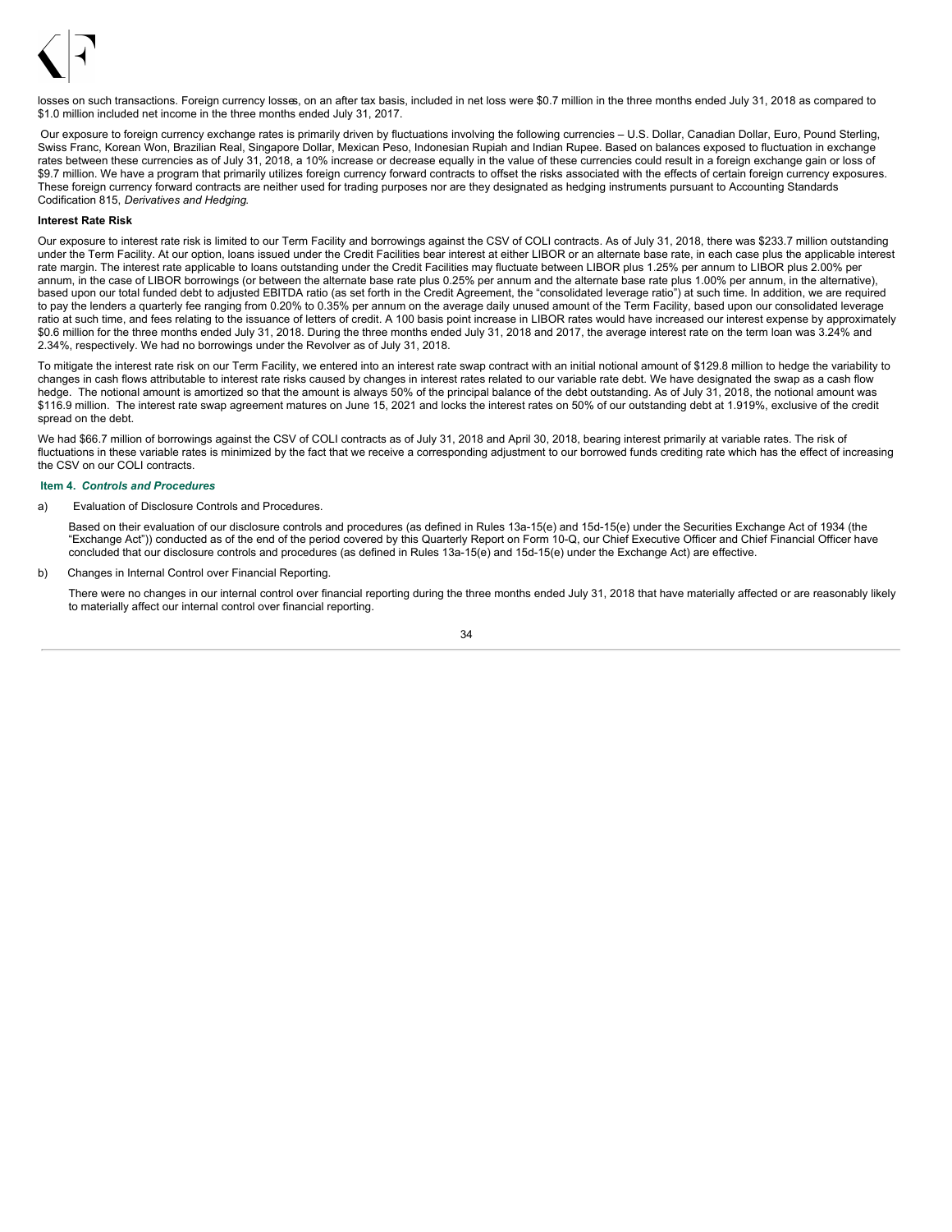losses on such transactions. Foreign currency losses, on an after tax basis, included in net loss were $0.7 million in the three months ended July 31, 2018 as compared to $1.0 million included net income in the three months ended July 31, 2017.

Our exposure to foreign currency exchange rates is primarily driven by fluctuations involving the following currencies – U.S. Dollar, Canadian Dollar, Euro, Pound Sterling, Swiss Franc, Korean Won, Brazilian Real, Singapore Dollar, Mexican Peso, Indonesian Rupiah and Indian Rupee. Based on balances exposed to fluctuation in exchange rates between these currencies as of July 31, 2018, a 10% increase or decrease equally in the value of these currencies could result in a foreign exchange gain or loss of $9.7 million. We have a program that primarily utilizes foreign currency forward contracts to offset the risks associated with the effects of certain foreign currency exposures. These foreign currency forward contracts are neither used for trading purposes nor are they designated as hedging instruments pursuant to Accounting Standards Codification 815, *Derivatives and Hedging*.

**Interest Rate Risk**

Our exposure to interest rate risk is limited to our Term Facility and borrowings against the CSV of COLI contracts. As of July 31, 2018, there was $233.7 million outstanding under the Term Facility. At our option, loans issued under the Credit Facilities bear interest at either LIBOR or an alternate base rate, in each case plus the applicable interest rate margin. The interest rate applicable to loans outstanding under the Credit Facilities may fluctuate between LIBOR plus 1.25% per annum to LIBOR plus 2.00% per annum, in the case of LIBOR borrowings (or between the alternate base rate plus 0.25% per annum and the alternate base rate plus 1.00% per annum, in the alternative), based upon our total funded debt to adjusted EBITDA ratio (as set forth in the Credit Agreement, the "consolidated leverage ratio") at such time. In addition, we are required to pay the lenders a quarterly fee ranging from 0.20% to 0.35% per annum on the average daily unused amount of the Term Facility, based upon our consolidated leverage ratio at such time, and fees relating to the issuance of letters of credit. A 100 basis point increase in LIBOR rates would have increased our interest expense by approximately $0.6 million for the three months ended July 31, 2018. During the three months ended July 31, 2018 and 2017, the average interest rate on the term loan was 3.24% and 2.34%, respectively. We had no borrowings under the Revolver as of July 31, 2018.

To mitigate the interest rate risk on our Term Facility, we entered into an interest rate swap contract with an initial notional amount of $129.8 million to hedge the variability to changes in cash flows attributable to interest rate risks caused by changes in interest rates related to our variable rate debt. We have designated the swap as a cash flow hedge. The notional amount is amortized so that the amount is always 50% of the principal balance of the debt outstanding. As of July 31, 2018, the notional amount was $116.9 million. The interest rate swap agreement matures on June 15, 2021 and locks the interest rates on 50% of our outstanding debt at 1.919%, exclusive of the credit spread on the debt.

We had $66.7 million of borrowings against the CSV of COLI contracts as of July 31, 2018 and April 30, 2018, bearing interest primarily at variable rates. The risk of fluctuations in these variable rates is minimized by the fact that we receive a corresponding adjustment to our borrowed funds crediting rate which has the effect of increasing the CSV on our COLI contracts.

## Item 4. *Controls and Procedures*

a) Evaluation of Disclosure Controls and Procedures.

Based on their evaluation of our disclosure controls and procedures (as defined in Rules 13a-15(e) and 15d-15(e) under the Securities Exchange Act of 1934 (the "Exchange Act")) conducted as of the end of the period covered by this Quarterly Report on Form 10-Q, our Chief Executive Officer and Chief Financial Officer have concluded that our disclosure controls and procedures (as defined in Rules 13a-15(e) and 15d-15(e) under the Exchange Act) are effective.

b) Changes in Internal Control over Financial Reporting.

There were no changes in our internal control over financial reporting during the three months ended July 31, 2018 that have materially affected or are reasonably likely to materially affect our internal control over financial reporting.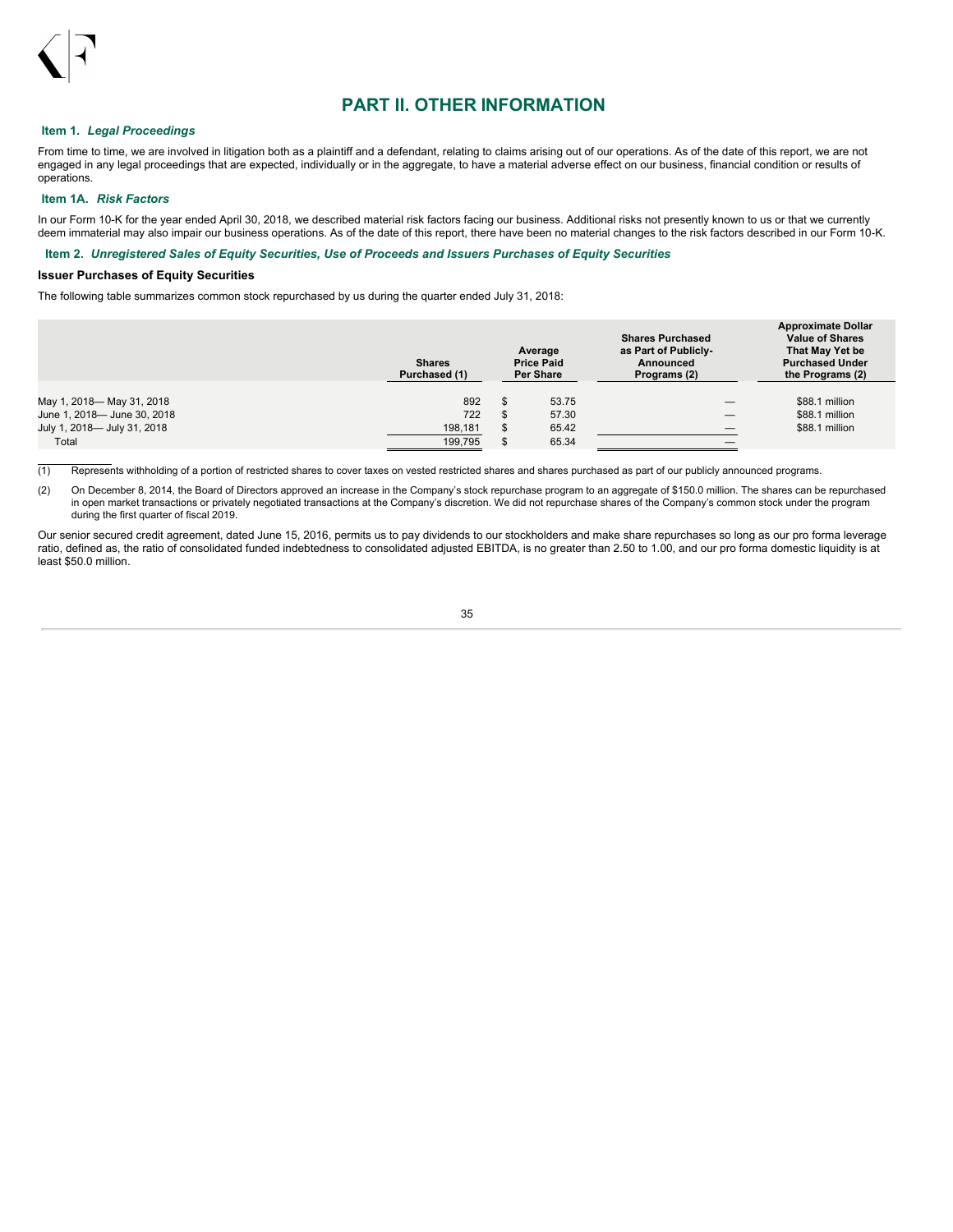# PART II. OTHER INFORMATION

### Item 1. *Legal Proceedings*

From time to time, we are involved in litigation both as a plaintiff and a defendant, relating to claims arising out of our operations. As of the date of this report, we are not engaged in any legal proceedings that are expected, individually or in the aggregate, to have a material adverse effect on our business, financial condition or results of operations.

### Item 1A. *Risk Factors*

In our Form 10-K for the year ended April 30, 2018, we described material risk factors facing our business. Additional risks not presently known to us or that we currently deem immaterial may also impair our business operations. As of the date of this report, there have been no material changes to the risk factors described in our Form 10-K.

### Item 2. *Unregistered Sales of Equity Securities, Use of Proceeds and Issuers Purchases of Equity Securities*

**Issuer Purchases of Equity Securities**

The following table summarizes common stock repurchased by us during the quarter ended July 31, 2018:

| | Shares Purchased (1) | Average Price Paid Per Share | Shares Purchased as Part of Publicly-Announced Programs (2) | Approximate Dollar Value of Shares That May Yet be Purchased Under the Programs (2) |
|---|---|---|---|---|
| May 1, 2018— May 31, 2018 | 892 | $ 53.75 | — | $88.1 million |
| June 1, 2018— June 30, 2018 | 722 | $ 57.30 | — | $88.1 million |
| July 1, 2018— July 31, 2018 | 198,181 | $ 65.42 | — | $88.1 million |
| Total | 199,795 | $ 65.34 | — | |

(1) Represents withholding of a portion of restricted shares to cover taxes on vested restricted shares and shares purchased as part of our publicly announced programs.

(2) On December 8, 2014, the Board of Directors approved an increase in the Company's stock repurchase program to an aggregate of $150.0 million. The shares can be repurchased in open market transactions or privately negotiated transactions at the Company's discretion. We did not repurchase shares of the Company's common stock under the program during the first quarter of fiscal 2019.

Our senior secured credit agreement, dated June 15, 2016, permits us to pay dividends to our stockholders and make share repurchases so long as our pro forma leverage ratio, defined as, the ratio of consolidated funded indebtedness to consolidated adjusted EBITDA, is no greater than 2.50 to 1.00, and our pro forma domestic liquidity is at least $50.0 million.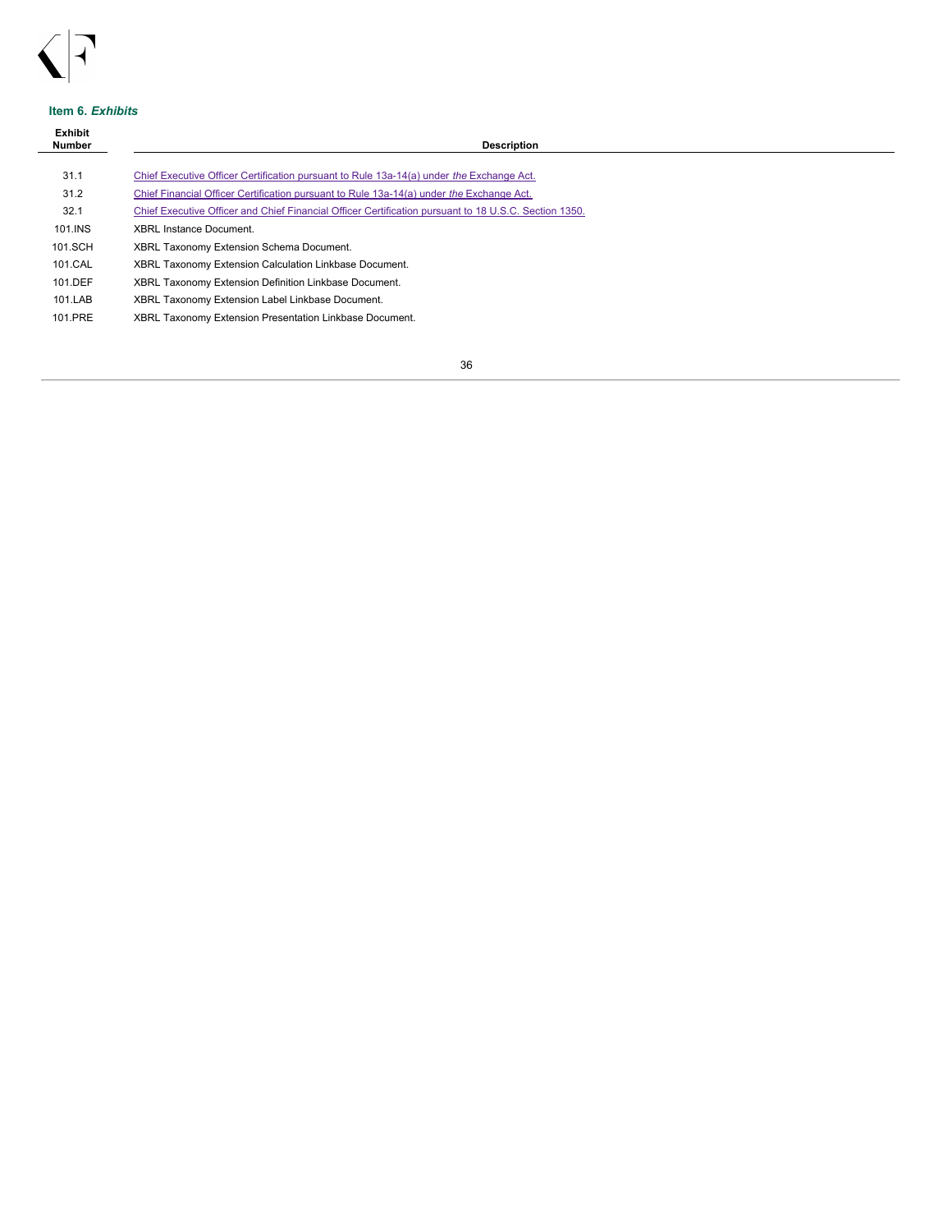### Item 6. *Exhibits*

| Exhibit Number | Description |
|---|---|
| 31.1 | Chief Executive Officer Certification pursuant to Rule 13a-14(a) under *the* Exchange Act. |
| 31.2 | Chief Financial Officer Certification pursuant to Rule 13a-14(a) under *the* Exchange Act. |
| 32.1 | Chief Executive Officer and Chief Financial Officer Certification pursuant to 18 U.S.C. Section 1350. |
| 101.INS | XBRL Instance Document. |
| 101.SCH | XBRL Taxonomy Extension Schema Document. |
| 101.CAL | XBRL Taxonomy Extension Calculation Linkbase Document. |
| 101.DEF | XBRL Taxonomy Extension Definition Linkbase Document. |
| 101.LAB | XBRL Taxonomy Extension Label Linkbase Document. |
| 101.PRE | XBRL Taxonomy Extension Presentation Linkbase Document. |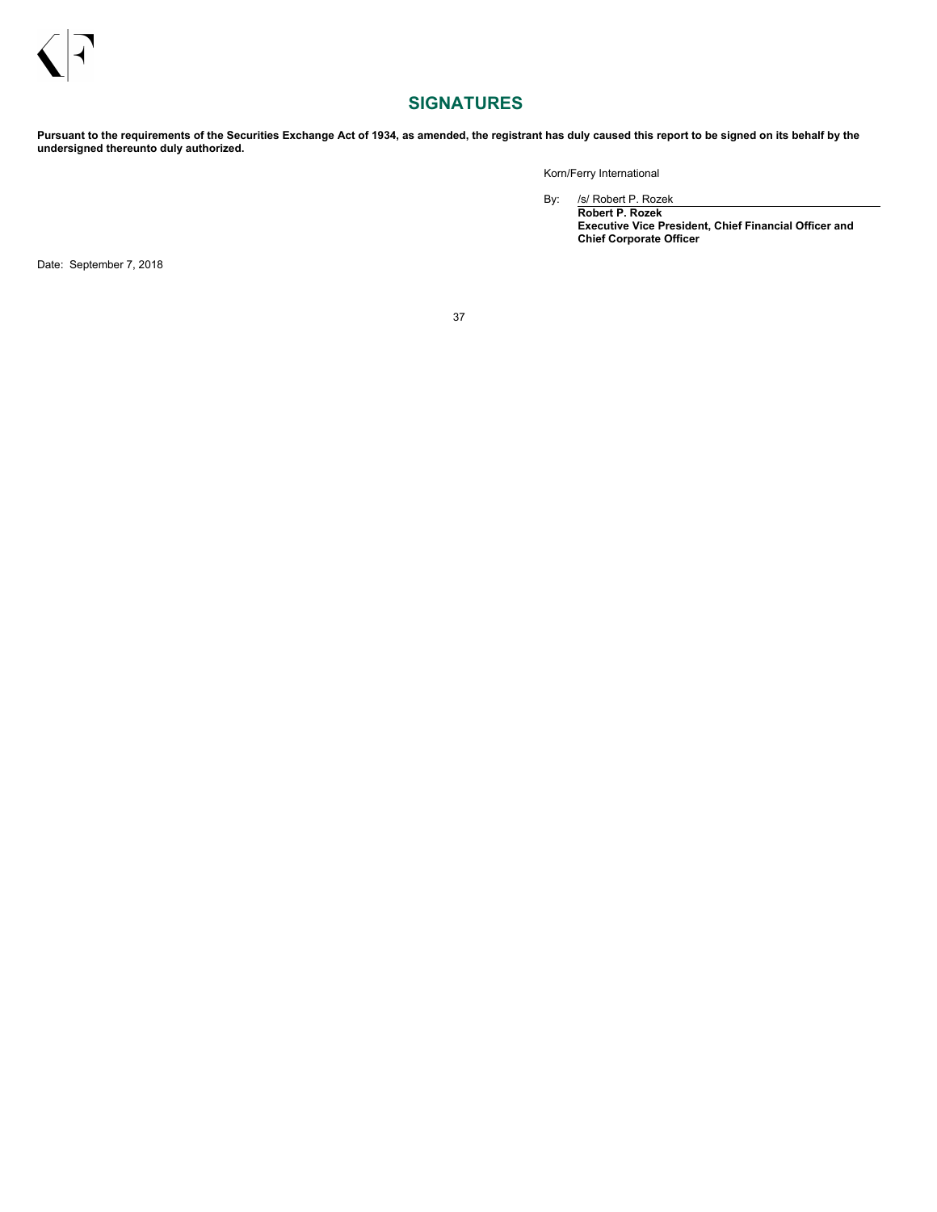## SIGNATURES

**Pursuant to the requirements of the Securities Exchange Act of 1934, as amended, the registrant has duly caused this report to be signed on its behalf by the undersigned thereunto duly authorized.**

Korn/Ferry International

By: /s/ Robert P. Rozek
**Robert P. Rozek**
**Executive Vice President, Chief Financial Officer and Chief Corporate Officer**

Date: September 7, 2018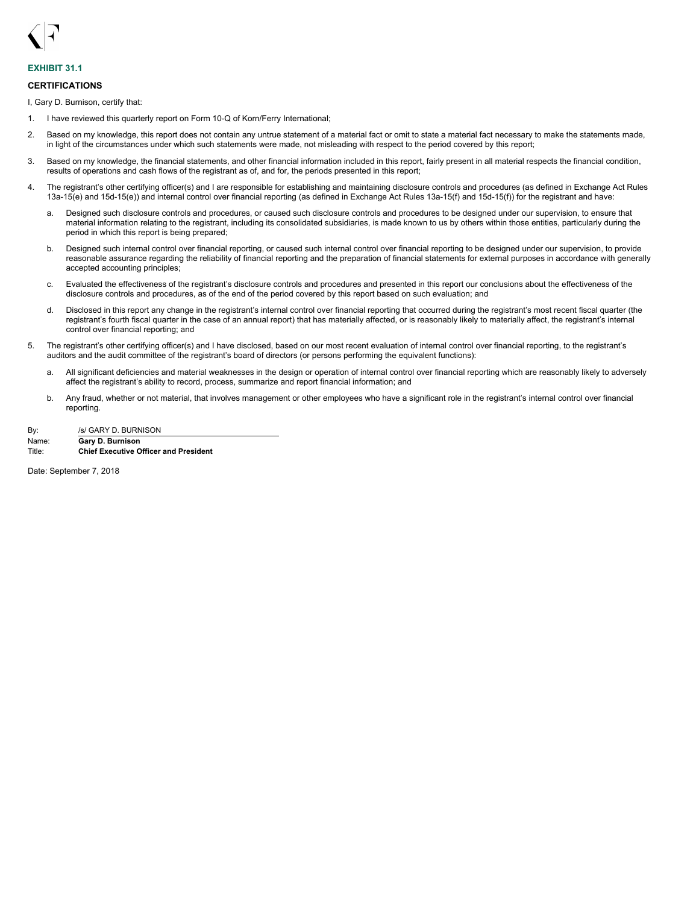**EXHIBIT 31.1**

**CERTIFICATIONS**

I, Gary D. Burnison, certify that:

1. I have reviewed this quarterly report on Form 10-Q of Korn/Ferry International;

2. Based on my knowledge, this report does not contain any untrue statement of a material fact or omit to state a material fact necessary to make the statements made, in light of the circumstances under which such statements were made, not misleading with respect to the period covered by this report;

3. Based on my knowledge, the financial statements, and other financial information included in this report, fairly present in all material respects the financial condition, results of operations and cash flows of the registrant as of, and for, the periods presented in this report;

4. The registrant's other certifying officer(s) and I are responsible for establishing and maintaining disclosure controls and procedures (as defined in Exchange Act Rules 13a-15(e) and 15d-15(e)) and internal control over financial reporting (as defined in Exchange Act Rules 13a-15(f) and 15d-15(f)) for the registrant and have:

   a. Designed such disclosure controls and procedures, or caused such disclosure controls and procedures to be designed under our supervision, to ensure that material information relating to the registrant, including its consolidated subsidiaries, is made known to us by others within those entities, particularly during the period in which this report is being prepared;

   b. Designed such internal control over financial reporting, or caused such internal control over financial reporting to be designed under our supervision, to provide reasonable assurance regarding the reliability of financial reporting and the preparation of financial statements for external purposes in accordance with generally accepted accounting principles;

   c. Evaluated the effectiveness of the registrant's disclosure controls and procedures and presented in this report our conclusions about the effectiveness of the disclosure controls and procedures, as of the end of the period covered by this report based on such evaluation; and

   d. Disclosed in this report any change in the registrant's internal control over financial reporting that occurred during the registrant's most recent fiscal quarter (the registrant's fourth fiscal quarter in the case of an annual report) that has materially affected, or is reasonably likely to materially affect, the registrant's internal control over financial reporting; and

5. The registrant's other certifying officer(s) and I have disclosed, based on our most recent evaluation of internal control over financial reporting, to the registrant's auditors and the audit committee of the registrant's board of directors (or persons performing the equivalent functions):

   a. All significant deficiencies and material weaknesses in the design or operation of internal control over financial reporting which are reasonably likely to adversely affect the registrant's ability to record, process, summarize and report financial information; and

   b. Any fraud, whether or not material, that involves management or other employees who have a significant role in the registrant's internal control over financial reporting.

By: /s/ GARY D. BURNISON
Name: **Gary D. Burnison**
Title: **Chief Executive Officer and President**

Date: September 7, 2018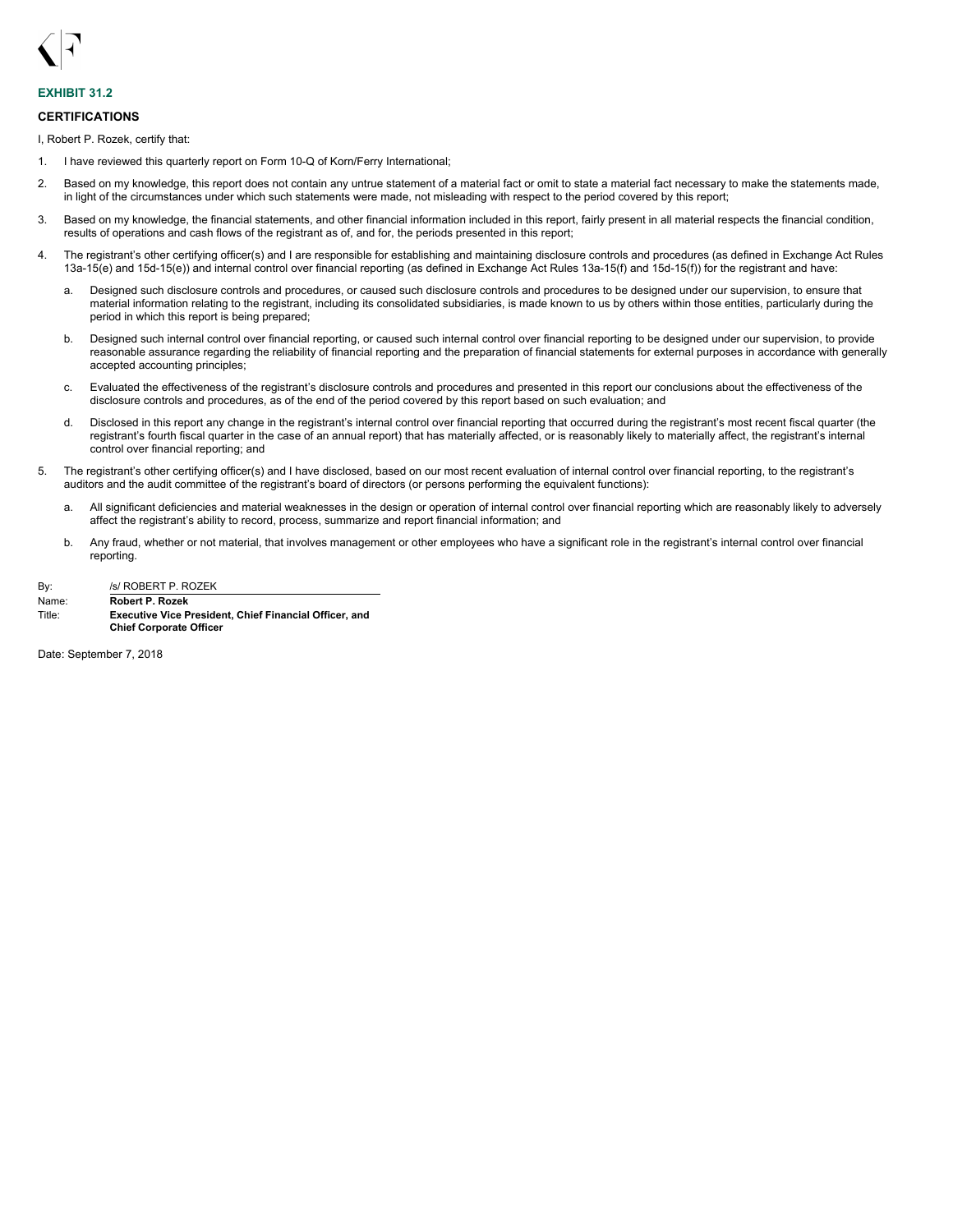**EXHIBIT 31.2**

**CERTIFICATIONS**

I, Robert P. Rozek, certify that:

1. I have reviewed this quarterly report on Form 10-Q of Korn/Ferry International;

2. Based on my knowledge, this report does not contain any untrue statement of a material fact or omit to state a material fact necessary to make the statements made, in light of the circumstances under which such statements were made, not misleading with respect to the period covered by this report;

3. Based on my knowledge, the financial statements, and other financial information included in this report, fairly present in all material respects the financial condition, results of operations and cash flows of the registrant as of, and for, the periods presented in this report;

4. The registrant's other certifying officer(s) and I are responsible for establishing and maintaining disclosure controls and procedures (as defined in Exchange Act Rules 13a-15(e) and 15d-15(e)) and internal control over financial reporting (as defined in Exchange Act Rules 13a-15(f) and 15d-15(f)) for the registrant and have:

   a. Designed such disclosure controls and procedures, or caused such disclosure controls and procedures to be designed under our supervision, to ensure that material information relating to the registrant, including its consolidated subsidiaries, is made known to us by others within those entities, particularly during the period in which this report is being prepared;

   b. Designed such internal control over financial reporting, or caused such internal control over financial reporting to be designed under our supervision, to provide reasonable assurance regarding the reliability of financial reporting and the preparation of financial statements for external purposes in accordance with generally accepted accounting principles;

   c. Evaluated the effectiveness of the registrant's disclosure controls and procedures and presented in this report our conclusions about the effectiveness of the disclosure controls and procedures, as of the end of the period covered by this report based on such evaluation; and

   d. Disclosed in this report any change in the registrant's internal control over financial reporting that occurred during the registrant's most recent fiscal quarter (the registrant's fourth fiscal quarter in the case of an annual report) that has materially affected, or is reasonably likely to materially affect, the registrant's internal control over financial reporting; and

5. The registrant's other certifying officer(s) and I have disclosed, based on our most recent evaluation of internal control over financial reporting, to the registrant's auditors and the audit committee of the registrant's board of directors (or persons performing the equivalent functions):

   a. All significant deficiencies and material weaknesses in the design or operation of internal control over financial reporting which are reasonably likely to adversely affect the registrant's ability to record, process, summarize and report financial information; and

   b. Any fraud, whether or not material, that involves management or other employees who have a significant role in the registrant's internal control over financial reporting.

| | |
|---|---|
| By: | /s/ ROBERT P. ROZEK |
| Name: | **Robert P. Rozek** |
| Title: | **Executive Vice President, Chief Financial Officer, and Chief Corporate Officer** |

Date: September 7, 2018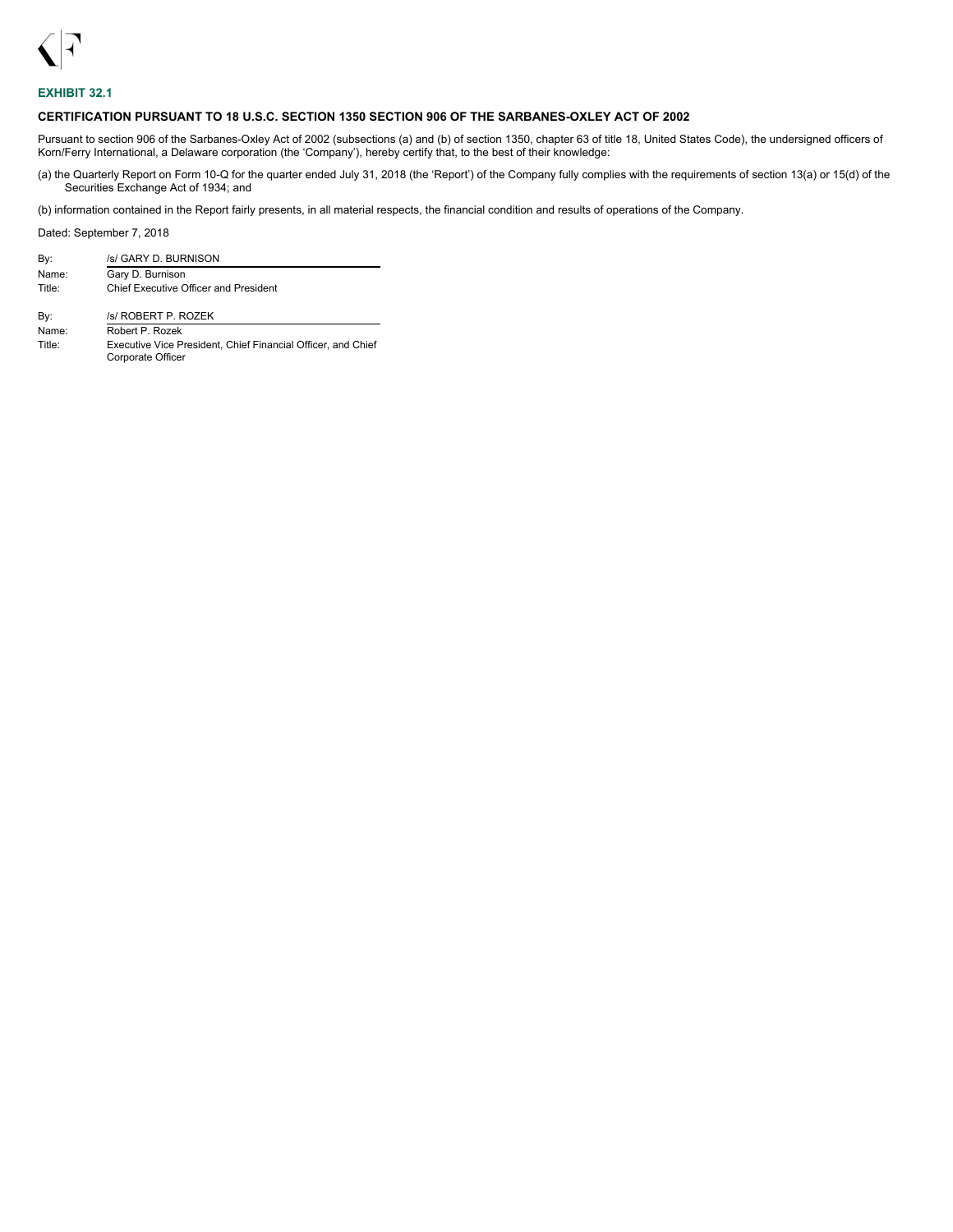**EXHIBIT 32.1**

**CERTIFICATION PURSUANT TO 18 U.S.C. SECTION 1350 SECTION 906 OF THE SARBANES-OXLEY ACT OF 2002**

Pursuant to section 906 of the Sarbanes-Oxley Act of 2002 (subsections (a) and (b) of section 1350, chapter 63 of title 18, United States Code), the undersigned officers of Korn/Ferry International, a Delaware corporation (the 'Company'), hereby certify that, to the best of their knowledge:

(a) the Quarterly Report on Form 10-Q for the quarter ended July 31, 2018 (the 'Report') of the Company fully complies with the requirements of section 13(a) or 15(d) of the Securities Exchange Act of 1934; and

(b) information contained in the Report fairly presents, in all material respects, the financial condition and results of operations of the Company.

Dated: September 7, 2018

| | |
|---|---|
| By: | /s/ GARY D. BURNISON |
| Name: | Gary D. Burnison |
| Title: | Chief Executive Officer and President |

| | |
|---|---|
| By: | /s/ ROBERT P. ROZEK |
| Name: | Robert P. Rozek |
| Title: | Executive Vice President, Chief Financial Officer, and Chief Corporate Officer |